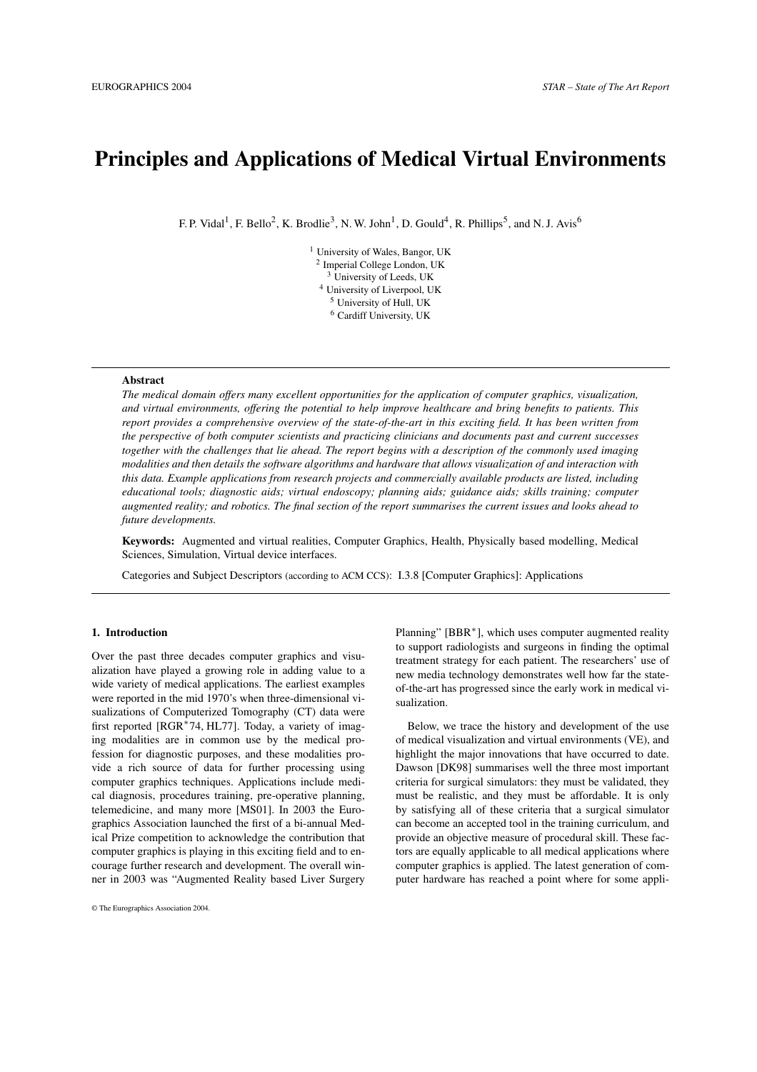# Principles and Applications of Medical Virtual Environments

F. P. Vidal[1], F. Bello[2], K. Brodlie[3], N. W. John[1], D. Gould[4], R. Phillips[5], and N. J. Avis[6]

[1] University of Wales, Bangor, UK
[2] Imperial College London, UK
[3] University of Leeds, UK
[4] University of Liverpool, UK
[5] University of Hull, UK
[6] Cardiff University, UK

---

**Abstract**

*The medical domain offers many excellent opportunities for the application of computer graphics, visualization, and virtual environments, offering the potential to help improve healthcare and bring benefits to patients. This report provides a comprehensive overview of the state-of-the-art in this exciting field. It has been written from the perspective of both computer scientists and practicing clinicians and documents past and current successes together with the challenges that lie ahead. The report begins with a description of the commonly used imaging modalities and then details the software algorithms and hardware that allows visualization of and interaction with this data. Example applications from research projects and commercially available products are listed, including educational tools; diagnostic aids; virtual endoscopy; planning aids; guidance aids; skills training; computer augmented reality; and robotics. The final section of the report summarises the current issues and looks ahead to future developments.*

**Keywords:** Augmented and virtual realities, Computer Graphics, Health, Physically based modelling, Medical Sciences, Simulation, Virtual device interfaces.

Categories and Subject Descriptors (according to ACM CCS): I.3.8 [Computer Graphics]: Applications

---

## 1. Introduction

Over the past three decades computer graphics and visualization have played a growing role in adding value to a wide variety of medical applications. The earliest examples were reported in the mid 1970's when three-dimensional visualizations of Computerized Tomography (CT) data were first reported [RGR*74, HL77]. Today, a variety of imaging modalities are in common use by the medical profession for diagnostic purposes, and these modalities provide a rich source of data for further processing using computer graphics techniques. Applications include medical diagnosis, procedures training, pre-operative planning, telemedicine, and many more [MS01]. In 2003 the Eurographics Association launched the first of a bi-annual Medical Prize competition to acknowledge the contribution that computer graphics is playing in this exciting field and to encourage further research and development. The overall winner in 2003 was "Augmented Reality based Liver Surgery Planning" [BBR*], which uses computer augmented reality to support radiologists and surgeons in finding the optimal treatment strategy for each patient. The researchers' use of new media technology demonstrates well how far the state-of-the-art has progressed since the early work in medical visualization.

Below, we trace the history and development of the use of medical visualization and virtual environments (VE), and highlight the major innovations that have occurred to date. Dawson [DK98] summarises well the three most important criteria for surgical simulators: they must be validated, they must be realistic, and they must be affordable. It is only by satisfying all of these criteria that a surgical simulator can become an accepted tool in the training curriculum, and provide an objective measure of procedural skill. These factors are equally applicable to all medical applications where computer graphics is applied. The latest generation of computer hardware has reached a point where for some appli-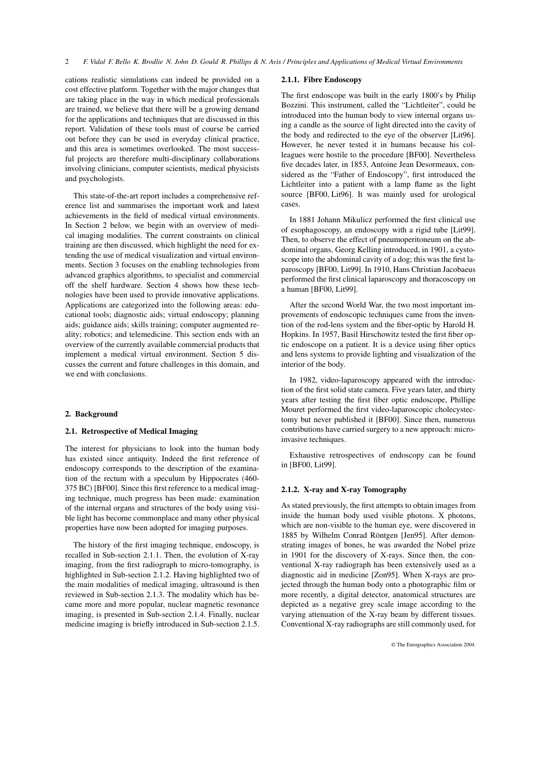cations realistic simulations can indeed be provided on a cost effective platform. Together with the major changes that are taking place in the way in which medical professionals are trained, we believe that there will be a growing demand for the applications and techniques that are discussed in this report. Validation of these tools must of course be carried out before they can be used in everyday clinical practice, and this area is sometimes overlooked. The most successful projects are therefore multi-disciplinary collaborations involving clinicians, computer scientists, medical physicists and psychologists.

This state-of-the-art report includes a comprehensive reference list and summarises the important work and latest achievements in the field of medical virtual environments. In Section 2 below, we begin with an overview of medical imaging modalities. The current constraints on clinical training are then discussed, which highlight the need for extending the use of medical visualization and virtual environments. Section 3 focuses on the enabling technologies from advanced graphics algorithms, to specialist and commercial off the shelf hardware. Section 4 shows how these technologies have been used to provide innovative applications. Applications are categorized into the following areas: educational tools; diagnostic aids; virtual endoscopy; planning aids; guidance aids; skills training; computer augmented reality; robotics; and telemedicine. This section ends with an overview of the currently available commercial products that implement a medical virtual environment. Section 5 discusses the current and future challenges in this domain, and we end with conclusions.

## 2. Background

### 2.1. Retrospective of Medical Imaging

The interest for physicians to look into the human body has existed since antiquity. Indeed the first reference of endoscopy corresponds to the description of the examination of the rectum with a speculum by Hippocrates (460-375 BC) [BF00]. Since this first reference to a medical imaging technique, much progress has been made: examination of the internal organs and structures of the body using visible light has become commonplace and many other physical properties have now been adopted for imaging purposes.

The history of the first imaging technique, endoscopy, is recalled in Sub-section 2.1.1. Then, the evolution of X-ray imaging, from the first radiograph to micro-tomography, is highlighted in Sub-section 2.1.2. Having highlighted two of the main modalities of medical imaging, ultrasound is then reviewed in Sub-section 2.1.3. The modality which has become more and more popular, nuclear magnetic resonance imaging, is presented in Sub-section 2.1.4. Finally, nuclear medicine imaging is briefly introduced in Sub-section 2.1.5.

#### 2.1.1. Fibre Endoscopy

The first endoscope was built in the early 1800's by Philip Bozzini. This instrument, called the "Lichtleiter", could be introduced into the human body to view internal organs using a candle as the source of light directed into the cavity of the body and redirected to the eye of the observer [Lit96]. However, he never tested it in humans because his colleagues were hostile to the procedure [BF00]. Nevertheless five decades later, in 1853, Antoine Jean Desormeaux, considered as the "Father of Endoscopy", first introduced the Lichtleiter into a patient with a lamp flame as the light source [BF00, Lit96]. It was mainly used for urological cases.

In 1881 Johann Mikulicz performed the first clinical use of esophagoscopy, an endoscopy with a rigid tube [Lit99]. Then, to observe the effect of pneumoperitoneum on the abdominal organs, Georg Kelling introduced, in 1901, a cystoscope into the abdominal cavity of a dog; this was the first laparoscopy [BF00, Lit99]. In 1910, Hans Christian Jacobaeus performed the first clinical laparoscopy and thoracoscopy on a human [BF00, Lit99].

After the second World War, the two most important improvements of endoscopic techniques came from the invention of the rod-lens system and the fiber-optic by Harold H. Hopkins. In 1957, Basil Hirschowitz tested the first fiber optic endoscope on a patient. It is a device using fiber optics and lens systems to provide lighting and visualization of the interior of the body.

In 1982, video-laparoscopy appeared with the introduction of the first solid state camera. Five years later, and thirty years after testing the first fiber optic endoscope, Phillipe Mouret performed the first video-laparoscopic cholecystectomy but never published it [BF00]. Since then, numerous contributions have carried surgery to a new approach: micro-invasive techniques.

Exhaustive retrospectives of endoscopy can be found in [BF00, Lit99].

#### 2.1.2. X-ray and X-ray Tomography

As stated previously, the first attempts to obtain images from inside the human body used visible photons. X photons, which are non-visible to the human eye, were discovered in 1885 by Wilhelm Conrad Röntgen [Jen95]. After demonstrating images of bones, he was awarded the Nobel prize in 1901 for the discovery of X-rays. Since then, the conventional X-ray radiograph has been extensively used as a diagnostic aid in medicine [Zon95]. When X-rays are projected through the human body onto a photographic film or more recently, a digital detector, anatomical structures are depicted as a negative grey scale image according to the varying attenuation of the X-ray beam by different tissues. Conventional X-ray radiographs are still commonly used, for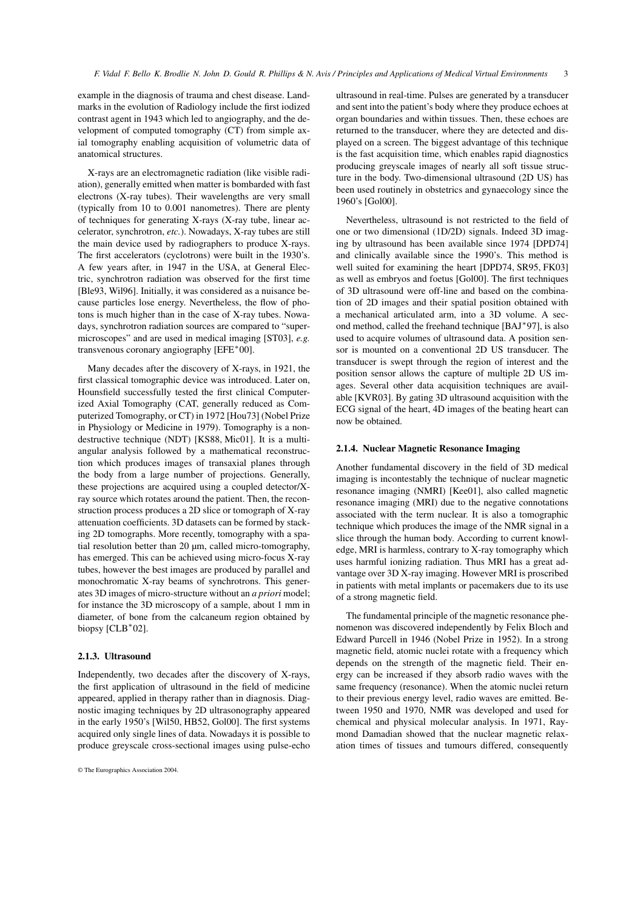example in the diagnosis of trauma and chest disease. Landmarks in the evolution of Radiology include the first iodized contrast agent in 1943 which led to angiography, and the development of computed tomography (CT) from simple axial tomography enabling acquisition of volumetric data of anatomical structures.

X-rays are an electromagnetic radiation (like visible radiation), generally emitted when matter is bombarded with fast electrons (X-ray tubes). Their wavelengths are very small (typically from 10 to 0.001 nanometres). There are plenty of techniques for generating X-rays (X-ray tube, linear accelerator, synchrotron, *etc.*). Nowadays, X-ray tubes are still the main device used by radiographers to produce X-rays. The first accelerators (cyclotrons) were built in the 1930's. A few years after, in 1947 in the USA, at General Electric, synchrotron radiation was observed for the first time [Ble93, Wil96]. Initially, it was considered as a nuisance because particles lose energy. Nevertheless, the flow of photons is much higher than in the case of X-ray tubes. Nowadays, synchrotron radiation sources are compared to "super-microscopes" and are used in medical imaging [ST03], *e.g.* transvenous coronary angiography [EFE*00].

Many decades after the discovery of X-rays, in 1921, the first classical tomographic device was introduced. Later on, Hounsfield successfully tested the first clinical Computerized Axial Tomography (CAT, generally reduced as Computerized Tomography, or CT) in 1972 [Hou73] (Nobel Prize in Physiology or Medicine in 1979). Tomography is a nondestructive technique (NDT) [KS88, Mic01]. It is a multiangular analysis followed by a mathematical reconstruction which produces images of transaxial planes through the body from a large number of projections. Generally, these projections are acquired using a coupled detector/X-ray source which rotates around the patient. Then, the reconstruction process produces a 2D slice or tomograph of X-ray attenuation coefficients. 3D datasets can be formed by stacking 2D tomographs. More recently, tomography with a spatial resolution better than 20 μm, called micro-tomography, has emerged. This can be achieved using micro-focus X-ray tubes, however the best images are produced by parallel and monochromatic X-ray beams of synchrotrons. This generates 3D images of micro-structure without an *a priori* model; for instance the 3D microscopy of a sample, about 1 mm in diameter, of bone from the calcaneum region obtained by biopsy [CLB*02].

### 2.1.3. Ultrasound

Independently, two decades after the discovery of X-rays, the first application of ultrasound in the field of medicine appeared, applied in therapy rather than in diagnosis. Diagnostic imaging techniques by 2D ultrasonography appeared in the early 1950's [Wil50, HB52, Gol00]. The first systems acquired only single lines of data. Nowadays it is possible to produce greyscale cross-sectional images using pulse-echo ultrasound in real-time. Pulses are generated by a transducer and sent into the patient's body where they produce echoes at organ boundaries and within tissues. Then, these echoes are returned to the transducer, where they are detected and displayed on a screen. The biggest advantage of this technique is the fast acquisition time, which enables rapid diagnostics producing greyscale images of nearly all soft tissue structure in the body. Two-dimensional ultrasound (2D US) has been used routinely in obstetrics and gynaecology since the 1960's [Gol00].

Nevertheless, ultrasound is not restricted to the field of one or two dimensional (1D/2D) signals. Indeed 3D imaging by ultrasound has been available since 1974 [DPD74] and clinically available since the 1990's. This method is well suited for examining the heart [DPD74, SR95, FK03] as well as embryos and foetus [Gol00]. The first techniques of 3D ultrasound were off-line and based on the combination of 2D images and their spatial position obtained with a mechanical articulated arm, into a 3D volume. A second method, called the freehand technique [BAJ*97], is also used to acquire volumes of ultrasound data. A position sensor is mounted on a conventional 2D US transducer. The transducer is swept through the region of interest and the position sensor allows the capture of multiple 2D US images. Several other data acquisition techniques are available [KVR03]. By gating 3D ultrasound acquisition with the ECG signal of the heart, 4D images of the beating heart can now be obtained.

### 2.1.4. Nuclear Magnetic Resonance Imaging

Another fundamental discovery in the field of 3D medical imaging is incontestably the technique of nuclear magnetic resonance imaging (NMRI) [Kee01], also called magnetic resonance imaging (MRI) due to the negative connotations associated with the term nuclear. It is also a tomographic technique which produces the image of the NMR signal in a slice through the human body. According to current knowledge, MRI is harmless, contrary to X-ray tomography which uses harmful ionizing radiation. Thus MRI has a great advantage over 3D X-ray imaging. However MRI is proscribed in patients with metal implants or pacemakers due to its use of a strong magnetic field.

The fundamental principle of the magnetic resonance phenomenon was discovered independently by Felix Bloch and Edward Purcell in 1946 (Nobel Prize in 1952). In a strong magnetic field, atomic nuclei rotate with a frequency which depends on the strength of the magnetic field. Their energy can be increased if they absorb radio waves with the same frequency (resonance). When the atomic nuclei return to their previous energy level, radio waves are emitted. Between 1950 and 1970, NMR was developed and used for chemical and physical molecular analysis. In 1971, Raymond Damadian showed that the nuclear magnetic relaxation times of tissues and tumours differed, consequently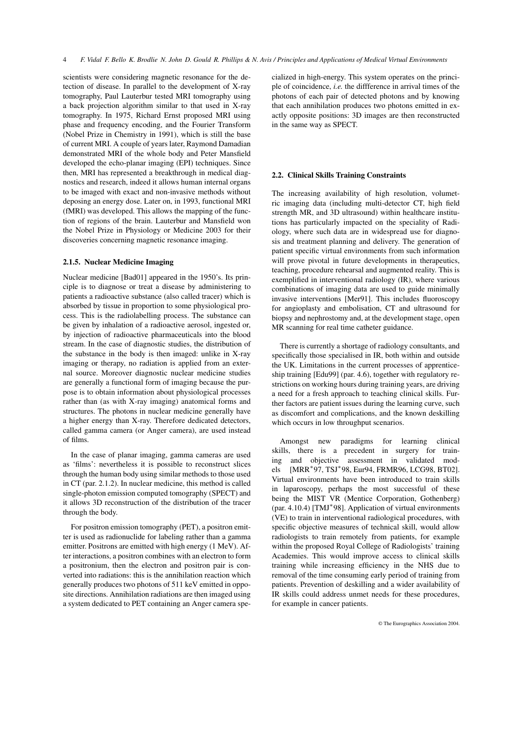scientists were considering magnetic resonance for the detection of disease. In parallel to the development of X-ray tomography, Paul Lauterbur tested MRI tomography using a back projection algorithm similar to that used in X-ray tomography. In 1975, Richard Ernst proposed MRI using phase and frequency encoding, and the Fourier Transform (Nobel Prize in Chemistry in 1991), which is still the base of current MRI. A couple of years later, Raymond Damadian demonstrated MRI of the whole body and Peter Mansfield developed the echo-planar imaging (EPI) techniques. Since then, MRI has represented a breakthrough in medical diagnostics and research, indeed it allows human internal organs to be imaged with exact and non-invasive methods without deposing an energy dose. Later on, in 1993, functional MRI (fMRI) was developed. This allows the mapping of the function of regions of the brain. Lauterbur and Mansfield won the Nobel Prize in Physiology or Medicine 2003 for their discoveries concerning magnetic resonance imaging.

#### 2.1.5. Nuclear Medicine Imaging

Nuclear medicine [Bad01] appeared in the 1950's. Its principle is to diagnose or treat a disease by administering to patients a radioactive substance (also called tracer) which is absorbed by tissue in proportion to some physiological process. This is the radiolabelling process. The substance can be given by inhalation of a radioactive aerosol, ingested or, by injection of radioactive pharmaceuticals into the blood stream. In the case of diagnostic studies, the distribution of the substance in the body is then imaged: unlike in X-ray imaging or therapy, no radiation is applied from an external source. Moreover diagnostic nuclear medicine studies are generally a functional form of imaging because the purpose is to obtain information about physiological processes rather than (as with X-ray imaging) anatomical forms and structures. The photons in nuclear medicine generally have a higher energy than X-ray. Therefore dedicated detectors, called gamma camera (or Anger camera), are used instead of films.

In the case of planar imaging, gamma cameras are used as 'films': nevertheless it is possible to reconstruct slices through the human body using similar methods to those used in CT (par. 2.1.2). In nuclear medicine, this method is called single-photon emission computed tomography (SPECT) and it allows 3D reconstruction of the distribution of the tracer through the body.

For positron emission tomography (PET), a positron emitter is used as radionuclide for labeling rather than a gamma emitter. Positrons are emitted with high energy (1 MeV). After interactions, a positron combines with an electron to form a positronium, then the electron and positron pair is converted into radiations: this is the annihilation reaction which generally produces two photons of 511 keV emitted in opposite directions. Annihilation radiations are then imaged using a system dedicated to PET containing an Anger camera specialized in high-energy. This system operates on the principle of coincidence, *i.e.* the diffference in arrival times of the photons of each pair of detected photons and by knowing that each annihilation produces two photons emitted in exactly opposite positions: 3D images are then reconstructed in the same way as SPECT.

### 2.2. Clinical Skills Training Constraints

The increasing availability of high resolution, volumetric imaging data (including multi-detector CT, high field strength MR, and 3D ultrasound) within healthcare institutions has particularly impacted on the speciality of Radiology, where such data are in widespread use for diagnosis and treatment planning and delivery. The generation of patient specific virtual environments from such information will prove pivotal in future developments in therapeutics, teaching, procedure rehearsal and augmented reality. This is exemplified in interventional radiology (IR), where various combinations of imaging data are used to guide minimally invasive interventions [Mer91]. This includes fluoroscopy for angioplasty and embolisation, CT and ultrasound for biopsy and nephrostomy and, at the development stage, open MR scanning for real time catheter guidance.

There is currently a shortage of radiology consultants, and specifically those specialised in IR, both within and outside the UK. Limitations in the current processes of apprenticeship training [Edu99] (par. 4.6), together with regulatory restrictions on working hours during training years, are driving a need for a fresh approach to teaching clinical skills. Further factors are patient issues during the learning curve, such as discomfort and complications, and the known deskilling which occurs in low throughput scenarios.

Amongst new paradigms for learning clinical skills, there is a precedent in surgery for training and objective assessment in validated models [MRR*97, TSJ*98, Eur94, FRMR96, LCG98, BT02]. Virtual environments have been introduced to train skills in laparoscopy, perhaps the most successful of these being the MIST VR (Mentice Corporation, Gothenberg) (par. 4.10.4) [TMJ*98]. Application of virtual environments (VE) to train in interventional radiological procedures, with specific objective measures of technical skill, would allow radiologists to train remotely from patients, for example within the proposed Royal College of Radiologists' training Academies. This would improve access to clinical skills training while increasing efficiency in the NHS due to removal of the time consuming early period of training from patients. Prevention of deskilling and a wider availability of IR skills could address unmet needs for these procedures, for example in cancer patients.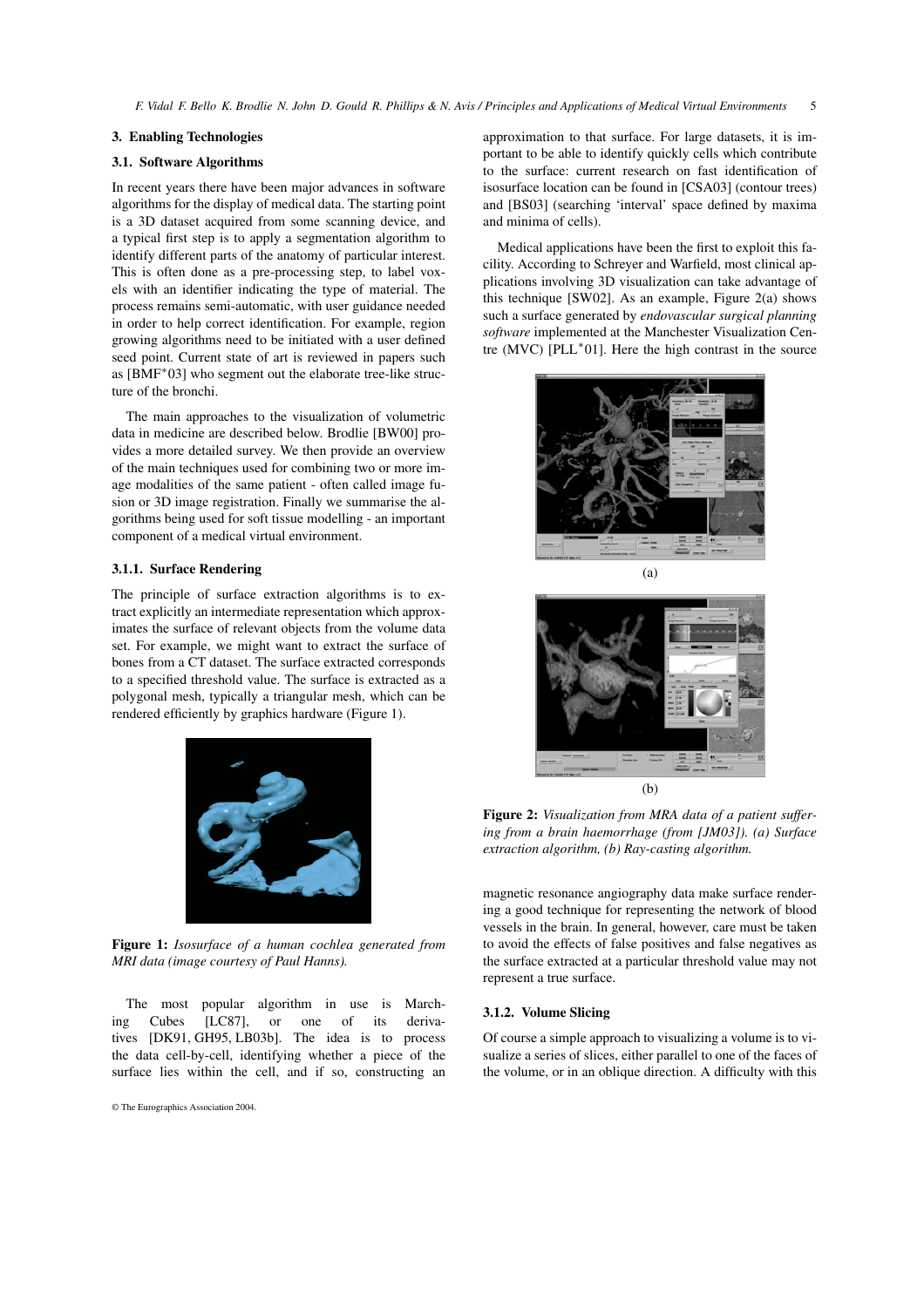## 3. Enabling Technologies

### 3.1. Software Algorithms

In recent years there have been major advances in software algorithms for the display of medical data. The starting point is a 3D dataset acquired from some scanning device, and a typical first step is to apply a segmentation algorithm to identify different parts of the anatomy of particular interest. This is often done as a pre-processing step, to label voxels with an identifier indicating the type of material. The process remains semi-automatic, with user guidance needed in order to help correct identification. For example, region growing algorithms need to be initiated with a user defined seed point. Current state of art is reviewed in papers such as [BMF*03] who segment out the elaborate tree-like structure of the bronchi.

The main approaches to the visualization of volumetric data in medicine are described below. Brodlie [BW00] provides a more detailed survey. We then provide an overview of the main techniques used for combining two or more image modalities of the same patient - often called image fusion or 3D image registration. Finally we summarise the algorithms being used for soft tissue modelling - an important component of a medical virtual environment.

#### 3.1.1. Surface Rendering

The principle of surface extraction algorithms is to extract explicitly an intermediate representation which approximates the surface of relevant objects from the volume data set. For example, we might want to extract the surface of bones from a CT dataset. The surface extracted corresponds to a specified threshold value. The surface is extracted as a polygonal mesh, typically a triangular mesh, which can be rendered efficiently by graphics hardware (Figure 1).

**Figure 1:** *Isosurface of a human cochlea generated from MRI data (image courtesy of Paul Hanns).*

The most popular algorithm in use is Marching Cubes [LC87], or one of its derivatives [DK91, GH95, LB03b]. The idea is to process the data cell-by-cell, identifying whether a piece of the surface lies within the cell, and if so, constructing an approximation to that surface. For large datasets, it is important to be able to identify quickly cells which contribute to the surface: current research on fast identification of isosurface location can be found in [CSA03] (contour trees) and [BS03] (searching 'interval' space defined by maxima and minima of cells).

Medical applications have been the first to exploit this facility. According to Schreyer and Warfield, most clinical applications involving 3D visualization can take advantage of this technique [SW02]. As an example, Figure 2(a) shows such a surface generated by *endovascular surgical planning software* implemented at the Manchester Visualization Centre (MVC) [PLL*01]. Here the high contrast in the source magnetic resonance angiography data make surface rendering a good technique for representing the network of blood vessels in the brain. In general, however, care must be taken to avoid the effects of false positives and false negatives as the surface extracted at a particular threshold value may not represent a true surface.

(a)

(b)

**Figure 2:** *Visualization from MRA data of a patient suffering from a brain haemorrhage (from [JM03]). (a) Surface extraction algorithm, (b) Ray-casting algorithm.*

#### 3.1.2. Volume Slicing

Of course a simple approach to visualizing a volume is to visualize a series of slices, either parallel to one of the faces of the volume, or in an oblique direction. A difficulty with this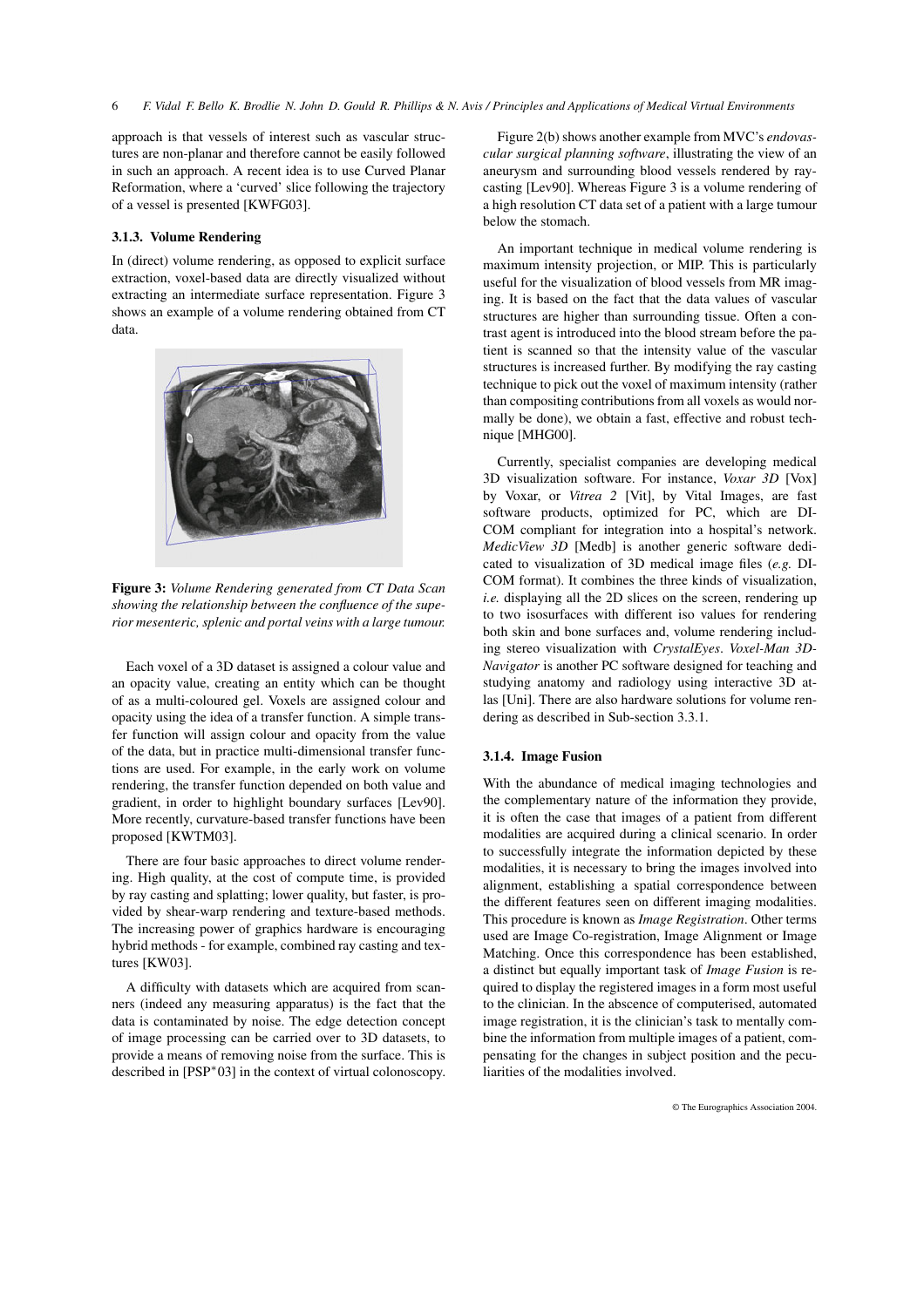approach is that vessels of interest such as vascular structures are non-planar and therefore cannot be easily followed in such an approach. A recent idea is to use Curved Planar Reformation, where a 'curved' slice following the trajectory of a vessel is presented [KWFG03].

### 3.1.3. Volume Rendering

In (direct) volume rendering, as opposed to explicit surface extraction, voxel-based data are directly visualized without extracting an intermediate surface representation. Figure 3 shows an example of a volume rendering obtained from CT data.

**Figure 3:** *Volume Rendering generated from CT Data Scan showing the relationship between the confluence of the superior mesenteric, splenic and portal veins with a large tumour.*

Each voxel of a 3D dataset is assigned a colour value and an opacity value, creating an entity which can be thought of as a multi-coloured gel. Voxels are assigned colour and opacity using the idea of a transfer function. A simple transfer function will assign colour and opacity from the value of the data, but in practice multi-dimensional transfer functions are used. For example, in the early work on volume rendering, the transfer function depended on both value and gradient, in order to highlight boundary surfaces [Lev90]. More recently, curvature-based transfer functions have been proposed [KWTM03].

There are four basic approaches to direct volume rendering. High quality, at the cost of compute time, is provided by ray casting and splatting; lower quality, but faster, is provided by shear-warp rendering and texture-based methods. The increasing power of graphics hardware is encouraging hybrid methods - for example, combined ray casting and textures [KW03].

A difficulty with datasets which are acquired from scanners (indeed any measuring apparatus) is the fact that the data is contaminated by noise. The edge detection concept of image processing can be carried over to 3D datasets, to provide a means of removing noise from the surface. This is described in [PSP*03] in the context of virtual colonoscopy.

Figure 2(b) shows another example from MVC's *endovascular surgical planning software*, illustrating the view of an aneurysm and surrounding blood vessels rendered by ray-casting [Lev90]. Whereas Figure 3 is a volume rendering of a high resolution CT data set of a patient with a large tumour below the stomach.

An important technique in medical volume rendering is maximum intensity projection, or MIP. This is particularly useful for the visualization of blood vessels from MR imaging. It is based on the fact that the data values of vascular structures are higher than surrounding tissue. Often a contrast agent is introduced into the blood stream before the patient is scanned so that the intensity value of the vascular structures is increased further. By modifying the ray casting technique to pick out the voxel of maximum intensity (rather than compositing contributions from all voxels as would normally be done), we obtain a fast, effective and robust technique [MHG00].

Currently, specialist companies are developing medical 3D visualization software. For instance, *Voxar 3D* [Vox] by Voxar, or *Vitrea 2* [Vit], by Vital Images, are fast software products, optimized for PC, which are DICOM compliant for integration into a hospital's network. *MedicView 3D* [Medb] is another generic software dedicated to visualization of 3D medical image files (*e.g.* DICOM format). It combines the three kinds of visualization, *i.e.* displaying all the 2D slices on the screen, rendering up to two isosurfaces with different iso values for rendering both skin and bone surfaces and, volume rendering including stereo visualization with *CrystalEyes*. *Voxel-Man 3D-Navigator* is another PC software designed for teaching and studying anatomy and radiology using interactive 3D atlas [Uni]. There are also hardware solutions for volume rendering as described in Sub-section 3.3.1.

### 3.1.4. Image Fusion

With the abundance of medical imaging technologies and the complementary nature of the information they provide, it is often the case that images of a patient from different modalities are acquired during a clinical scenario. In order to successfully integrate the information depicted by these modalities, it is necessary to bring the images involved into alignment, establishing a spatial correspondence between the different features seen on different imaging modalities. This procedure is known as *Image Registration*. Other terms used are Image Co-registration, Image Alignment or Image Matching. Once this correspondence has been established, a distinct but equally important task of *Image Fusion* is required to display the registered images in a form most useful to the clinician. In the abscence of computerised, automated image registration, it is the clinician's task to mentally combine the information from multiple images of a patient, compensating for the changes in subject position and the peculiarities of the modalities involved.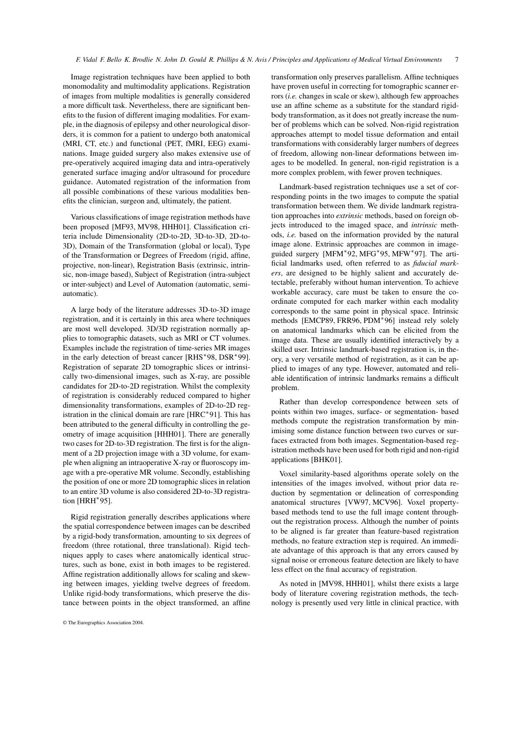Image registration techniques have been applied to both monomodality and multimodality applications. Registration of images from multiple modalities is generally considered a more difficult task. Nevertheless, there are significant benefits to the fusion of different imaging modalities. For example, in the diagnosis of epilepsy and other neurological disorders, it is common for a patient to undergo both anatomical (MRI, CT, etc.) and functional (PET, fMRI, EEG) examinations. Image guided surgery also makes extensive use of pre-operatively acquired imaging data and intra-operatively generated surface imaging and/or ultrasound for procedure guidance. Automated registration of the information from all possible combinations of these various modalities benefits the clinician, surgeon and, ultimately, the patient.

Various classifications of image registration methods have been proposed [MF93, MV98, HHH01]. Classification criteria include Dimensionality (2D-to-2D, 3D-to-3D, 2D-to-3D), Domain of the Transformation (global or local), Type of the Transformation or Degrees of Freedom (rigid, affine, projective, non-linear), Registration Basis (extrinsic, intrinsic, non-image based), Subject of Registration (intra-subject or inter-subject) and Level of Automation (automatic, semi-automatic).

A large body of the literature addresses 3D-to-3D image registration, and it is certainly in this area where techniques are most well developed. 3D/3D registration normally applies to tomographic datasets, such as MRI or CT volumes. Examples include the registration of time-series MR images in the early detection of breast cancer [RHS*98, DSR*99]. Registration of separate 2D tomographic slices or intrinsically two-dimensional images, such as X-ray, are possible candidates for 2D-to-2D registration. Whilst the complexity of registration is considerably reduced compared to higher dimensionality transformations, examples of 2D-to-2D registration in the clinical domain are rare [HRC*91]. This has been attributed to the general difficulty in controlling the geometry of image acquisition [HHH01]. There are generally two cases for 2D-to-3D registration. The first is for the alignment of a 2D projection image with a 3D volume, for example when aligning an intraoperative X-ray or fluoroscopy image with a pre-operative MR volume. Secondly, establishing the position of one or more 2D tomographic slices in relation to an entire 3D volume is also considered 2D-to-3D registration [HRH*95].

Rigid registration generally describes applications where the spatial correspondence between images can be described by a rigid-body transformation, amounting to six degrees of freedom (three rotational, three translational). Rigid techniques apply to cases where anatomically identical structures, such as bone, exist in both images to be registered. Affine registration additionally allows for scaling and skewing between images, yielding twelve degrees of freedom. Unlike rigid-body transformations, which preserve the distance between points in the object transformed, an affine transformation only preserves parallelism. Affine techniques have proven useful in correcting for tomographic scanner errors (*i.e.* changes in scale or skew), although few approaches use an affine scheme as a substitute for the standard rigid-body transformation, as it does not greatly increase the number of problems which can be solved. Non-rigid registration approaches attempt to model tissue deformation and entail transformations with considerably larger numbers of degrees of freedom, allowing non-linear deformations between images to be modelled. In general, non-rigid registration is a more complex problem, with fewer proven techniques.

Landmark-based registration techniques use a set of corresponding points in the two images to compute the spatial transformation between them. We divide landmark registration approaches into *extrinsic* methods, based on foreign objects introduced to the imaged space, and *intrinsic* methods, *i.e.* based on the information provided by the natural image alone. Extrinsic approaches are common in image-guided surgery [MFM*92, MFG*95, MFW*97]. The artificial landmarks used, often referred to as *fiducial markers*, are designed to be highly salient and accurately detectable, preferably without human intervention. To achieve workable accuracy, care must be taken to ensure the coordinate computed for each marker within each modality corresponds to the same point in physical space. Intrinsic methods [EMCP89, FRR96, PDM*96] instead rely solely on anatomical landmarks which can be elicited from the image data. These are usually identified interactively by a skilled user. Intrinsic landmark-based registration is, in theory, a very versatile method of registration, as it can be applied to images of any type. However, automated and reliable identification of intrinsic landmarks remains a difficult problem.

Rather than develop correspondence between sets of points within two images, surface- or segmentation- based methods compute the registration transformation by minimising some distance function between two curves or surfaces extracted from both images. Segmentation-based registration methods have been used for both rigid and non-rigid applications [BHK01].

Voxel similarity-based algorithms operate solely on the intensities of the images involved, without prior data reduction by segmentation or delineation of corresponding anatomical structures [VW97, MCV96]. Voxel property-based methods tend to use the full image content throughout the registration process. Although the number of points to be aligned is far greater than feature-based registration methods, no feature extraction step is required. An immediate advantage of this approach is that any errors caused by signal noise or erroneous feature detection are likely to have less effect on the final accuracy of registration.

As noted in [MV98, HHH01], whilst there exists a large body of literature covering registration methods, the technology is presently used very little in clinical practice, with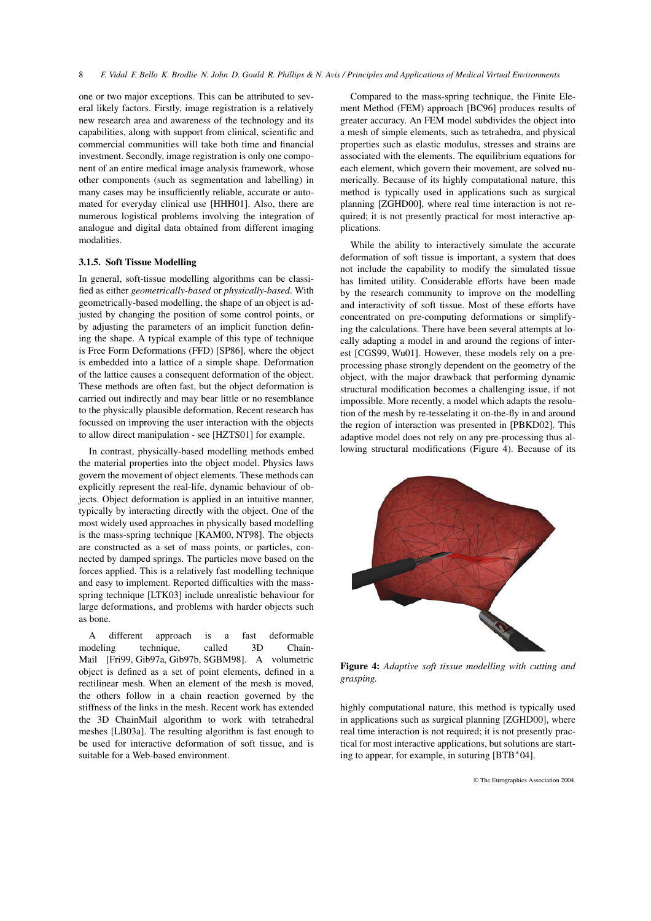one or two major exceptions. This can be attributed to several likely factors. Firstly, image registration is a relatively new research area and awareness of the technology and its capabilities, along with support from clinical, scientific and commercial communities will take both time and financial investment. Secondly, image registration is only one component of an entire medical image analysis framework, whose other components (such as segmentation and labelling) in many cases may be insufficiently reliable, accurate or automated for everyday clinical use [HHH01]. Also, there are numerous logistical problems involving the integration of analogue and digital data obtained from different imaging modalities.

#### 3.1.5. Soft Tissue Modelling

In general, soft-tissue modelling algorithms can be classified as either *geometrically-based* or *physically-based*. With geometrically-based modelling, the shape of an object is adjusted by changing the position of some control points, or by adjusting the parameters of an implicit function defining the shape. A typical example of this type of technique is Free Form Deformations (FFD) [SP86], where the object is embedded into a lattice of a simple shape. Deformation of the lattice causes a consequent deformation of the object. These methods are often fast, but the object deformation is carried out indirectly and may bear little or no resemblance to the physically plausible deformation. Recent research has focussed on improving the user interaction with the objects to allow direct manipulation - see [HZTS01] for example.

In contrast, physically-based modelling methods embed the material properties into the object model. Physics laws govern the movement of object elements. These methods can explicitly represent the real-life, dynamic behaviour of objects. Object deformation is applied in an intuitive manner, typically by interacting directly with the object. One of the most widely used approaches in physically based modelling is the mass-spring technique [KAM00, NT98]. The objects are constructed as a set of mass points, or particles, connected by damped springs. The particles move based on the forces applied. This is a relatively fast modelling technique and easy to implement. Reported difficulties with the mass-spring technique [LTK03] include unrealistic behaviour for large deformations, and problems with harder objects such as bone.

A different approach is a fast deformable modeling technique, called 3D ChainMail [Fri99, Gib97a, Gib97b, SGBM98]. A volumetric object is defined as a set of point elements, defined in a rectilinear mesh. When an element of the mesh is moved, the others follow in a chain reaction governed by the stiffness of the links in the mesh. Recent work has extended the 3D ChainMail algorithm to work with tetrahedral meshes [LB03a]. The resulting algorithm is fast enough to be used for interactive deformation of soft tissue, and is suitable for a Web-based environment.

Compared to the mass-spring technique, the Finite Element Method (FEM) approach [BC96] produces results of greater accuracy. An FEM model subdivides the object into a mesh of simple elements, such as tetrahedra, and physical properties such as elastic modulus, stresses and strains are associated with the elements. The equilibrium equations for each element, which govern their movement, are solved numerically. Because of its highly computational nature, this method is typically used in applications such as surgical planning [ZGHD00], where real time interaction is not required; it is not presently practical for most interactive applications.

While the ability to interactively simulate the accurate deformation of soft tissue is important, a system that does not include the capability to modify the simulated tissue has limited utility. Considerable efforts have been made by the research community to improve on the modelling and interactivity of soft tissue. Most of these efforts have concentrated on pre-computing deformations or simplifying the calculations. There have been several attempts at locally adapting a model in and around the regions of interest [CGS99, Wu01]. However, these models rely on a preprocessing phase strongly dependent on the geometry of the object, with the major drawback that performing dynamic structural modification becomes a challenging issue, if not impossible. More recently, a model which adapts the resolution of the mesh by re-tesselating it on-the-fly in and around the region of interaction was presented in [PBKD02]. This adaptive model does not rely on any pre-processing thus allowing structural modifications (Figure 4). Because of its highly computational nature, this method is typically used in applications such as surgical planning [ZGHD00], where real time interaction is not required; it is not presently practical for most interactive applications, but solutions are starting to appear, for example, in suturing [BTB*04].

**Figure 4:** *Adaptive soft tissue modelling with cutting and grasping.*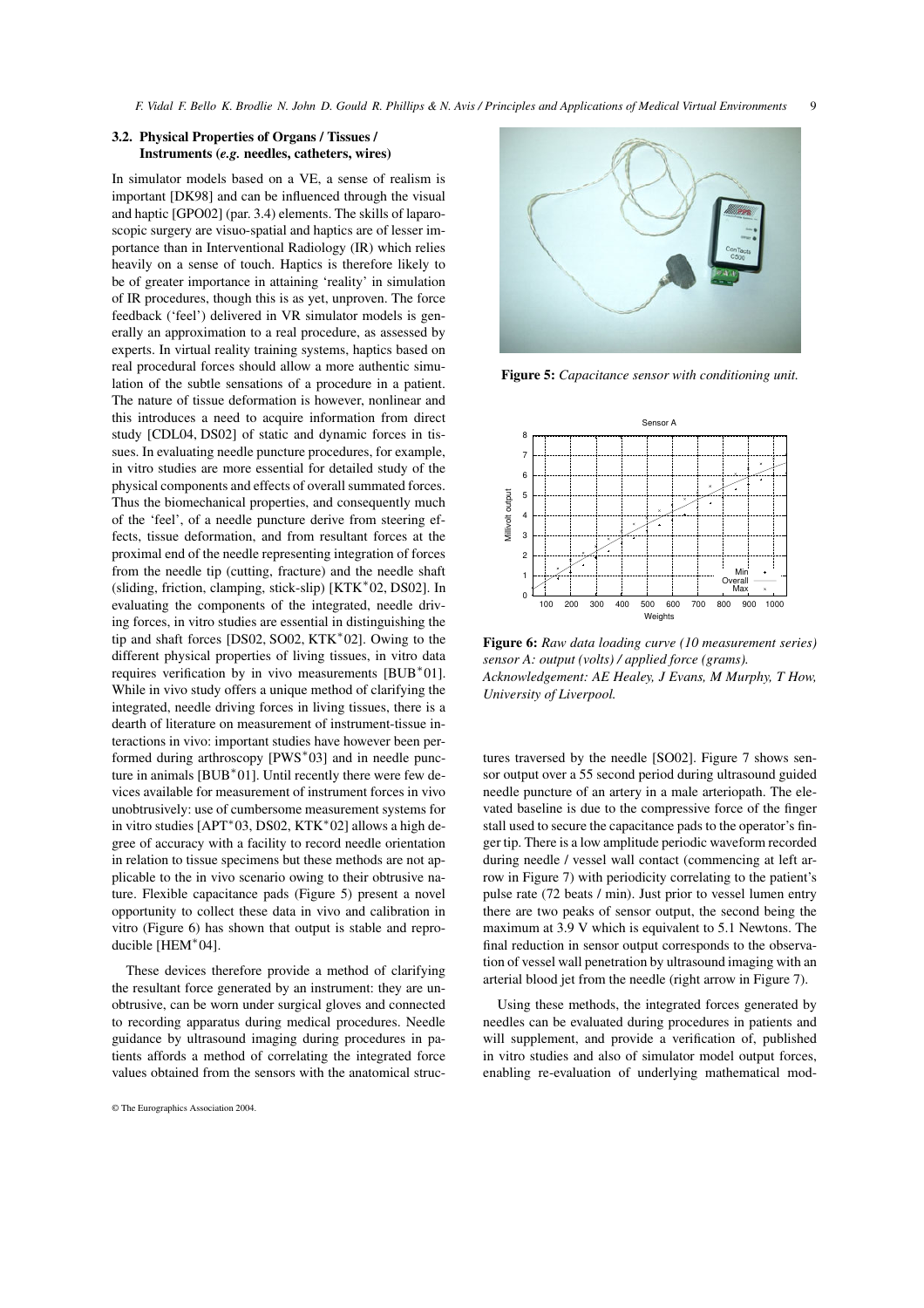### 3.2. Physical Properties of Organs / Tissues / Instruments (*e.g.* needles, catheters, wires)

In simulator models based on a VE, a sense of realism is important [DK98] and can be influenced through the visual and haptic [GPO02] (par. 3.4) elements. The skills of laparoscopic surgery are visuo-spatial and haptics are of lesser importance than in Interventional Radiology (IR) which relies heavily on a sense of touch. Haptics is therefore likely to be of greater importance in attaining 'reality' in simulation of IR procedures, though this is as yet, unproven. The force feedback ('feel') delivered in VR simulator models is generally an approximation to a real procedure, as assessed by experts. In virtual reality training systems, haptics based on real procedural forces should allow a more authentic simulation of the subtle sensations of a procedure in a patient. The nature of tissue deformation is however, nonlinear and this introduces a need to acquire information from direct study [CDL04, DS02] of static and dynamic forces in tissues. In evaluating needle puncture procedures, for example, in vitro studies are more essential for detailed study of the physical components and effects of overall summated forces. Thus the biomechanical properties, and consequently much of the 'feel', of a needle puncture derive from steering effects, tissue deformation, and from resultant forces at the proximal end of the needle representing integration of forces from the needle tip (cutting, fracture) and the needle shaft (sliding, friction, clamping, stick-slip) [KTK*02, DS02]. In evaluating the components of the integrated, needle driving forces, in vitro studies are essential in distinguishing the tip and shaft forces [DS02, SO02, KTK*02]. Owing to the different physical properties of living tissues, in vitro data requires verification by in vivo measurements [BUB*01]. While in vivo study offers a unique method of clarifying the integrated, needle driving forces in living tissues, there is a dearth of literature on measurement of instrument-tissue interactions in vivo: important studies have however been performed during arthroscopy [PWS*03] and in needle puncture in animals [BUB*01]. Until recently there were few devices available for measurement of instrument forces in vivo unobtrusively: use of cumbersome measurement systems for in vitro studies [APT*03, DS02, KTK*02] allows a high degree of accuracy with a facility to record needle orientation in relation to tissue specimens but these methods are not applicable to the in vivo scenario owing to their obtrusive nature. Flexible capacitance pads (Figure 5) present a novel opportunity to collect these data in vivo and calibration in vitro (Figure 6) has shown that output is stable and reproducible [HEM*04].

These devices therefore provide a method of clarifying the resultant force generated by an instrument: they are unobtrusive, can be worn under surgical gloves and connected to recording apparatus during medical procedures. Needle guidance by ultrasound imaging during procedures in patients affords a method of correlating the integrated force values obtained from the sensors with the anatomical structures traversed by the needle [SO02]. Figure 7 shows sensor output over a 55 second period during ultrasound guided needle puncture of an artery in a male arteriopath. The elevated baseline is due to the compressive force of the finger stall used to secure the capacitance pads to the operator's finger tip. There is a low amplitude periodic waveform recorded during needle / vessel wall contact (commencing at left arrow in Figure 7) with periodicity correlating to the patient's pulse rate (72 beats / min). Just prior to vessel lumen entry there are two peaks of sensor output, the second being the maximum at 3.9 V which is equivalent to 5.1 Newtons. The final reduction in sensor output corresponds to the observation of vessel wall penetration by ultrasound imaging with an arterial blood jet from the needle (right arrow in Figure 7).

Using these methods, the integrated forces generated by needles can be evaluated during procedures in patients and will supplement, and provide a verification of, published in vitro studies and also of simulator model output forces, enabling re-evaluation of underlying mathematical mod-

**Figure 5:** *Capacitance sensor with conditioning unit.*

Sensor A

Millivolt output

Weights

Min
Overall
Max

**Figure 6:** *Raw data loading curve (10 measurement series) sensor A: output (volts) / applied force (grams). Acknowledgement: AE Healey, J Evans, M Murphy, T How, University of Liverpool.*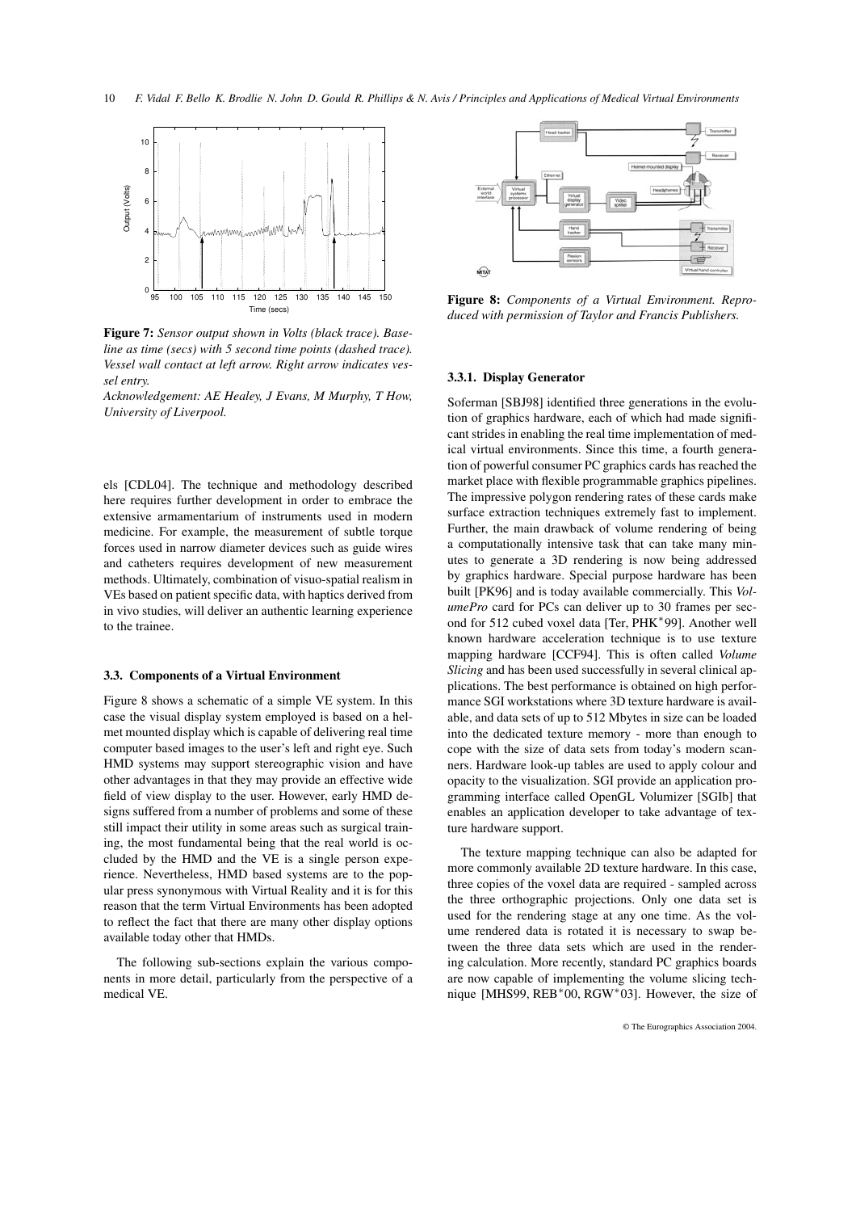**Figure 7:** *Sensor output shown in Volts (black trace). Baseline as time (secs) with 5 second time points (dashed trace). Vessel wall contact at left arrow. Right arrow indicates vessel entry.*

*Acknowledgement: AE Healey, J Evans, M Murphy, T How, University of Liverpool.*

els [CDL04]. The technique and methodology described here requires further development in order to embrace the extensive armamentarium of instruments used in modern medicine. For example, the measurement of subtle torque forces used in narrow diameter devices such as guide wires and catheters requires development of new measurement methods. Ultimately, combination of visuo-spatial realism in VEs based on patient specific data, with haptics derived from in vivo studies, will deliver an authentic learning experience to the trainee.

### 3.3. Components of a Virtual Environment

Figure 8 shows a schematic of a simple VE system. In this case the visual display system employed is based on a helmet mounted display which is capable of delivering real time computer based images to the user's left and right eye. Such HMD systems may support stereographic vision and have other advantages in that they may provide an effective wide field of view display to the user. However, early HMD designs suffered from a number of problems and some of these still impact their utility in some areas such as surgical training, the most fundamental being that the real world is occluded by the HMD and the VE is a single person experience. Nevertheless, HMD based systems are to the popular press synonymous with Virtual Reality and it is for this reason that the term Virtual Environments has been adopted to reflect the fact that there are many other display options available today other that HMDs.

The following sub-sections explain the various components in more detail, particularly from the perspective of a medical VE.

**Figure 8:** *Components of a Virtual Environment. Reproduced with permission of Taylor and Francis Publishers.*

#### 3.3.1. Display Generator

Soferman [SBJ98] identified three generations in the evolution of graphics hardware, each of which had made significant strides in enabling the real time implementation of medical virtual environments. Since this time, a fourth generation of powerful consumer PC graphics cards has reached the market place with flexible programmable graphics pipelines. The impressive polygon rendering rates of these cards make surface extraction techniques extremely fast to implement. Further, the main drawback of volume rendering of being a computationally intensive task that can take many minutes to generate a 3D rendering is now being addressed by graphics hardware. Special purpose hardware has been built [PK96] and is today available commercially. This *VolumePro* card for PCs can deliver up to 30 frames per second for 512 cubed voxel data [Ter, PHK*99]. Another well known hardware acceleration technique is to use texture mapping hardware [CCF94]. This is often called *Volume Slicing* and has been used successfully in several clinical applications. The best performance is obtained on high performance SGI workstations where 3D texture hardware is available, and data sets of up to 512 Mbytes in size can be loaded into the dedicated texture memory - more than enough to cope with the size of data sets from today's modern scanners. Hardware look-up tables are used to apply colour and opacity to the visualization. SGI provide an application programming interface called OpenGL Volumizer [SGIb] that enables an application developer to take advantage of texture hardware support.

The texture mapping technique can also be adapted for more commonly available 2D texture hardware. In this case, three copies of the voxel data are required - sampled across the three orthographic projections. Only one data set is used for the rendering stage at any one time. As the volume rendered data is rotated it is necessary to swap between the three data sets which are used in the rendering calculation. More recently, standard PC graphics boards are now capable of implementing the volume slicing technique [MHS99, REB*00, RGW*03]. However, the size of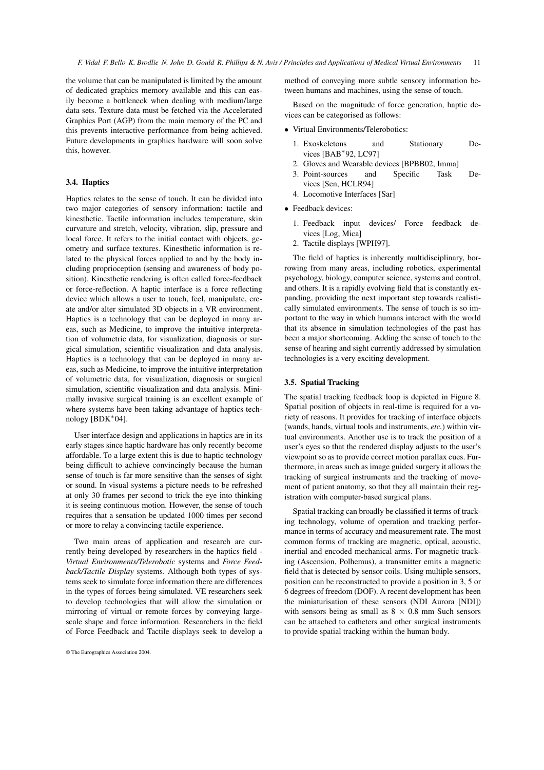the volume that can be manipulated is limited by the amount of dedicated graphics memory available and this can easily become a bottleneck when dealing with medium/large data sets. Texture data must be fetched via the Accelerated Graphics Port (AGP) from the main memory of the PC and this prevents interactive performance from being achieved. Future developments in graphics hardware will soon solve this, however.

### 3.4. Haptics

Haptics relates to the sense of touch. It can be divided into two major categories of sensory information: tactile and kinesthetic. Tactile information includes temperature, skin curvature and stretch, velocity, vibration, slip, pressure and local force. It refers to the initial contact with objects, geometry and surface textures. Kinesthetic information is related to the physical forces applied to and by the body including proprioception (sensing and awareness of body position). Kinesthetic rendering is often called force-feedback or force-reflection. A haptic interface is a force reflecting device which allows a user to touch, feel, manipulate, create and/or alter simulated 3D objects in a VR environment. Haptics is a technology that can be deployed in many areas, such as Medicine, to improve the intuitive interpretation of volumetric data, for visualization, diagnosis or surgical simulation, scientific visualization and data analysis. Haptics is a technology that can be deployed in many areas, such as Medicine, to improve the intuitive interpretation of volumetric data, for visualization, diagnosis or surgical simulation, scientific visualization and data analysis. Minimally invasive surgical training is an excellent example of where systems have been taking advantage of haptics technology [BDK*04].

User interface design and applications in haptics are in its early stages since haptic hardware has only recently become affordable. To a large extent this is due to haptic technology being difficult to achieve convincingly because the human sense of touch is far more sensitive than the senses of sight or sound. In visual systems a picture needs to be refreshed at only 30 frames per second to trick the eye into thinking it is seeing continuous motion. However, the sense of touch requires that a sensation be updated 1000 times per second or more to relay a convincing tactile experience.

Two main areas of application and research are currently being developed by researchers in the haptics field - *Virtual Environments/Telerobotic* systems and *Force Feedback/Tactile Display* systems. Although both types of systems seek to simulate force information there are differences in the types of forces being simulated. VE researchers seek to develop technologies that will allow the simulation or mirroring of virtual or remote forces by conveying large-scale shape and force information. Researchers in the field of Force Feedback and Tactile displays seek to develop a method of conveying more subtle sensory information between humans and machines, using the sense of touch.

Based on the magnitude of force generation, haptic devices can be categorised as follows:

- Virtual Environments/Telerobotics:
  1. Exoskeletons and Stationary Devices [BAB*92, LC97]
  2. Gloves and Wearable devices [BPBB02, Imma]
  3. Point-sources and Specific Task Devices [Sen, HCLR94]
  4. Locomotive Interfaces [Sar]
- Feedback devices:
  1. Feedback input devices/ Force feedback devices [Log, Mica]
  2. Tactile displays [WPH97].

The field of haptics is inherently multidisciplinary, borrowing from many areas, including robotics, experimental psychology, biology, computer science, systems and control, and others. It is a rapidly evolving field that is constantly expanding, providing the next important step towards realistically simulated environments. The sense of touch is so important to the way in which humans interact with the world that its absence in simulation technologies of the past has been a major shortcoming. Adding the sense of touch to the sense of hearing and sight currently addressed by simulation technologies is a very exciting development.

### 3.5. Spatial Tracking

The spatial tracking feedback loop is depicted in Figure 8. Spatial position of objects in real-time is required for a variety of reasons. It provides for tracking of interface objects (wands, hands, virtual tools and instruments, *etc.*) within virtual environments. Another use is to track the position of a user's eyes so that the rendered display adjusts to the user's viewpoint so as to provide correct motion parallax cues. Furthermore, in areas such as image guided surgery it allows the tracking of surgical instruments and the tracking of movement of patient anatomy, so that they all maintain their registration with computer-based surgical plans.

Spatial tracking can broadly be classified it terms of tracking technology, volume of operation and tracking performance in terms of accuracy and measurement rate. The most common forms of tracking are magnetic, optical, acoustic, inertial and encoded mechanical arms. For magnetic tracking (Ascension, Polhemus), a transmitter emits a magnetic field that is detected by sensor coils. Using multiple sensors, position can be reconstructed to provide a position in 3, 5 or 6 degrees of freedom (DOF). A recent development has been the miniaturisation of these sensors (NDI Aurora [NDI]) with sensors being as small as $8 \times 0.8$ mm Such sensors can be attached to catheters and other surgical instruments to provide spatial tracking within the human body.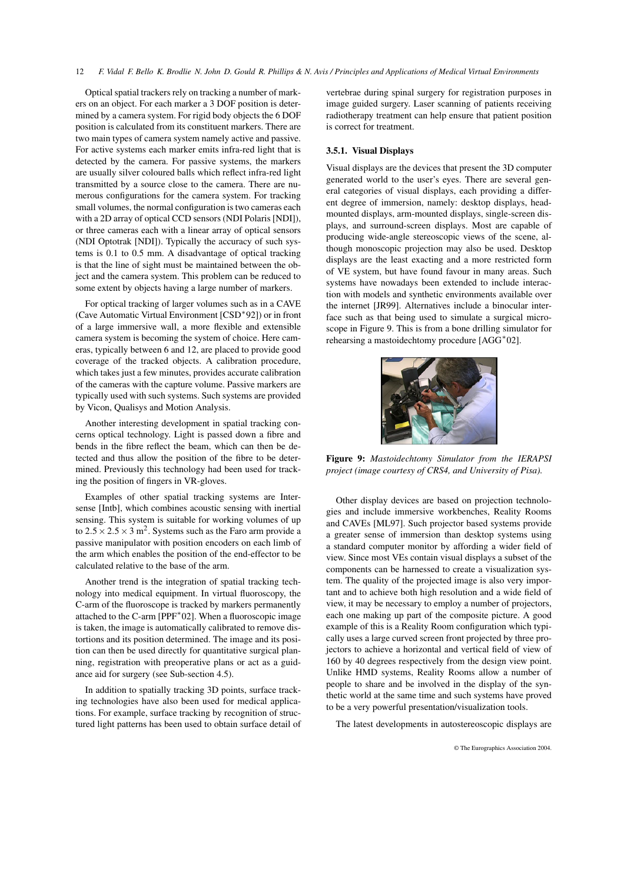Optical spatial trackers rely on tracking a number of markers on an object. For each marker a 3 DOF position is determined by a camera system. For rigid body objects the 6 DOF position is calculated from its constituent markers. There are two main types of camera system namely active and passive. For active systems each marker emits infra-red light that is detected by the camera. For passive systems, the markers are usually silver coloured balls which reflect infra-red light transmitted by a source close to the camera. There are numerous configurations for the camera system. For tracking small volumes, the normal configuration is two cameras each with a 2D array of optical CCD sensors (NDI Polaris [NDI]), or three cameras each with a linear array of optical sensors (NDI Optotrak [NDI]). Typically the accuracy of such systems is 0.1 to 0.5 mm. A disadvantage of optical tracking is that the line of sight must be maintained between the object and the camera system. This problem can be reduced to some extent by objects having a large number of markers.

For optical tracking of larger volumes such as in a CAVE (Cave Automatic Virtual Environment [CSD*92]) or in front of a large immersive wall, a more flexible and extensible camera system is becoming the system of choice. Here cameras, typically between 6 and 12, are placed to provide good coverage of the tracked objects. A calibration procedure, which takes just a few minutes, provides accurate calibration of the cameras with the capture volume. Passive markers are typically used with such systems. Such systems are provided by Vicon, Qualisys and Motion Analysis.

Another interesting development in spatial tracking concerns optical technology. Light is passed down a fibre and bends in the fibre reflect the beam, which can then be detected and thus allow the position of the fibre to be determined. Previously this technology had been used for tracking the position of fingers in VR-gloves.

Examples of other spatial tracking systems are Intersense [Intb], which combines acoustic sensing with inertial sensing. This system is suitable for working volumes of up to $2.5 \times 2.5 \times 3$ m$^2$. Systems such as the Faro arm provide a passive manipulator with position encoders on each limb of the arm which enables the position of the end-effector to be calculated relative to the base of the arm.

Another trend is the integration of spatial tracking technology into medical equipment. In virtual fluoroscopy, the C-arm of the fluoroscope is tracked by markers permanently attached to the C-arm [PPF*02]. When a fluoroscopic image is taken, the image is automatically calibrated to remove distortions and its position determined. The image and its position can then be used directly for quantitative surgical planning, registration with preoperative plans or act as a guidance aid for surgery (see Sub-section 4.5).

In addition to spatially tracking 3D points, surface tracking technologies have also been used for medical applications. For example, surface tracking by recognition of structured light patterns has been used to obtain surface detail of vertebrae during spinal surgery for registration purposes in image guided surgery. Laser scanning of patients receiving radiotherapy treatment can help ensure that patient position is correct for treatment.

### 3.5.1. Visual Displays

Visual displays are the devices that present the 3D computer generated world to the user's eyes. There are several general categories of visual displays, each providing a different degree of immersion, namely: desktop displays, head-mounted displays, arm-mounted displays, single-screen displays, and surround-screen displays. Most are capable of producing wide-angle stereoscopic views of the scene, although monoscopic projection may also be used. Desktop displays are the least exacting and a more restricted form of VE system, but have found favour in many areas. Such systems have nowadays been extended to include interaction with models and synthetic environments available over the internet [JR99]. Alternatives include a binocular interface such as that being used to simulate a surgical microscope in Figure 9. This is from a bone drilling simulator for rehearsing a mastoidechtomy procedure [AGG*02].

**Figure 9:** *Mastoidechtomy Simulator from the IERAPSI project (image courtesy of CRS4, and University of Pisa).*

Other display devices are based on projection technologies and include immersive workbenches, Reality Rooms and CAVEs [ML97]. Such projector based systems provide a greater sense of immersion than desktop systems using a standard computer monitor by affording a wider field of view. Since most VEs contain visual displays a subset of the components can be harnessed to create a visualization system. The quality of the projected image is also very important and to achieve both high resolution and a wide field of view, it may be necessary to employ a number of projectors, each one making up part of the composite picture. A good example of this is a Reality Room configuration which typically uses a large curved screen front projected by three projectors to achieve a horizontal and vertical field of view of 160 by 40 degrees respectively from the design view point. Unlike HMD systems, Reality Rooms allow a number of people to share and be involved in the display of the synthetic world at the same time and such systems have proved to be a very powerful presentation/visualization tools.

The latest developments in autostereoscopic displays are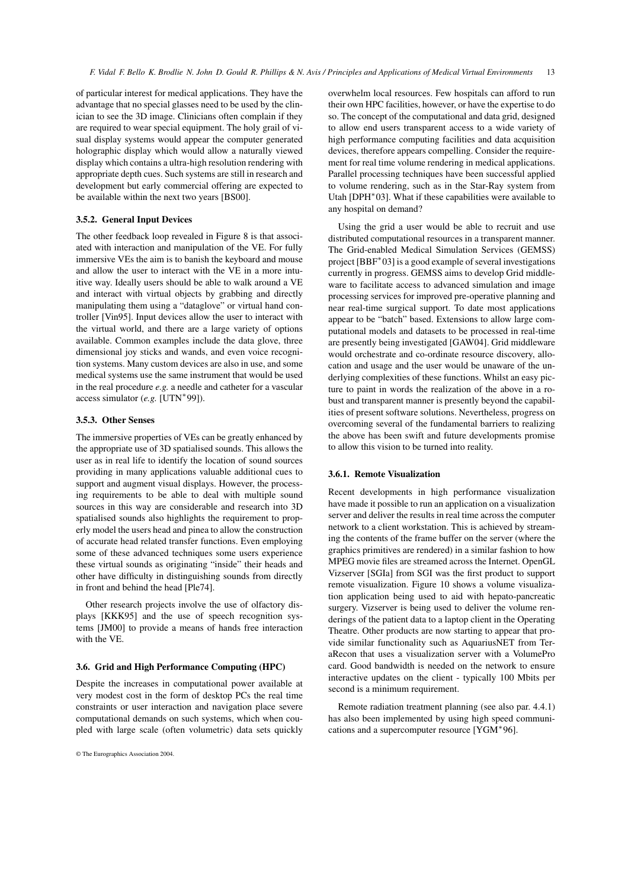of particular interest for medical applications. They have the advantage that no special glasses need to be used by the clinician to see the 3D image. Clinicians often complain if they are required to wear special equipment. The holy grail of visual display systems would appear the computer generated holographic display which would allow a naturally viewed display which contains a ultra-high resolution rendering with appropriate depth cues. Such systems are still in research and development but early commercial offering are expected to be available within the next two years [BS00].

#### 3.5.2. General Input Devices

The other feedback loop revealed in Figure 8 is that associated with interaction and manipulation of the VE. For fully immersive VEs the aim is to banish the keyboard and mouse and allow the user to interact with the VE in a more intuitive way. Ideally users should be able to walk around a VE and interact with virtual objects by grabbing and directly manipulating them using a "dataglove" or virtual hand controller [Vin95]. Input devices allow the user to interact with the virtual world, and there are a large variety of options available. Common examples include the data glove, three dimensional joy sticks and wands, and even voice recognition systems. Many custom devices are also in use, and some medical systems use the same instrument that would be used in the real procedure *e.g.* a needle and catheter for a vascular access simulator (*e.g.* [UTN*99]).

#### 3.5.3. Other Senses

The immersive properties of VEs can be greatly enhanced by the appropriate use of 3D spatialised sounds. This allows the user as in real life to identify the location of sound sources providing in many applications valuable additional cues to support and augment visual displays. However, the processing requirements to be able to deal with multiple sound sources in this way are considerable and research into 3D spatialised sounds also highlights the requirement to properly model the users head and pinea to allow the construction of accurate head related transfer functions. Even employing some of these advanced techniques some users experience these virtual sounds as originating "inside" their heads and other have difficulty in distinguishing sounds from directly in front and behind the head [Ple74].

Other research projects involve the use of olfactory displays [KKK95] and the use of speech recognition systems [JM00] to provide a means of hands free interaction with the VE.

### 3.6. Grid and High Performance Computing (HPC)

Despite the increases in computational power available at very modest cost in the form of desktop PCs the real time constraints or user interaction and navigation place severe computational demands on such systems, which when coupled with large scale (often volumetric) data sets quickly overwhelm local resources. Few hospitals can afford to run their own HPC facilities, however, or have the expertise to do so. The concept of the computational and data grid, designed to allow end users transparent access to a wide variety of high performance computing facilities and data acquisition devices, therefore appears compelling. Consider the requirement for real time volume rendering in medical applications. Parallel processing techniques have been successful applied to volume rendering, such as in the Star-Ray system from Utah [DPH*03]. What if these capabilities were available to any hospital on demand?

Using the grid a user would be able to recruit and use distributed computational resources in a transparent manner. The Grid-enabled Medical Simulation Services (GEMSS) project [BBF*03] is a good example of several investigations currently in progress. GEMSS aims to develop Grid middleware to facilitate access to advanced simulation and image processing services for improved pre-operative planning and near real-time surgical support. To date most applications appear to be "batch" based. Extensions to allow large computational models and datasets to be processed in real-time are presently being investigated [GAW04]. Grid middleware would orchestrate and co-ordinate resource discovery, allocation and usage and the user would be unaware of the underlying complexities of these functions. Whilst an easy picture to paint in words the realization of the above in a robust and transparent manner is presently beyond the capabilities of present software solutions. Nevertheless, progress on overcoming several of the fundamental barriers to realizing the above has been swift and future developments promise to allow this vision to be turned into reality.

#### 3.6.1. Remote Visualization

Recent developments in high performance visualization have made it possible to run an application on a visualization server and deliver the results in real time across the computer network to a client workstation. This is achieved by streaming the contents of the frame buffer on the server (where the graphics primitives are rendered) in a similar fashion to how MPEG movie files are streamed across the Internet. OpenGL Vizserver [SGIa] from SGI was the first product to support remote visualization. Figure 10 shows a volume visualization application being used to aid with hepato-pancreatic surgery. Vizserver is being used to deliver the volume renderings of the patient data to a laptop client in the Operating Theatre. Other products are now starting to appear that provide similar functionality such as AquariusNET from TeraRecon that uses a visualization server with a VolumePro card. Good bandwidth is needed on the network to ensure interactive updates on the client - typically 100 Mbits per second is a minimum requirement.

Remote radiation treatment planning (see also par. 4.4.1) has also been implemented by using high speed communications and a supercomputer resource [YGM*96].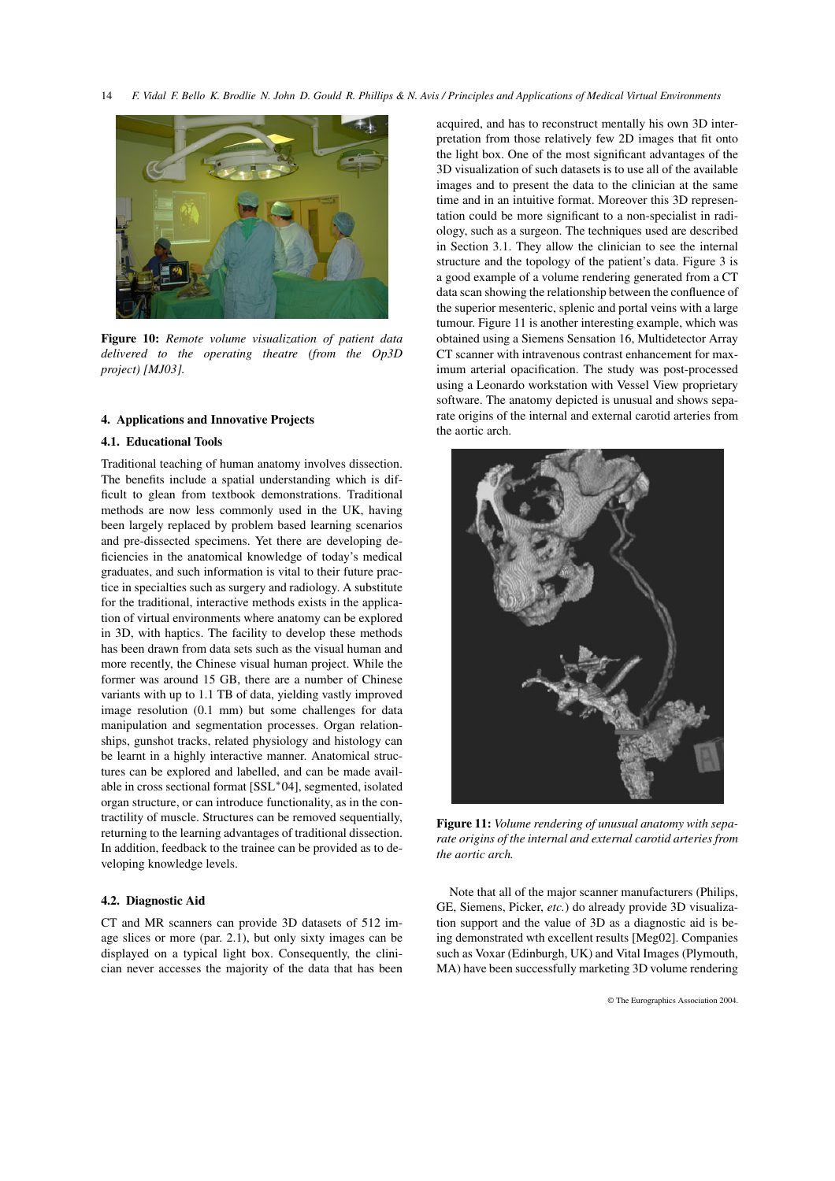**Figure 10:** *Remote volume visualization of patient data delivered to the operating theatre (from the Op3D project) [MJ03].*

## 4. Applications and Innovative Projects

### 4.1. Educational Tools

Traditional teaching of human anatomy involves dissection. The benefits include a spatial understanding which is difficult to glean from textbook demonstrations. Traditional methods are now less commonly used in the UK, having been largely replaced by problem based learning scenarios and pre-dissected specimens. Yet there are developing deficiencies in the anatomical knowledge of today's medical graduates, and such information is vital to their future practice in specialties such as surgery and radiology. A substitute for the traditional, interactive methods exists in the application of virtual environments where anatomy can be explored in 3D, with haptics. The facility to develop these methods has been drawn from data sets such as the visual human and more recently, the Chinese visual human project. While the former was around 15 GB, there are a number of Chinese variants with up to 1.1 TB of data, yielding vastly improved image resolution (0.1 mm) but some challenges for data manipulation and segmentation processes. Organ relationships, gunshot tracks, related physiology and histology can be learnt in a highly interactive manner. Anatomical structures can be explored and labelled, and can be made available in cross sectional format [SSL*04], segmented, isolated organ structure, or can introduce functionality, as in the contractility of muscle. Structures can be removed sequentially, returning to the learning advantages of traditional dissection. In addition, feedback to the trainee can be provided as to developing knowledge levels.

### 4.2. Diagnostic Aid

CT and MR scanners can provide 3D datasets of 512 image slices or more (par. 2.1), but only sixty images can be displayed on a typical light box. Consequently, the clinician never accesses the majority of the data that has been acquired, and has to reconstruct mentally his own 3D interpretation from those relatively few 2D images that fit onto the light box. One of the most significant advantages of the 3D visualization of such datasets is to use all of the available images and to present the data to the clinician at the same time and in an intuitive format. Moreover this 3D representation could be more significant to a non-specialist in radiology, such as a surgeon. The techniques used are described in Section 3.1. They allow the clinician to see the internal structure and the topology of the patient's data. Figure 3 is a good example of a volume rendering generated from a CT data scan showing the relationship between the confluence of the superior mesenteric, splenic and portal veins with a large tumour. Figure 11 is another interesting example, which was obtained using a Siemens Sensation 16, Multidetector Array CT scanner with intravenous contrast enhancement for maximum arterial opacification. The study was post-processed using a Leonardo workstation with Vessel View proprietary software. The anatomy depicted is unusual and shows separate origins of the internal and external carotid arteries from the aortic arch.

**Figure 11:** *Volume rendering of unusual anatomy with separate origins of the internal and external carotid arteries from the aortic arch.*

Note that all of the major scanner manufacturers (Philips, GE, Siemens, Picker, *etc.*) do already provide 3D visualization support and the value of 3D as a diagnostic aid is being demonstrated wth excellent results [Meg02]. Companies such as Voxar (Edinburgh, UK) and Vital Images (Plymouth, MA) have been successfully marketing 3D volume rendering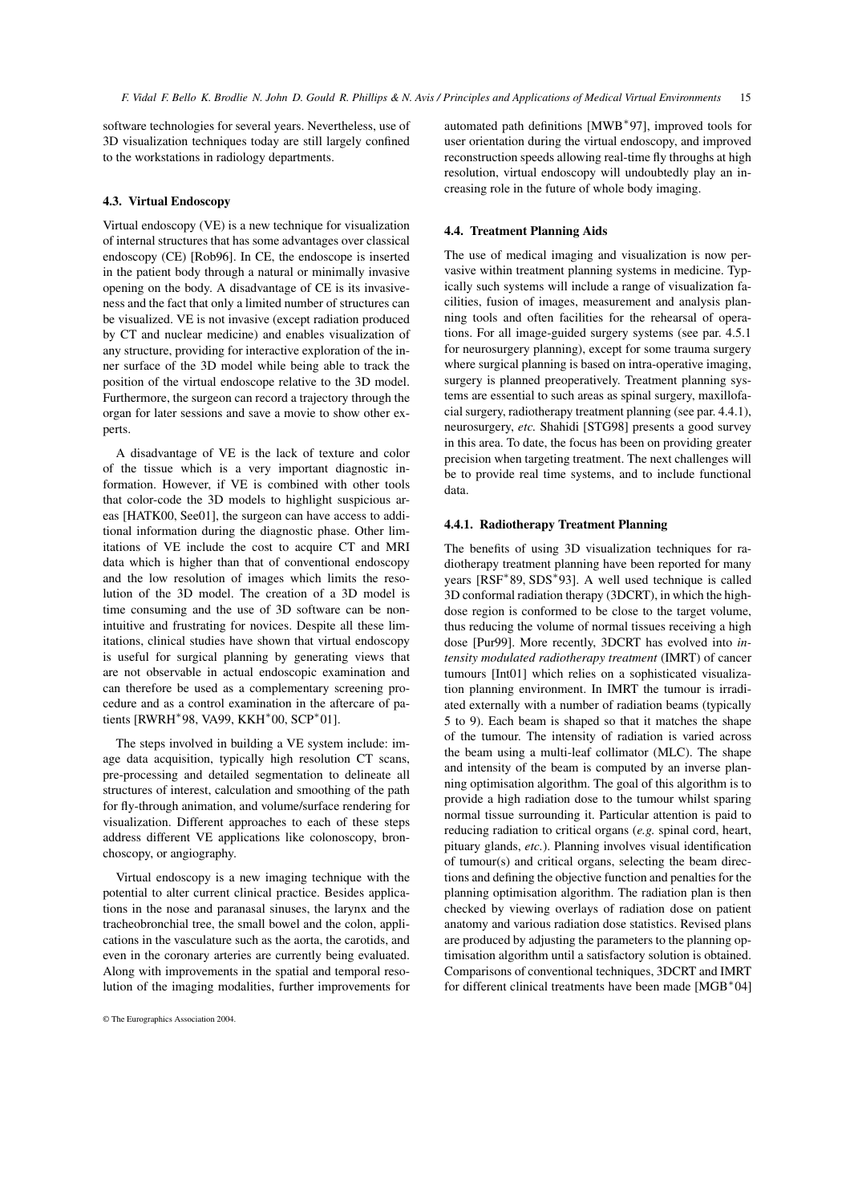software technologies for several years. Nevertheless, use of 3D visualization techniques today are still largely confined to the workstations in radiology departments.

### 4.3. Virtual Endoscopy

Virtual endoscopy (VE) is a new technique for visualization of internal structures that has some advantages over classical endoscopy (CE) [Rob96]. In CE, the endoscope is inserted in the patient body through a natural or minimally invasive opening on the body. A disadvantage of CE is its invasiveness and the fact that only a limited number of structures can be visualized. VE is not invasive (except radiation produced by CT and nuclear medicine) and enables visualization of any structure, providing for interactive exploration of the inner surface of the 3D model while being able to track the position of the virtual endoscope relative to the 3D model. Furthermore, the surgeon can record a trajectory through the organ for later sessions and save a movie to show other experts.

A disadvantage of VE is the lack of texture and color of the tissue which is a very important diagnostic information. However, if VE is combined with other tools that color-code the 3D models to highlight suspicious areas [HATK00, See01], the surgeon can have access to additional information during the diagnostic phase. Other limitations of VE include the cost to acquire CT and MRI data which is higher than that of conventional endoscopy and the low resolution of images which limits the resolution of the 3D model. The creation of a 3D model is time consuming and the use of 3D software can be non-intuitive and frustrating for novices. Despite all these limitations, clinical studies have shown that virtual endoscopy is useful for surgical planning by generating views that are not observable in actual endoscopic examination and can therefore be used as a complementary screening procedure and as a control examination in the aftercare of patients [RWRH*98, VA99, KKH*00, SCP*01].

The steps involved in building a VE system include: image data acquisition, typically high resolution CT scans, pre-processing and detailed segmentation to delineate all structures of interest, calculation and smoothing of the path for fly-through animation, and volume/surface rendering for visualization. Different approaches to each of these steps address different VE applications like colonoscopy, bronchoscopy, or angiography.

Virtual endoscopy is a new imaging technique with the potential to alter current clinical practice. Besides applications in the nose and paranasal sinuses, the larynx and the tracheobronchial tree, the small bowel and the colon, applications in the vasculature such as the aorta, the carotids, and even in the coronary arteries are currently being evaluated. Along with improvements in the spatial and temporal resolution of the imaging modalities, further improvements for automated path definitions [MWB*97], improved tools for user orientation during the virtual endoscopy, and improved reconstruction speeds allowing real-time fly throughs at high resolution, virtual endoscopy will undoubtedly play an increasing role in the future of whole body imaging.

### 4.4. Treatment Planning Aids

The use of medical imaging and visualization is now pervasive within treatment planning systems in medicine. Typically such systems will include a range of visualization facilities, fusion of images, measurement and analysis planning tools and often facilities for the rehearsal of operations. For all image-guided surgery systems (see par. 4.5.1 for neurosurgery planning), except for some trauma surgery where surgical planning is based on intra-operative imaging, surgery is planned preoperatively. Treatment planning systems are essential to such areas as spinal surgery, maxillofacial surgery, radiotherapy treatment planning (see par. 4.4.1), neurosurgery, *etc.* Shahidi [STG98] presents a good survey in this area. To date, the focus has been on providing greater precision when targeting treatment. The next challenges will be to provide real time systems, and to include functional data.

#### 4.4.1. Radiotherapy Treatment Planning

The benefits of using 3D visualization techniques for radiotherapy treatment planning have been reported for many years [RSF*89, SDS*93]. A well used technique is called 3D conformal radiation therapy (3DCRT), in which the high-dose region is conformed to be close to the target volume, thus reducing the volume of normal tissues receiving a high dose [Pur99]. More recently, 3DCRT has evolved into *intensity modulated radiotherapy treatment* (IMRT) of cancer tumours [Int01] which relies on a sophisticated visualization planning environment. In IMRT the tumour is irradiated externally with a number of radiation beams (typically 5 to 9). Each beam is shaped so that it matches the shape of the tumour. The intensity of radiation is varied across the beam using a multi-leaf collimator (MLC). The shape and intensity of the beam is computed by an inverse planning optimisation algorithm. The goal of this algorithm is to provide a high radiation dose to the tumour whilst sparing normal tissue surrounding it. Particular attention is paid to reducing radiation to critical organs (*e.g.* spinal cord, heart, pituary glands, *etc.*). Planning involves visual identification of tumour(s) and critical organs, selecting the beam directions and defining the objective function and penalties for the planning optimisation algorithm. The radiation plan is then checked by viewing overlays of radiation dose on patient anatomy and various radiation dose statistics. Revised plans are produced by adjusting the parameters to the planning optimisation algorithm until a satisfactory solution is obtained. Comparisons of conventional techniques, 3DCRT and IMRT for different clinical treatments have been made [MGB*04]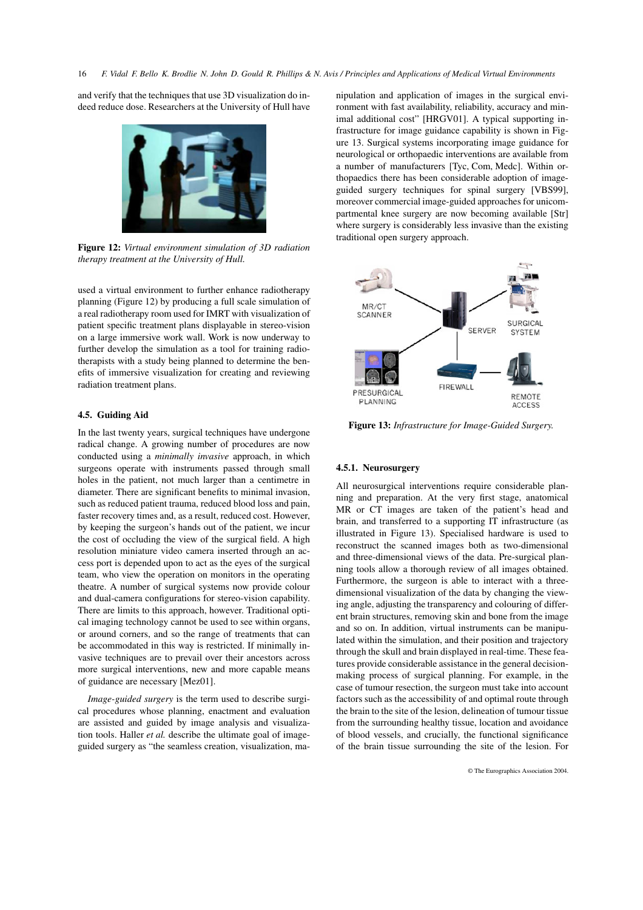and verify that the techniques that use 3D visualization do indeed reduce dose. Researchers at the University of Hull have used a virtual environment to further enhance radiotherapy planning (Figure 12) by producing a full scale simulation of a real radiotherapy room used for IMRT with visualization of patient specific treatment plans displayable in stereo-vision on a large immersive work wall. Work is now underway to further develop the simulation as a tool for training radiotherapists with a study being planned to determine the benefits of immersive visualization for creating and reviewing radiation treatment plans.

**Figure 12:** *Virtual environment simulation of 3D radiation therapy treatment at the University of Hull.*

### 4.5. Guiding Aid

In the last twenty years, surgical techniques have undergone radical change. A growing number of procedures are now conducted using a *minimally invasive* approach, in which surgeons operate with instruments passed through small holes in the patient, not much larger than a centimetre in diameter. There are significant benefits to minimal invasion, such as reduced patient trauma, reduced blood loss and pain, faster recovery times and, as a result, reduced cost. However, by keeping the surgeon's hands out of the patient, we incur the cost of occluding the view of the surgical field. A high resolution miniature video camera inserted through an access port is depended upon to act as the eyes of the surgical team, who view the operation on monitors in the operating theatre. A number of surgical systems now provide colour and dual-camera configurations for stereo-vision capability. There are limits to this approach, however. Traditional optical imaging technology cannot be used to see within organs, or around corners, and so the range of treatments that can be accommodated in this way is restricted. If minimally invasive techniques are to prevail over their ancestors across more surgical interventions, new and more capable means of guidance are necessary [Mez01].

*Image-guided surgery* is the term used to describe surgical procedures whose planning, enactment and evaluation are assisted and guided by image analysis and visualization tools. Haller *et al.* describe the ultimate goal of image-guided surgery as "the seamless creation, visualization, manipulation and application of images in the surgical environment with fast availability, reliability, accuracy and minimal additional cost" [HRGV01]. A typical supporting infrastructure for image guidance capability is shown in Figure 13. Surgical systems incorporating image guidance for neurological or orthopaedic interventions are available from a number of manufacturers [Tyc, Com, Medc]. Within orthopaedics there has been considerable adoption of image-guided surgery techniques for spinal surgery [VBS99], moreover commercial image-guided approaches for unicompartmental knee surgery are now becoming available [Str] where surgery is considerably less invasive than the existing traditional open surgery approach.

MR/CT SCANNER

SERVER

SURGICAL SYSTEM

PRESURGICAL PLANNING

FIREWALL

REMOTE ACCESS

**Figure 13:** *Infrastructure for Image-Guided Surgery.*

#### 4.5.1. Neurosurgery

All neurosurgical interventions require considerable planning and preparation. At the very first stage, anatomical MR or CT images are taken of the patient's head and brain, and transferred to a supporting IT infrastructure (as illustrated in Figure 13). Specialised hardware is used to reconstruct the scanned images both as two-dimensional and three-dimensional views of the data. Pre-surgical planning tools allow a thorough review of all images obtained. Furthermore, the surgeon is able to interact with a three-dimensional visualization of the data by changing the viewing angle, adjusting the transparency and colouring of different brain structures, removing skin and bone from the image and so on. In addition, virtual instruments can be manipulated within the simulation, and their position and trajectory through the skull and brain displayed in real-time. These features provide considerable assistance in the general decision-making process of surgical planning. For example, in the case of tumour resection, the surgeon must take into account factors such as the accessibility of and optimal route through the brain to the site of the lesion, delineation of tumour tissue from the surrounding healthy tissue, location and avoidance of blood vessels, and crucially, the functional significance of the brain tissue surrounding the site of the lesion. For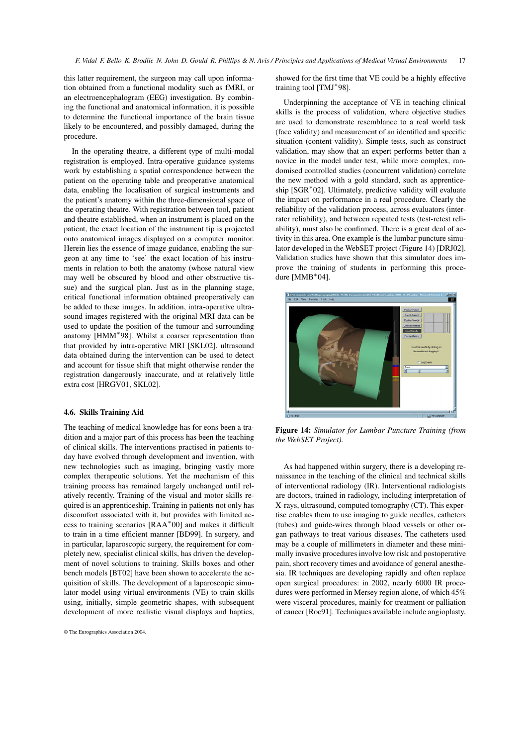this latter requirement, the surgeon may call upon information obtained from a functional modality such as fMRI, or an electroencephalogram (EEG) investigation. By combining the functional and anatomical information, it is possible to determine the functional importance of the brain tissue likely to be encountered, and possibly damaged, during the procedure.

In the operating theatre, a different type of multi-modal registration is employed. Intra-operative guidance systems work by establishing a spatial correspondence between the patient on the operating table and preoperative anatomical data, enabling the localisation of surgical instruments and the patient's anatomy within the three-dimensional space of the operating theatre. With registration between tool, patient and theatre established, when an instrument is placed on the patient, the exact location of the instrument tip is projected onto anatomical images displayed on a computer monitor. Herein lies the essence of image guidance, enabling the surgeon at any time to 'see' the exact location of his instruments in relation to both the anatomy (whose natural view may well be obscured by blood and other obstructive tissue) and the surgical plan. Just as in the planning stage, critical functional information obtained preoperatively can be added to these images. In addition, intra-operative ultrasound images registered with the original MRI data can be used to update the position of the tumour and surrounding anatomy [HMM*98]. Whilst a coarser representation than that provided by intra-operative MRI [SKL02], ultrasound data obtained during the intervention can be used to detect and account for tissue shift that might otherwise render the registration dangerously inaccurate, and at relatively little extra cost [HRGV01, SKL02].

### 4.6. Skills Training Aid

The teaching of medical knowledge has for eons been a tradition and a major part of this process has been the teaching of clinical skills. The interventions practised in patients today have evolved through development and invention, with new technologies such as imaging, bringing vastly more complex therapeutic solutions. Yet the mechanism of this training process has remained largely unchanged until relatively recently. Training of the visual and motor skills required is an apprenticeship. Training in patients not only has discomfort associated with it, but provides with limited access to training scenarios [RAA*00] and makes it difficult to train in a time efficient manner [BD99]. In surgery, and in particular, laparoscopic surgery, the requirement for completely new, specialist clinical skills, has driven the development of novel solutions to training. Skills boxes and other bench models [BT02] have been shown to accelerate the acquisition of skills. The development of a laparoscopic simulator model using virtual environments (VE) to train skills using, initially, simple geometric shapes, with subsequent development of more realistic visual displays and haptics, showed for the first time that VE could be a highly effective training tool [TMJ*98].

Underpinning the acceptance of VE in teaching clinical skills is the process of validation, where objective studies are used to demonstrate resemblance to a real world task (face validity) and measurement of an identified and specific situation (content validity). Simple tests, such as construct validation, may show that an expert performs better than a novice in the model under test, while more complex, randomised controlled studies (concurrent validation) correlate the new method with a gold standard, such as apprenticeship [SGR*02]. Ultimately, predictive validity will evaluate the impact on performance in a real procedure. Clearly the reliability of the validation process, across evaluators (inter-rater reliability), and between repeated tests (test-retest reliability), must also be confirmed. There is a great deal of activity in this area. One example is the lumbar puncture simulator developed in the WebSET project (Figure 14) [DRJ02]. Validation studies have shown that this simulator does improve the training of students in performing this procedure [MMB*04].

**Figure 14:** *Simulator for Lumbar Puncture Training (from the WebSET Project).*

As had happened within surgery, there is a developing renaissance in the teaching of the clinical and technical skills of interventional radiology (IR). Interventional radiologists are doctors, trained in radiology, including interpretation of X-rays, ultrasound, computed tomography (CT). This expertise enables them to use imaging to guide needles, catheters (tubes) and guide-wires through blood vessels or other organ pathways to treat various diseases. The catheters used may be a couple of millimeters in diameter and these minimally invasive procedures involve low risk and postoperative pain, short recovery times and avoidance of general anesthesia. IR techniques are developing rapidly and often replace open surgical procedures: in 2002, nearly 6000 IR procedures were performed in Mersey region alone, of which 45% were visceral procedures, mainly for treatment or palliation of cancer [Roc91]. Techniques available include angioplasty,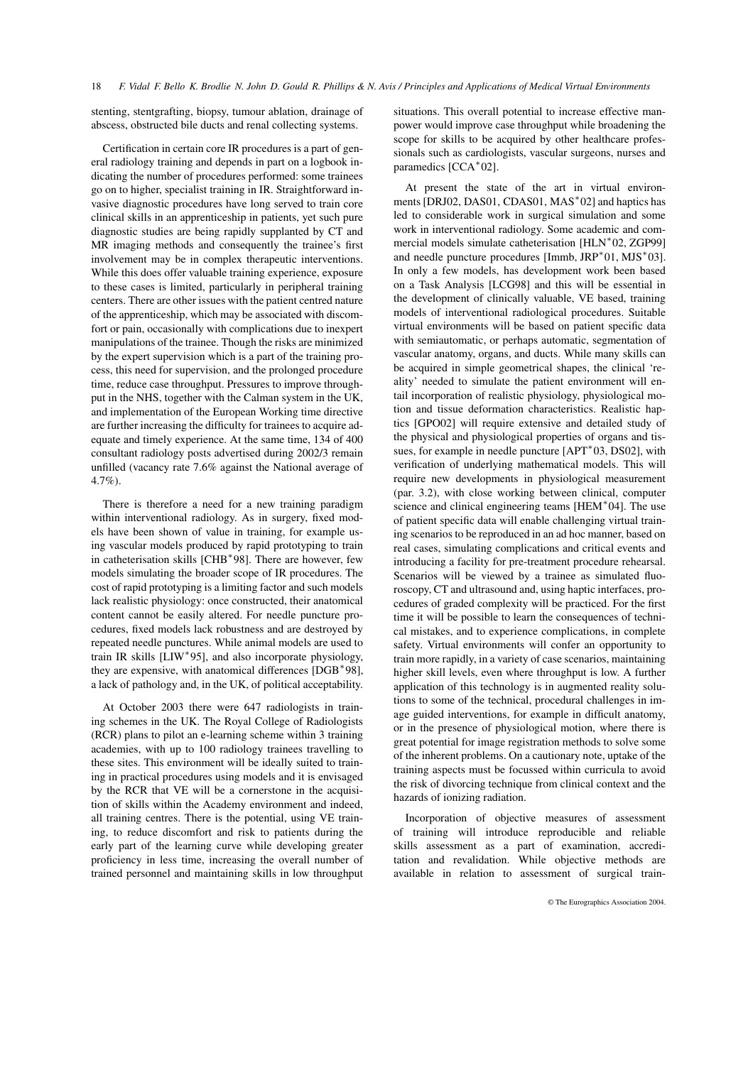stenting, stentgrafting, biopsy, tumour ablation, drainage of abscess, obstructed bile ducts and renal collecting systems.

Certification in certain core IR procedures is a part of general radiology training and depends in part on a logbook indicating the number of procedures performed: some trainees go on to higher, specialist training in IR. Straightforward invasive diagnostic procedures have long served to train core clinical skills in an apprenticeship in patients, yet such pure diagnostic studies are being rapidly supplanted by CT and MR imaging methods and consequently the trainee's first involvement may be in complex therapeutic interventions. While this does offer valuable training experience, exposure to these cases is limited, particularly in peripheral training centers. There are other issues with the patient centred nature of the apprenticeship, which may be associated with discomfort or pain, occasionally with complications due to inexpert manipulations of the trainee. Though the risks are minimized by the expert supervision which is a part of the training process, this need for supervision, and the prolonged procedure time, reduce case throughput. Pressures to improve throughput in the NHS, together with the Calman system in the UK, and implementation of the European Working time directive are further increasing the difficulty for trainees to acquire adequate and timely experience. At the same time, 134 of 400 consultant radiology posts advertised during 2002/3 remain unfilled (vacancy rate 7.6% against the National average of 4.7%).

There is therefore a need for a new training paradigm within interventional radiology. As in surgery, fixed models have been shown of value in training, for example using vascular models produced by rapid prototyping to train in catheterisation skills [CHB*98]. There are however, few models simulating the broader scope of IR procedures. The cost of rapid prototyping is a limiting factor and such models lack realistic physiology: once constructed, their anatomical content cannot be easily altered. For needle puncture procedures, fixed models lack robustness and are destroyed by repeated needle punctures. While animal models are used to train IR skills [LIW*95], and also incorporate physiology, they are expensive, with anatomical differences [DGB*98], a lack of pathology and, in the UK, of political acceptability.

At October 2003 there were 647 radiologists in training schemes in the UK. The Royal College of Radiologists (RCR) plans to pilot an e-learning scheme within 3 training academies, with up to 100 radiology trainees travelling to these sites. This environment will be ideally suited to training in practical procedures using models and it is envisaged by the RCR that VE will be a cornerstone in the acquisition of skills within the Academy environment and indeed, all training centres. There is the potential, using VE training, to reduce discomfort and risk to patients during the early part of the learning curve while developing greater proficiency in less time, increasing the overall number of trained personnel and maintaining skills in low throughput situations. This overall potential to increase effective manpower would improve case throughput while broadening the scope for skills to be acquired by other healthcare professionals such as cardiologists, vascular surgeons, nurses and paramedics [CCA*02].

At present the state of the art in virtual environments [DRJ02, DAS01, CDAS01, MAS*02] and haptics has led to considerable work in surgical simulation and some work in interventional radiology. Some academic and commercial models simulate catheterisation [HLN*02, ZGP99] and needle puncture procedures [Immb, JRP*01, MJS*03]. In only a few models, has development work been based on a Task Analysis [LCG98] and this will be essential in the development of clinically valuable, VE based, training models of interventional radiological procedures. Suitable virtual environments will be based on patient specific data with semiautomatic, or perhaps automatic, segmentation of vascular anatomy, organs, and ducts. While many skills can be acquired in simple geometrical shapes, the clinical 'reality' needed to simulate the patient environment will entail incorporation of realistic physiology, physiological motion and tissue deformation characteristics. Realistic haptics [GPO02] will require extensive and detailed study of the physical and physiological properties of organs and tissues, for example in needle puncture [APT*03, DS02], with verification of underlying mathematical models. This will require new developments in physiological measurement (par. 3.2), with close working between clinical, computer science and clinical engineering teams [HEM*04]. The use of patient specific data will enable challenging virtual training scenarios to be reproduced in an ad hoc manner, based on real cases, simulating complications and critical events and introducing a facility for pre-treatment procedure rehearsal. Scenarios will be viewed by a trainee as simulated fluoroscopy, CT and ultrasound and, using haptic interfaces, procedures of graded complexity will be practiced. For the first time it will be possible to learn the consequences of technical mistakes, and to experience complications, in complete safety. Virtual environments will confer an opportunity to train more rapidly, in a variety of case scenarios, maintaining higher skill levels, even where throughput is low. A further application of this technology is in augmented reality solutions to some of the technical, procedural challenges in image guided interventions, for example in difficult anatomy, or in the presence of physiological motion, where there is great potential for image registration methods to solve some of the inherent problems. On a cautionary note, uptake of the training aspects must be focussed within curricula to avoid the risk of divorcing technique from clinical context and the hazards of ionizing radiation.

Incorporation of objective measures of assessment of training will introduce reproducible and reliable skills assessment as a part of examination, accreditation and revalidation. While objective methods are available in relation to assessment of surgical train-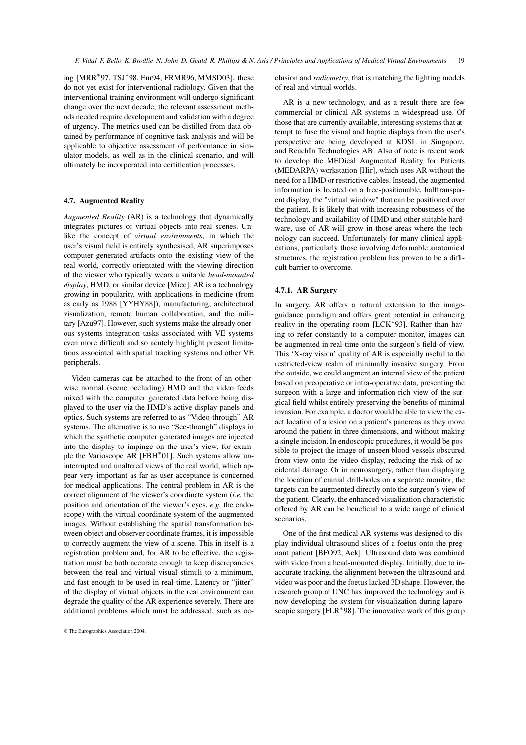ing [MRR*97, TSJ*98, Eur94, FRMR96, MMSD03], these do not yet exist for interventional radiology. Given that the interventional training environment will undergo significant change over the next decade, the relevant assessment methods needed require development and validation with a degree of urgency. The metrics used can be distilled from data obtained by performance of cognitive task analysis and will be applicable to objective assessment of performance in simulator models, as well as in the clinical scenario, and will ultimately be incorporated into certification processes.

### 4.7. Augmented Reality

*Augmented Reality* (AR) is a technology that dynamically integrates pictures of virtual objects into real scenes. Unlike the concept of *virtual environments*, in which the user's visual field is entirely synthesised, AR superimposes computer-generated artifacts onto the existing view of the real world, correctly orientated with the viewing direction of the viewer who typically wears a suitable *head-mounted display*, HMD, or similar device [Micc]. AR is a technology growing in popularity, with applications in medicine (from as early as 1988 [YYHY88]), manufacturing, architectural visualization, remote human collaboration, and the military [Azu97]. However, such systems make the already onerous systems integration tasks associated with VE systems even more difficult and so acutely highlight present limitations associated with spatial tracking systems and other VE peripherals.

Video cameras can be attached to the front of an otherwise normal (scene occluding) HMD and the video feeds mixed with the computer generated data before being displayed to the user via the HMD's active display panels and optics. Such systems are referred to as "Video-through" AR systems. The alternative is to use "See-through" displays in which the synthetic computer generated images are injected into the display to impinge on the user's view, for example the Varioscope AR [FBH*01]. Such systems allow uninterrupted and unaltered views of the real world, which appear very important as far as user acceptance is concerned for medical applications. The central problem in AR is the correct alignment of the viewer's coordinate system (*i.e.* the position and orientation of the viewer's eyes, *e.g.* the endoscope) with the virtual coordinate system of the augmented images. Without establishing the spatial transformation between object and observer coordinate frames, it is impossible to correctly augment the view of a scene. This in itself is a registration problem and, for AR to be effective, the registration must be both accurate enough to keep discrepancies between the real and virtual visual stimuli to a minimum, and fast enough to be used in real-time. Latency or "jitter" of the display of virtual objects in the real environment can degrade the quality of the AR experience severely. There are additional problems which must be addressed, such as occlusion and *radiometry*, that is matching the lighting models of real and virtual worlds.

AR is a new technology, and as a result there are few commercial or clinical AR systems in widespread use. Of those that are currently available, interesting systems that attempt to fuse the visual and haptic displays from the user's perspective are being developed at KDSL in Singapore, and ReachIn Technologies AB. Also of note is recent work to develop the MEDical Augmented Reality for Patients (MEDARPA) workstation [Hir], which uses AR without the need for a HMD or restrictive cables. Instead, the augmented information is located on a free-positionable, halftransparent display, the "virtual window" that can be positioned over the patient. It is likely that with increasing robustness of the technology and availability of HMD and other suitable hardware, use of AR will grow in those areas where the technology can succeed. Unfortunately for many clinical applications, particularly those involving deformable anatomical structures, the registration problem has proven to be a difficult barrier to overcome.

#### 4.7.1. AR Surgery

In surgery, AR offers a natural extension to the image-guidance paradigm and offers great potential in enhancing reality in the operating room [LCK*93]. Rather than having to refer constantly to a computer monitor, images can be augmented in real-time onto the surgeon's field-of-view. This 'X-ray vision' quality of AR is especially useful to the restricted-view realm of minimally invasive surgery. From the outside, we could augment an internal view of the patient based on preoperative or intra-operative data, presenting the surgeon with a large and information-rich view of the surgical field whilst entirely preserving the benefits of minimal invasion. For example, a doctor would be able to view the exact location of a lesion on a patient's pancreas as they move around the patient in three dimensions, and without making a single incision. In endoscopic procedures, it would be possible to project the image of unseen blood vessels obscured from view onto the video display, reducing the risk of accidental damage. Or in neurosurgery, rather than displaying the location of cranial drill-holes on a separate monitor, the targets can be augmented directly onto the surgeon's view of the patient. Clearly, the enhanced visualization characteristic offered by AR can be beneficial to a wide range of clinical scenarios.

One of the first medical AR systems was designed to display individual ultrasound slices of a foetus onto the pregnant patient [BFO92, Ack]. Ultrasound data was combined with video from a head-mounted display. Initially, due to inaccurate tracking, the alignment between the ultrasound and video was poor and the foetus lacked 3D shape. However, the research group at UNC has improved the technology and is now developing the system for visualization during laparoscopic surgery [FLR*98]. The innovative work of this group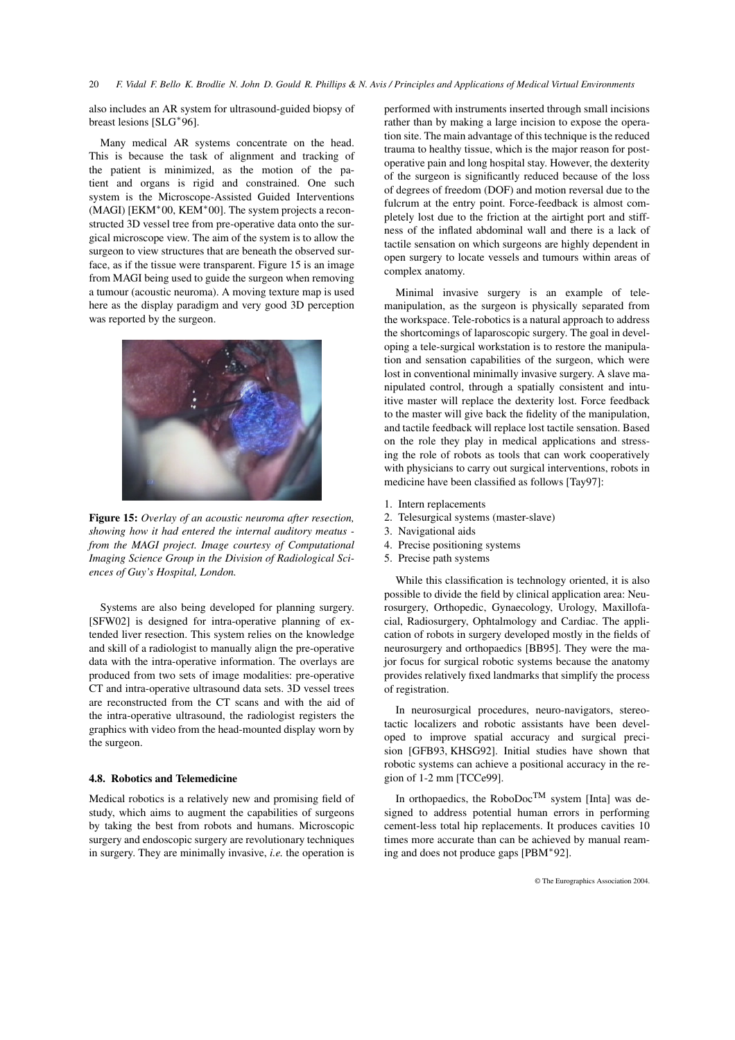also includes an AR system for ultrasound-guided biopsy of breast lesions [SLG*96].

Many medical AR systems concentrate on the head. This is because the task of alignment and tracking of the patient is minimized, as the motion of the patient and organs is rigid and constrained. One such system is the Microscope-Assisted Guided Interventions (MAGI) [EKM*00, KEM*00]. The system projects a reconstructed 3D vessel tree from pre-operative data onto the surgical microscope view. The aim of the system is to allow the surgeon to view structures that are beneath the observed surface, as if the tissue were transparent. Figure 15 is an image from MAGI being used to guide the surgeon when removing a tumour (acoustic neuroma). A moving texture map is used here as the display paradigm and very good 3D perception was reported by the surgeon.

**Figure 15:** *Overlay of an acoustic neuroma after resection, showing how it had entered the internal auditory meatus - from the MAGI project. Image courtesy of Computational Imaging Science Group in the Division of Radiological Sciences of Guy's Hospital, London.*

Systems are also being developed for planning surgery. [SFW02] is designed for intra-operative planning of extended liver resection. This system relies on the knowledge and skill of a radiologist to manually align the pre-operative data with the intra-operative information. The overlays are produced from two sets of image modalities: pre-operative CT and intra-operative ultrasound data sets. 3D vessel trees are reconstructed from the CT scans and with the aid of the intra-operative ultrasound, the radiologist registers the graphics with video from the head-mounted display worn by the surgeon.

### 4.8. Robotics and Telemedicine

Medical robotics is a relatively new and promising field of study, which aims to augment the capabilities of surgeons by taking the best from robots and humans. Microscopic surgery and endoscopic surgery are revolutionary techniques in surgery. They are minimally invasive, *i.e.* the operation is performed with instruments inserted through small incisions rather than by making a large incision to expose the operation site. The main advantage of this technique is the reduced trauma to healthy tissue, which is the major reason for post-operative pain and long hospital stay. However, the dexterity of the surgeon is significantly reduced because of the loss of degrees of freedom (DOF) and motion reversal due to the fulcrum at the entry point. Force-feedback is almost completely lost due to the friction at the airtight port and stiffness of the inflated abdominal wall and there is a lack of tactile sensation on which surgeons are highly dependent in open surgery to locate vessels and tumours within areas of complex anatomy.

Minimal invasive surgery is an example of tele-manipulation, as the surgeon is physically separated from the workspace. Tele-robotics is a natural approach to address the shortcomings of laparoscopic surgery. The goal in developing a tele-surgical workstation is to restore the manipulation and sensation capabilities of the surgeon, which were lost in conventional minimally invasive surgery. A slave manipulated control, through a spatially consistent and intuitive master will replace the dexterity lost. Force feedback to the master will give back the fidelity of the manipulation, and tactile feedback will replace lost tactile sensation. Based on the role they play in medical applications and stressing the role of robots as tools that can work cooperatively with physicians to carry out surgical interventions, robots in medicine have been classified as follows [Tay97]:

1. Intern replacements
2. Telesurgical systems (master-slave)
3. Navigational aids
4. Precise positioning systems
5. Precise path systems

While this classification is technology oriented, it is also possible to divide the field by clinical application area: Neurosurgery, Orthopedic, Gynaecology, Urology, Maxillofacial, Radiosurgery, Ophtalmology and Cardiac. The application of robots in surgery developed mostly in the fields of neurosurgery and orthopaedics [BB95]. They were the major focus for surgical robotic systems because the anatomy provides relatively fixed landmarks that simplify the process of registration.

In neurosurgical procedures, neuro-navigators, stereotactic localizers and robotic assistants have been developed to improve spatial accuracy and surgical precision [GFB93, KHSG92]. Initial studies have shown that robotic systems can achieve a positional accuracy in the region of 1-2 mm [TCCe99].

In orthopaedics, the RoboDoc$^{TM}$ system [Inta] was designed to address potential human errors in performing cement-less total hip replacements. It produces cavities 10 times more accurate than can be achieved by manual reaming and does not produce gaps [PBM*92].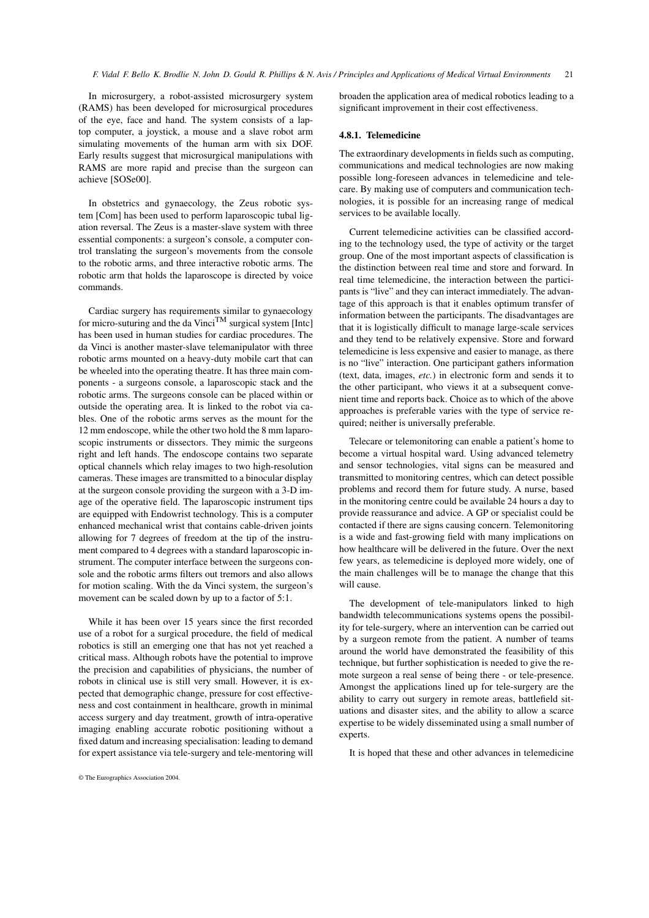In microsurgery, a robot-assisted microsurgery system (RAMS) has been developed for microsurgical procedures of the eye, face and hand. The system consists of a laptop computer, a joystick, a mouse and a slave robot arm simulating movements of the human arm with six DOF. Early results suggest that microsurgical manipulations with RAMS are more rapid and precise than the surgeon can achieve [SOSe00].

In obstetrics and gynaecology, the Zeus robotic system [Com] has been used to perform laparoscopic tubal ligation reversal. The Zeus is a master-slave system with three essential components: a surgeon's console, a computer control translating the surgeon's movements from the console to the robotic arms, and three interactive robotic arms. The robotic arm that holds the laparoscope is directed by voice commands.

Cardiac surgery has requirements similar to gynaecology for micro-suturing and the da Vinci$^{TM}$ surgical system [Intc] has been used in human studies for cardiac procedures. The da Vinci is another master-slave telemanipulator with three robotic arms mounted on a heavy-duty mobile cart that can be wheeled into the operating theatre. It has three main components - a surgeons console, a laparoscopic stack and the robotic arms. The surgeons console can be placed within or outside the operating area. It is linked to the robot via cables. One of the robotic arms serves as the mount for the 12 mm endoscope, while the other two hold the 8 mm laparoscopic instruments or dissectors. They mimic the surgeons right and left hands. The endoscope contains two separate optical channels which relay images to two high-resolution cameras. These images are transmitted to a binocular display at the surgeon console providing the surgeon with a 3-D image of the operative field. The laparoscopic instrument tips are equipped with Endowrist technology. This is a computer enhanced mechanical wrist that contains cable-driven joints allowing for 7 degrees of freedom at the tip of the instrument compared to 4 degrees with a standard laparoscopic instrument. The computer interface between the surgeons console and the robotic arms filters out tremors and also allows for motion scaling. With the da Vinci system, the surgeon's movement can be scaled down by up to a factor of 5:1.

While it has been over 15 years since the first recorded use of a robot for a surgical procedure, the field of medical robotics is still an emerging one that has not yet reached a critical mass. Although robots have the potential to improve the precision and capabilities of physicians, the number of robots in clinical use is still very small. However, it is expected that demographic change, pressure for cost effectiveness and cost containment in healthcare, growth in minimal access surgery and day treatment, growth of intra-operative imaging enabling accurate robotic positioning without a fixed datum and increasing specialisation: leading to demand for expert assistance via tele-surgery and tele-mentoring will broaden the application area of medical robotics leading to a significant improvement in their cost effectiveness.

#### 4.8.1. Telemedicine

The extraordinary developments in fields such as computing, communications and medical technologies are now making possible long-foreseen advances in telemedicine and telecare. By making use of computers and communication technologies, it is possible for an increasing range of medical services to be available locally.

Current telemedicine activities can be classified according to the technology used, the type of activity or the target group. One of the most important aspects of classification is the distinction between real time and store and forward. In real time telemedicine, the interaction between the participants is "live" and they can interact immediately. The advantage of this approach is that it enables optimum transfer of information between the participants. The disadvantages are that it is logistically difficult to manage large-scale services and they tend to be relatively expensive. Store and forward telemedicine is less expensive and easier to manage, as there is no "live" interaction. One participant gathers information (text, data, images, *etc.*) in electronic form and sends it to the other participant, who views it at a subsequent convenient time and reports back. Choice as to which of the above approaches is preferable varies with the type of service required; neither is universally preferable.

Telecare or telemonitoring can enable a patient's home to become a virtual hospital ward. Using advanced telemetry and sensor technologies, vital signs can be measured and transmitted to monitoring centres, which can detect possible problems and record them for future study. A nurse, based in the monitoring centre could be available 24 hours a day to provide reassurance and advice. A GP or specialist could be contacted if there are signs causing concern. Telemonitoring is a wide and fast-growing field with many implications on how healthcare will be delivered in the future. Over the next few years, as telemedicine is deployed more widely, one of the main challenges will be to manage the change that this will cause.

The development of tele-manipulators linked to high bandwidth telecommunications systems opens the possibility for tele-surgery, where an intervention can be carried out by a surgeon remote from the patient. A number of teams around the world have demonstrated the feasibility of this technique, but further sophistication is needed to give the remote surgeon a real sense of being there - or tele-presence. Amongst the applications lined up for tele-surgery are the ability to carry out surgery in remote areas, battlefield situations and disaster sites, and the ability to allow a scarce expertise to be widely disseminated using a small number of experts.

It is hoped that these and other advances in telemedicine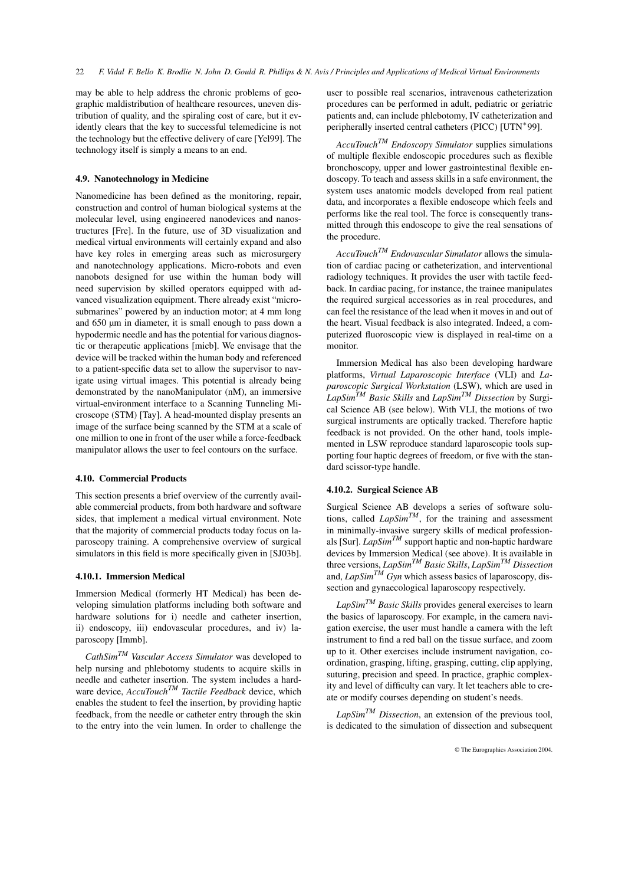may be able to help address the chronic problems of geographic maldistribution of healthcare resources, uneven distribution of quality, and the spiraling cost of care, but it evidently clears that the key to successful telemedicine is not the technology but the effective delivery of care [Yel99]. The technology itself is simply a means to an end.

### 4.9. Nanotechnology in Medicine

Nanomedicine has been defined as the monitoring, repair, construction and control of human biological systems at the molecular level, using engineered nanodevices and nanostructures [Fre]. In the future, use of 3D visualization and medical virtual environments will certainly expand and also have key roles in emerging areas such as microsurgery and nanotechnology applications. Micro-robots and even nanobots designed for use within the human body will need supervision by skilled operators equipped with advanced visualization equipment. There already exist "micro-submarines" powered by an induction motor; at 4 mm long and 650 µm in diameter, it is small enough to pass down a hypodermic needle and has the potential for various diagnostic or therapeutic applications [micb]. We envisage that the device will be tracked within the human body and referenced to a patient-specific data set to allow the supervisor to navigate using virtual images. This potential is already being demonstrated by the nanoManipulator (nM), an immersive virtual-environment interface to a Scanning Tunneling Microscope (STM) [Tay]. A head-mounted display presents an image of the surface being scanned by the STM at a scale of one million to one in front of the user while a force-feedback manipulator allows the user to feel contours on the surface.

### 4.10. Commercial Products

This section presents a brief overview of the currently available commercial products, from both hardware and software sides, that implement a medical virtual environment. Note that the majority of commercial products today focus on laparoscopy training. A comprehensive overview of surgical simulators in this field is more specifically given in [SJ03b].

#### 4.10.1. Immersion Medical

Immersion Medical (formerly HT Medical) has been developing simulation platforms including both software and hardware solutions for i) needle and catheter insertion, ii) endoscopy, iii) endovascular procedures, and iv) laparoscopy [Immb].

*CathSim^TM Vascular Access Simulator* was developed to help nursing and phlebotomy students to acquire skills in needle and catheter insertion. The system includes a hardware device, *AccuTouch^TM Tactile Feedback* device, which enables the student to feel the insertion, by providing haptic feedback, from the needle or catheter entry through the skin to the entry into the vein lumen. In order to challenge the user to possible real scenarios, intravenous catheterization procedures can be performed in adult, pediatric or geriatric patients and, can include phlebotomy, IV catheterization and peripherally inserted central catheters (PICC) [UTN*99].

*AccuTouch^TM Endoscopy Simulator* supplies simulations of multiple flexible endoscopic procedures such as flexible bronchoscopy, upper and lower gastrointestinal flexible endoscopy. To teach and assess skills in a safe environment, the system uses anatomic models developed from real patient data, and incorporates a flexible endoscope which feels and performs like the real tool. The force is consequently transmitted through this endoscope to give the real sensations of the procedure.

*AccuTouch^TM Endovascular Simulator* allows the simulation of cardiac pacing or catheterization, and interventional radiology techniques. It provides the user with tactile feedback. In cardiac pacing, for instance, the trainee manipulates the required surgical accessories as in real procedures, and can feel the resistance of the lead when it moves in and out of the heart. Visual feedback is also integrated. Indeed, a computerized fluoroscopic view is displayed in real-time on a monitor.

Immersion Medical has also been developing hardware platforms, *Virtual Laparoscopic Interface* (VLI) and *Laparoscopic Surgical Workstation* (LSW), which are used in *LapSim^TM Basic Skills* and *LapSim^TM Dissection* by Surgical Science AB (see below). With VLI, the motions of two surgical instruments are optically tracked. Therefore haptic feedback is not provided. On the other hand, tools implemented in LSW reproduce standard laparoscopic tools supporting four haptic degrees of freedom, or five with the standard scissor-type handle.

#### 4.10.2. Surgical Science AB

Surgical Science AB develops a series of software solutions, called *LapSim^TM*, for the training and assessment in minimally-invasive surgery skills of medical professionals [Sur]. *LapSim^TM* support haptic and non-haptic hardware devices by Immersion Medical (see above). It is available in three versions, *LapSim^TM Basic Skills*, *LapSim^TM Dissection* and, *LapSim^TM Gyn* which assess basics of laparoscopy, dissection and gynaecological laparoscopy respectively.

*LapSim^TM Basic Skills* provides general exercises to learn the basics of laparoscopy. For example, in the camera navigation exercise, the user must handle a camera with the left instrument to find a red ball on the tissue surface, and zoom up to it. Other exercises include instrument navigation, coordination, grasping, lifting, grasping, cutting, clip applying, suturing, precision and speed. In practice, graphic complexity and level of difficulty can vary. It let teachers able to create or modify courses depending on student's needs.

*LapSim^TM Dissection*, an extension of the previous tool, is dedicated to the simulation of dissection and subsequent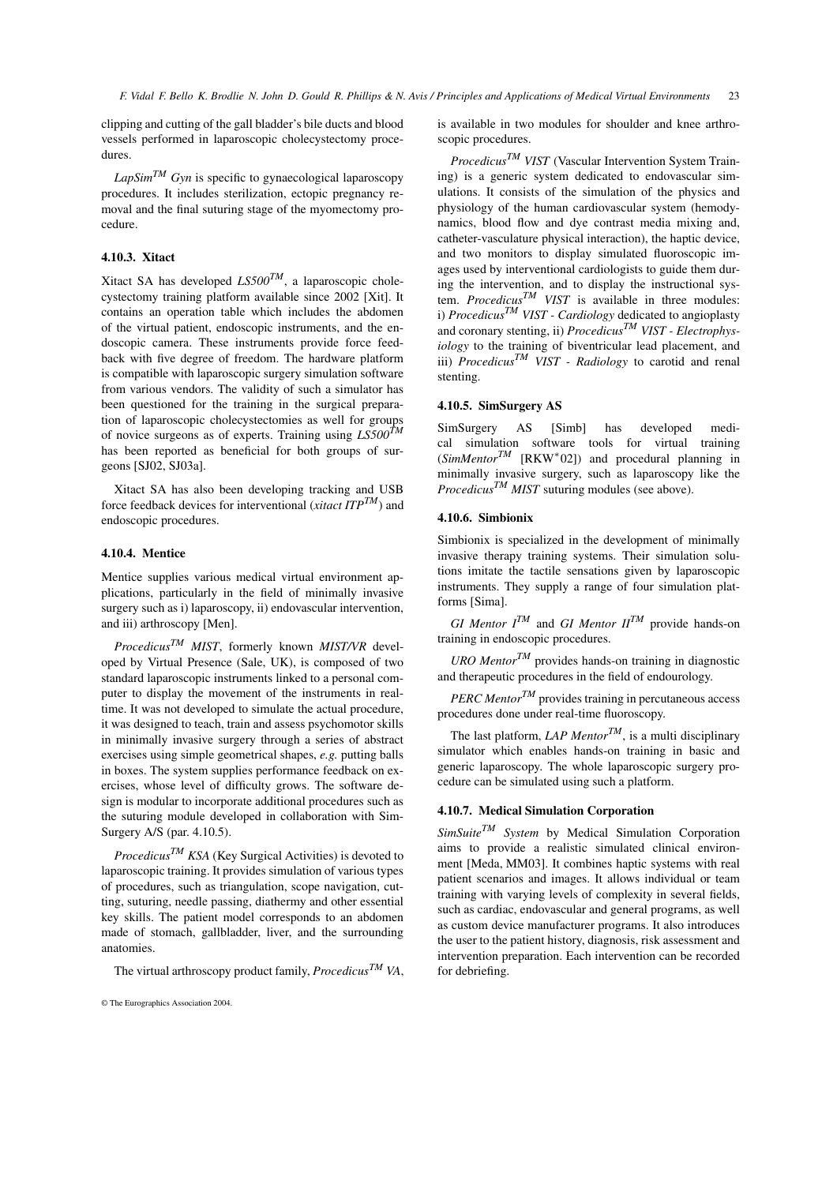clipping and cutting of the gall bladder's bile ducts and blood vessels performed in laparoscopic cholecystectomy procedures.

*LapSim$^{TM}$ Gyn* is specific to gynaecological laparoscopy procedures. It includes sterilization, ectopic pregnancy removal and the final suturing stage of the myomectomy procedure.

### 4.10.3. Xitact

Xitact SA has developed *LS500$^{TM}$*, a laparoscopic cholecystectomy training platform available since 2002 [Xit]. It contains an operation table which includes the abdomen of the virtual patient, endoscopic instruments, and the endoscopic camera. These instruments provide force feedback with five degree of freedom. The hardware platform is compatible with laparoscopic surgery simulation software from various vendors. The validity of such a simulator has been questioned for the training in the surgical preparation of laparoscopic cholecystectomies as well for groups of novice surgeons as of experts. Training using *LS500$^{TM}$* has been reported as beneficial for both groups of surgeons [SJ02, SJ03a].

Xitact SA has also been developing tracking and USB force feedback devices for interventional (*xitact ITP$^{TM}$*) and endoscopic procedures.

### 4.10.4. Mentice

Mentice supplies various medical virtual environment applications, particularly in the field of minimally invasive surgery such as i) laparoscopy, ii) endovascular intervention, and iii) arthroscopy [Men].

*Procedicus$^{TM}$ MIST*, formerly known *MIST/VR* developed by Virtual Presence (Sale, UK), is composed of two standard laparoscopic instruments linked to a personal computer to display the movement of the instruments in real-time. It was not developed to simulate the actual procedure, it was designed to teach, train and assess psychomotor skills in minimally invasive surgery through a series of abstract exercises using simple geometrical shapes, *e.g.* putting balls in boxes. The system supplies performance feedback on exercises, whose level of difficulty grows. The software design is modular to incorporate additional procedures such as the suturing module developed in collaboration with SimSurgery A/S (par. 4.10.5).

*Procedicus$^{TM}$ KSA* (Key Surgical Activities) is devoted to laparoscopic training. It provides simulation of various types of procedures, such as triangulation, scope navigation, cutting, suturing, needle passing, diathermy and other essential key skills. The patient model corresponds to an abdomen made of stomach, gallbladder, liver, and the surrounding anatomies.

The virtual arthroscopy product family, *Procedicus$^{TM}$ VA*, is available in two modules for shoulder and knee arthroscopic procedures.

*Procedicus$^{TM}$ VIST* (Vascular Intervention System Training) is a generic system dedicated to endovascular simulations. It consists of the simulation of the physics and physiology of the human cardiovascular system (hemodynamics, blood flow and dye contrast media mixing and, catheter-vasculature physical interaction), the haptic device, and two monitors to display simulated fluoroscopic images used by interventional cardiologists to guide them during the intervention, and to display the instructional system. *Procedicus$^{TM}$ VIST* is available in three modules: i) *Procedicus$^{TM}$ VIST - Cardiology* dedicated to angioplasty and coronary stenting, ii) *Procedicus$^{TM}$ VIST - Electrophysiology* to the training of biventricular lead placement, and iii) *Procedicus$^{TM}$ VIST - Radiology* to carotid and renal stenting.

### 4.10.5. SimSurgery AS

SimSurgery AS [Simb] has developed medical simulation software tools for virtual training (*SimMentor$^{TM}$* [RKW$^*$02]) and procedural planning in minimally invasive surgery, such as laparoscopy like the *Procedicus$^{TM}$ MIST* suturing modules (see above).

### 4.10.6. Simbionix

Simbionix is specialized in the development of minimally invasive therapy training systems. Their simulation solutions imitate the tactile sensations given by laparoscopic instruments. They supply a range of four simulation platforms [Sima].

*GI Mentor I$^{TM}$* and *GI Mentor II$^{TM}$* provide hands-on training in endoscopic procedures.

*URO Mentor$^{TM}$* provides hands-on training in diagnostic and therapeutic procedures in the field of endourology.

*PERC Mentor$^{TM}$* provides training in percutaneous access procedures done under real-time fluoroscopy.

The last platform, *LAP Mentor$^{TM}$*, is a multi disciplinary simulator which enables hands-on training in basic and generic laparoscopy. The whole laparoscopic surgery procedure can be simulated using such a platform.

### 4.10.7. Medical Simulation Corporation

*SimSuite$^{TM}$ System* by Medical Simulation Corporation aims to provide a realistic simulated clinical environment [Meda, MM03]. It combines haptic systems with real patient scenarios and images. It allows individual or team training with varying levels of complexity in several fields, such as cardiac, endovascular and general programs, as well as custom device manufacturer programs. It also introduces the user to the patient history, diagnosis, risk assessment and intervention preparation. Each intervention can be recorded for debriefing.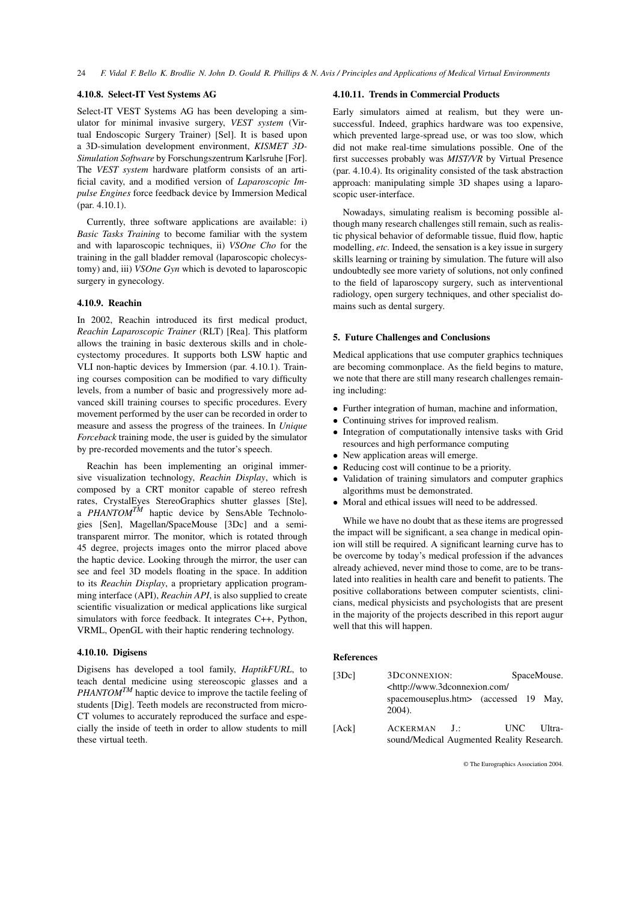#### 4.10.8. Select-IT Vest Systems AG

Select-IT VEST Systems AG has been developing a simulator for minimal invasive surgery, *VEST system* (Virtual Endoscopic Surgery Trainer) [Sel]. It is based upon a 3D-simulation development environment, *KISMET 3D-Simulation Software* by Forschungszentrum Karlsruhe [For]. The *VEST system* hardware platform consists of an artificial cavity, and a modified version of *Laparoscopic Impulse Engines* force feedback device by Immersion Medical (par. 4.10.1).

Currently, three software applications are available: i) *Basic Tasks Training* to become familiar with the system and with laparoscopic techniques, ii) *VSOne Cho* for the training in the gall bladder removal (laparoscopic cholecystomy) and, iii) *VSOne Gyn* which is devoted to laparoscopic surgery in gynecology.

#### 4.10.9. Reachin

In 2002, Reachin introduced its first medical product, *Reachin Laparoscopic Trainer* (RLT) [Rea]. This platform allows the training in basic dexterous skills and in cholecystectomy procedures. It supports both LSW haptic and VLI non-haptic devices by Immersion (par. 4.10.1). Training courses composition can be modified to vary difficulty levels, from a number of basic and progressively more advanced skill training courses to specific procedures. Every movement performed by the user can be recorded in order to measure and assess the progress of the trainees. In *Unique Forceback* training mode, the user is guided by the simulator by pre-recorded movements and the tutor's speech.

Reachin has been implementing an original immersive visualization technology, *Reachin Display*, which is composed by a CRT monitor capable of stereo refresh rates, CrystalEyes StereoGraphics shutter glasses [Ste], a *PHANTOM$^{TM}$* haptic device by SensAble Technologies [Sen], Magellan/SpaceMouse [3Dc] and a semi-transparent mirror. The monitor, which is rotated through 45 degree, projects images onto the mirror placed above the haptic device. Looking through the mirror, the user can see and feel 3D models floating in the space. In addition to its *Reachin Display*, a proprietary application programming interface (API), *Reachin API*, is also supplied to create scientific visualization or medical applications like surgical simulators with force feedback. It integrates C++, Python, VRML, OpenGL with their haptic rendering technology.

#### 4.10.10. Digisens

Digisens has developed a tool family, *HaptikFURL*, to teach dental medicine using stereoscopic glasses and a *PHANTOM$^{TM}$* haptic device to improve the tactile feeling of students [Dig]. Teeth models are reconstructed from micro-CT volumes to accurately reproduced the surface and especially the inside of teeth in order to allow students to mill these virtual teeth.

#### 4.10.11. Trends in Commercial Products

Early simulators aimed at realism, but they were unsuccessful. Indeed, graphics hardware was too expensive, which prevented large-spread use, or was too slow, which did not make real-time simulations possible. One of the first successes probably was *MIST/VR* by Virtual Presence (par. 4.10.4). Its originality consisted of the task abstraction approach: manipulating simple 3D shapes using a laparoscopic user-interface.

Nowadays, simulating realism is becoming possible although many research challenges still remain, such as realistic physical behavior of deformable tissue, fluid flow, haptic modelling, *etc.* Indeed, the sensation is a key issue in surgery skills learning or training by simulation. The future will also undoubtedly see more variety of solutions, not only confined to the field of laparoscopy surgery, such as interventional radiology, open surgery techniques, and other specialist domains such as dental surgery.

## 5. Future Challenges and Conclusions

Medical applications that use computer graphics techniques are becoming commonplace. As the field begins to mature, we note that there are still many research challenges remaining including:

- Further integration of human, machine and information,
- Continuing strives for improved realism.
- Integration of computationally intensive tasks with Grid resources and high performance computing
- New application areas will emerge.
- Reducing cost will continue to be a priority.
- Validation of training simulators and computer graphics algorithms must be demonstrated.
- Moral and ethical issues will need to be addressed.

While we have no doubt that as these items are progressed the impact will be significant, a sea change in medical opinion will still be required. A significant learning curve has to be overcome by today's medical profession if the advances already achieved, never mind those to come, are to be translated into realities in health care and benefit to patients. The positive collaborations between computer scientists, clinicians, medical physicists and psychologists that are present in the majority of the projects described in this report augur well that this will happen.

## References

[3Dc] 3DCONNEXION: SpaceMouse. <http://www.3dconnexion.com/spacemouseplus.htm> (accessed 19 May, 2004).

[Ack] ACKERMAN J.: UNC Ultrasound/Medical Augmented Reality Research.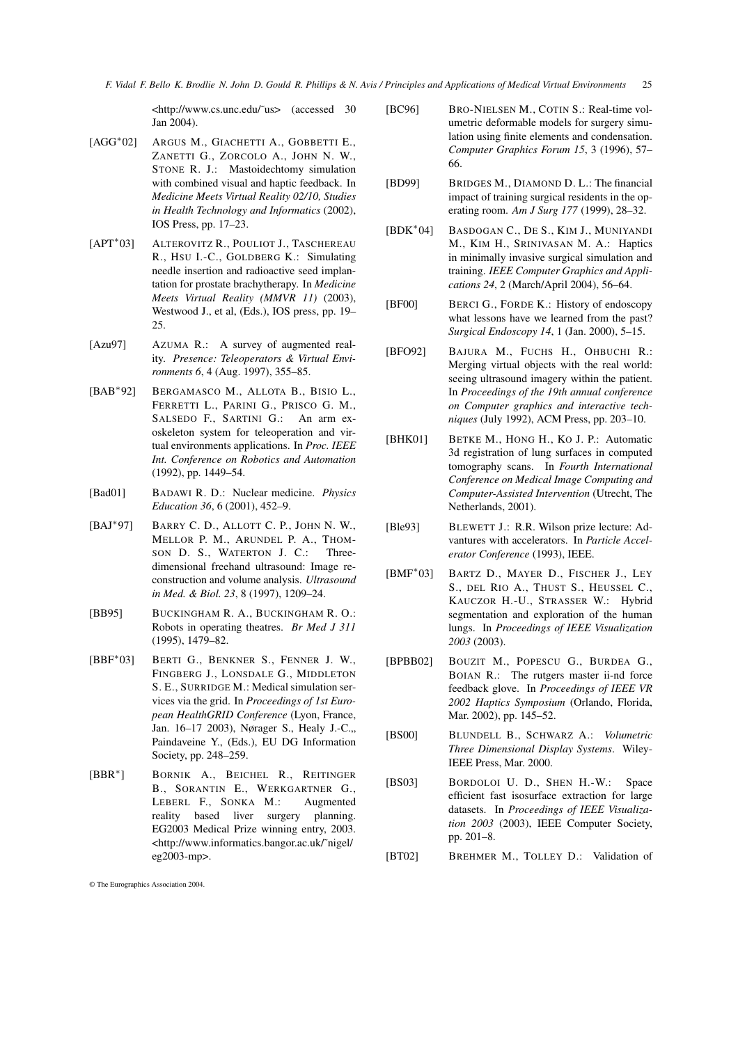<http://www.cs.unc.edu/~us> (accessed 30 Jan 2004).

[AGG*02] ARGUS M., GIACHETTI A., GOBBETTI E., ZANETTI G., ZORCOLO A., JOHN N. W., STONE R. J.: Mastoidechtomy simulation with combined visual and haptic feedback. In *Medicine Meets Virtual Reality 02/10, Studies in Health Technology and Informatics* (2002), IOS Press, pp. 17–23.

[APT*03] ALTEROVITZ R., POULIOT J., TASCHEREAU R., HSU I.-C., GOLDBERG K.: Simulating needle insertion and radioactive seed implantation for prostate brachytherapy. In *Medicine Meets Virtual Reality (MMVR 11)* (2003), Westwood J., et al, (Eds.), IOS press, pp. 19–25.

[Azu97] AZUMA R.: A survey of augmented reality. *Presence: Teleoperators & Virtual Environments 6*, 4 (Aug. 1997), 355–85.

[BAB*92] BERGAMASCO M., ALLOTA B., BISIO L., FERRETTI L., PARINI G., PRISCO G. M., SALSEDO F., SARTINI G.: An arm exoskeleton system for teleoperation and virtual environments applications. In *Proc. IEEE Int. Conference on Robotics and Automation* (1992), pp. 1449–54.

[Bad01] BADAWI R. D.: Nuclear medicine. *Physics Education 36*, 6 (2001), 452–9.

[BAJ*97] BARRY C. D., ALLOTT C. P., JOHN N. W., MELLOR P. M., ARUNDEL P. A., THOMSON D. S., WATERTON J. C.: Three-dimensional freehand ultrasound: Image reconstruction and volume analysis. *Ultrasound in Med. & Biol. 23*, 8 (1997), 1209–24.

[BB95] BUCKINGHAM R. A., BUCKINGHAM R. O.: Robots in operating theatres. *Br Med J 311* (1995), 1479–82.

[BBF*03] BERTI G., BENKNER S., FENNER J. W., FINGBERG J., LONSDALE G., MIDDLETON S. E., SURRIDGE M.: Medical simulation services via the grid. In *Proceedings of 1st European HealthGRID Conference* (Lyon, France, Jan. 16–17 2003), Nørager S., Healy J.-C.,, Paindaveine Y., (Eds.), EU DG Information Society, pp. 248–259.

[BBR*] BORNIK A., BEICHEL R., REITINGER B., SORANTIN E., WERKGARTNER G., LEBERL F., SONKA M.: Augmented reality based liver surgery planning. EG2003 Medical Prize winning entry, 2003. <http://www.informatics.bangor.ac.uk/~nigel/eg2003-mp>.

[BC96] BRO-NIELSEN M., COTIN S.: Real-time volumetric deformable models for surgery simulation using finite elements and condensation. *Computer Graphics Forum 15*, 3 (1996), 57–66.

[BD99] BRIDGES M., DIAMOND D. L.: The financial impact of training surgical residents in the operating room. *Am J Surg 177* (1999), 28–32.

[BDK*04] BASDOGAN C., DE S., KIM J., MUNIYANDI M., KIM H., SRINIVASAN M. A.: Haptics in minimally invasive surgical simulation and training. *IEEE Computer Graphics and Applications 24*, 2 (March/April 2004), 56–64.

[BF00] BERCI G., FORDE K.: History of endoscopy what lessons have we learned from the past? *Surgical Endoscopy 14*, 1 (Jan. 2000), 5–15.

[BFO92] BAJURA M., FUCHS H., OHBUCHI R.: Merging virtual objects with the real world: seeing ultrasound imagery within the patient. In *Proceedings of the 19th annual conference on Computer graphics and interactive techniques* (July 1992), ACM Press, pp. 203–10.

[BHK01] BETKE M., HONG H., KO J. P.: Automatic 3d registration of lung surfaces in computed tomography scans. In *Fourth International Conference on Medical Image Computing and Computer-Assisted Intervention* (Utrecht, The Netherlands, 2001).

[Ble93] BLEWETT J.: R.R. Wilson prize lecture: Advantures with accelerators. In *Particle Accelerator Conference* (1993), IEEE.

[BMF*03] BARTZ D., MAYER D., FISCHER J., LEY S., DEL RIO A., THUST S., HEUSSEL C., KAUCZOR H.-U., STRASSER W.: Hybrid segmentation and exploration of the human lungs. In *Proceedings of IEEE Visualization 2003* (2003).

[BPBB02] BOUZIT M., POPESCU G., BURDEA G., BOIAN R.: The rutgers master ii-nd force feedback glove. In *Proceedings of IEEE VR 2002 Haptics Symposium* (Orlando, Florida, Mar. 2002), pp. 145–52.

[BS00] BLUNDELL B., SCHWARZ A.: *Volumetric Three Dimensional Display Systems*. Wiley-IEEE Press, Mar. 2000.

[BS03] BORDOLOI U. D., SHEN H.-W.: Space efficient fast isosurface extraction for large datasets. In *Proceedings of IEEE Visualization 2003* (2003), IEEE Computer Society, pp. 201–8.

[BT02] BREHMER M., TOLLEY D.: Validation of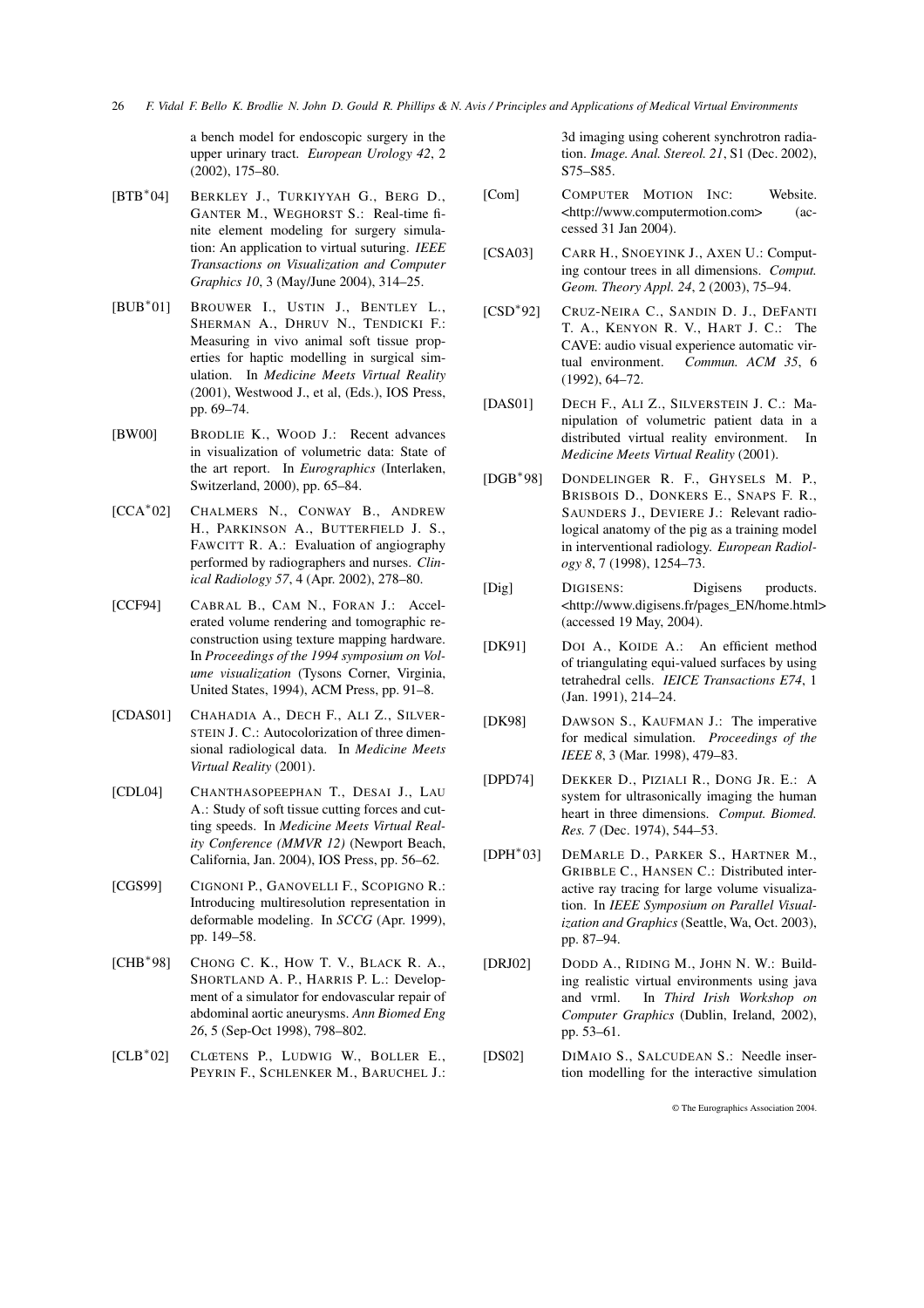a bench model for endoscopic surgery in the upper urinary tract. *European Urology 42*, 2 (2002), 175–80.

[BTB*04] BERKLEY J., TURKIYYAH G., BERG D., GANTER M., WEGHORST S.: Real-time finite element modeling for surgery simulation: An application to virtual suturing. *IEEE Transactions on Visualization and Computer Graphics 10*, 3 (May/June 2004), 314–25.

[BUB*01] BROUWER I., USTIN J., BENTLEY L., SHERMAN A., DHRUV N., TENDICKI F.: Measuring in vivo animal soft tissue properties for haptic modelling in surgical simulation. In *Medicine Meets Virtual Reality* (2001), Westwood J., et al, (Eds.), IOS Press, pp. 69–74.

[BW00] BRODLIE K., WOOD J.: Recent advances in visualization of volumetric data: State of the art report. In *Eurographics* (Interlaken, Switzerland, 2000), pp. 65–84.

[CCA*02] CHALMERS N., CONWAY B., ANDREW H., PARKINSON A., BUTTERFIELD J. S., FAWCITT R. A.: Evaluation of angiography performed by radiographers and nurses. *Clinical Radiology 57*, 4 (Apr. 2002), 278–80.

[CCF94] CABRAL B., CAM N., FORAN J.: Accelerated volume rendering and tomographic reconstruction using texture mapping hardware. In *Proceedings of the 1994 symposium on Volume visualization* (Tysons Corner, Virginia, United States, 1994), ACM Press, pp. 91–8.

[CDAS01] CHAHADIA A., DECH F., ALI Z., SILVERSTEIN J. C.: Autocolorization of three dimensional radiological data. In *Medicine Meets Virtual Reality* (2001).

[CDL04] CHANTHASOPEEPHAN T., DESAI J., LAU A.: Study of soft tissue cutting forces and cutting speeds. In *Medicine Meets Virtual Reality Conference (MMVR 12)* (Newport Beach, California, Jan. 2004), IOS Press, pp. 56–62.

[CGS99] CIGNONI P., GANOVELLI F., SCOPIGNO R.: Introducing multiresolution representation in deformable modeling. In *SCCG* (Apr. 1999), pp. 149–58.

[CHB*98] CHONG C. K., HOW T. V., BLACK R. A., SHORTLAND A. P., HARRIS P. L.: Development of a simulator for endovascular repair of abdominal aortic aneurysms. *Ann Biomed Eng 26*, 5 (Sep-Oct 1998), 798–802.

[CLB*02] CLŒTENS P., LUDWIG W., BOLLER E., PEYRIN F., SCHLENKER M., BARUCHEL J.: 3d imaging using coherent synchrotron radiation. *Image. Anal. Stereol. 21*, S1 (Dec. 2002), S75–S85.

[Com] COMPUTER MOTION INC: Website. <http://www.computermotion.com> (accessed 31 Jan 2004).

[CSA03] CARR H., SNOEYINK J., AXEN U.: Computing contour trees in all dimensions. *Comput. Geom. Theory Appl. 24*, 2 (2003), 75–94.

[CSD*92] CRUZ-NEIRA C., SANDIN D. J., DEFANTI T. A., KENYON R. V., HART J. C.: The CAVE: audio visual experience automatic virtual environment. *Commun. ACM 35*, 6 (1992), 64–72.

[DAS01] DECH F., ALI Z., SILVERSTEIN J. C.: Manipulation of volumetric patient data in a distributed virtual reality environment. In *Medicine Meets Virtual Reality* (2001).

[DGB*98] DONDELINGER R. F., GHYSELS M. P., BRISBOIS D., DONKERS E., SNAPS F. R., SAUNDERS J., DEVIERE J.: Relevant radiological anatomy of the pig as a training model in interventional radiology. *European Radiology 8*, 7 (1998), 1254–73.

[Dig] DIGISENS: Digisens products. <http://www.digisens.fr/pages_EN/home.html> (accessed 19 May, 2004).

[DK91] DOI A., KOIDE A.: An efficient method of triangulating equi-valued surfaces by using tetrahedral cells. *IEICE Transactions E74*, 1 (Jan. 1991), 214–24.

[DK98] DAWSON S., KAUFMAN J.: The imperative for medical simulation. *Proceedings of the IEEE 8*, 3 (Mar. 1998), 479–83.

[DPD74] DEKKER D., PIZIALI R., DONG JR. E.: A system for ultrasonically imaging the human heart in three dimensions. *Comput. Biomed. Res. 7* (Dec. 1974), 544–53.

[DPH*03] DEMARLE D., PARKER S., HARTNER M., GRIBBLE C., HANSEN C.: Distributed interactive ray tracing for large volume visualization. In *IEEE Symposium on Parallel Visualization and Graphics* (Seattle, Wa, Oct. 2003), pp. 87–94.

[DRJ02] DODD A., RIDING M., JOHN N. W.: Building realistic virtual environments using java and vrml. In *Third Irish Workshop on Computer Graphics* (Dublin, Ireland, 2002), pp. 53–61.

[DS02] DIMAIO S., SALCUDEAN S.: Needle insertion modelling for the interactive simulation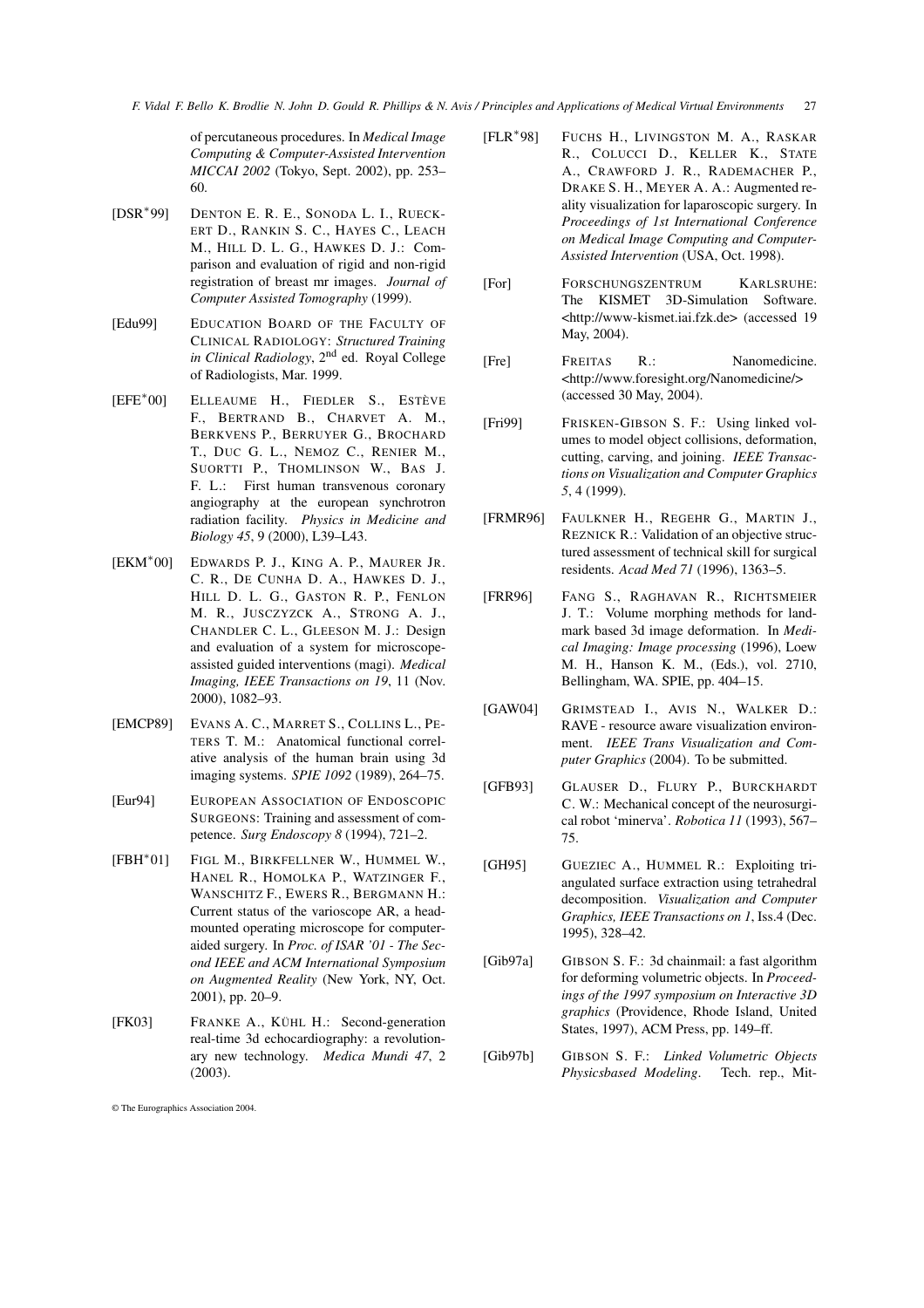of percutaneous procedures. In *Medical Image Computing & Computer-Assisted Intervention MICCAI 2002* (Tokyo, Sept. 2002), pp. 253–60.

[DSR*99] DENTON E. R. E., SONODA L. I., RUECKERT D., RANKIN S. C., HAYES C., LEACH M., HILL D. L. G., HAWKES D. J.: Comparison and evaluation of rigid and non-rigid registration of breast mr images. *Journal of Computer Assisted Tomography* (1999).

[Edu99] EDUCATION BOARD OF THE FACULTY OF CLINICAL RADIOLOGY: *Structured Training in Clinical Radiology*, 2nd ed. Royal College of Radiologists, Mar. 1999.

[EFE*00] ELLEAUME H., FIEDLER S., ESTÈVE F., BERTRAND B., CHARVET A. M., BERKVENS P., BERRUYER G., BROCHARD T., DUC G. L., NEMOZ C., RENIER M., SUORTTI P., THOMLINSON W., BAS J. F. L.: First human transvenous coronary angiography at the european synchrotron radiation facility. *Physics in Medicine and Biology 45*, 9 (2000), L39–L43.

[EKM*00] EDWARDS P. J., KING A. P., MAURER JR. C. R., DE CUNHA D. A., HAWKES D. J., HILL D. L. G., GASTON R. P., FENLON M. R., JUSCZYZCK A., STRONG A. J., CHANDLER C. L., GLEESON M. J.: Design and evaluation of a system for microscope-assisted guided interventions (magi). *Medical Imaging, IEEE Transactions on 19*, 11 (Nov. 2000), 1082–93.

[EMCP89] EVANS A. C., MARRET S., COLLINS L., PETERS T. M.: Anatomical functional correlative analysis of the human brain using 3d imaging systems. *SPIE 1092* (1989), 264–75.

[Eur94] EUROPEAN ASSOCIATION OF ENDOSCOPIC SURGEONS: Training and assessment of competence. *Surg Endoscopy 8* (1994), 721–2.

[FBH*01] FIGL M., BIRKFELLNER W., HUMMEL W., HANEL R., HOMOLKA P., WATZINGER F., WANSCHITZ F., EWERS R., BERGMANN H.: Current status of the varioscope AR, a head-mounted operating microscope for computer-aided surgery. In *Proc. of ISAR '01 - The Second IEEE and ACM International Symposium on Augmented Reality* (New York, NY, Oct. 2001), pp. 20–9.

[FK03] FRANKE A., KÜHL H.: Second-generation real-time 3d echocardiography: a revolutionary new technology. *Medica Mundi 47*, 2 (2003).

[FLR*98] FUCHS H., LIVINGSTON M. A., RASKAR R., COLUCCI D., KELLER K., STATE A., CRAWFORD J. R., RADEMACHER P., DRAKE S. H., MEYER A. A.: Augmented reality visualization for laparoscopic surgery. In *Proceedings of 1st International Conference on Medical Image Computing and Computer-Assisted Intervention* (USA, Oct. 1998).

[For] FORSCHUNGSZENTRUM KARLSRUHE: The KISMET 3D-Simulation Software. <http://www-kismet.iai.fzk.de> (accessed 19 May, 2004).

[Fre] FREITAS R.: Nanomedicine. <http://www.foresight.org/Nanomedicine/> (accessed 30 May, 2004).

[Fri99] FRISKEN-GIBSON S. F.: Using linked volumes to model object collisions, deformation, cutting, carving, and joining. *IEEE Transactions on Visualization and Computer Graphics 5*, 4 (1999).

[FRMR96] FAULKNER H., REGEHR G., MARTIN J., REZNICK R.: Validation of an objective structured assessment of technical skill for surgical residents. *Acad Med 71* (1996), 1363–5.

[FRR96] FANG S., RAGHAVAN R., RICHTSMEIER J. T.: Volume morphing methods for landmark based 3d image deformation. In *Medical Imaging: Image processing* (1996), Loew M. H., Hanson K. M., (Eds.), vol. 2710, Bellingham, WA. SPIE, pp. 404–15.

[GAW04] GRIMSTEAD I., AVIS N., WALKER D.: RAVE - resource aware visualization environment. *IEEE Trans Visualization and Computer Graphics* (2004). To be submitted.

[GFB93] GLAUSER D., FLURY P., BURCKHARDT C. W.: Mechanical concept of the neurosurgical robot 'minerva'. *Robotica 11* (1993), 567–75.

[GH95] GUEZIEC A., HUMMEL R.: Exploiting triangulated surface extraction using tetrahedral decomposition. *Visualization and Computer Graphics, IEEE Transactions on 1*, Iss.4 (Dec. 1995), 328–42.

[Gib97a] GIBSON S. F.: 3d chainmail: a fast algorithm for deforming volumetric objects. In *Proceedings of the 1997 symposium on Interactive 3D graphics* (Providence, Rhode Island, United States, 1997), ACM Press, pp. 149–ff.

[Gib97b] GIBSON S. F.: *Linked Volumetric Objects Physicsbased Modeling*. Tech. rep., Mit-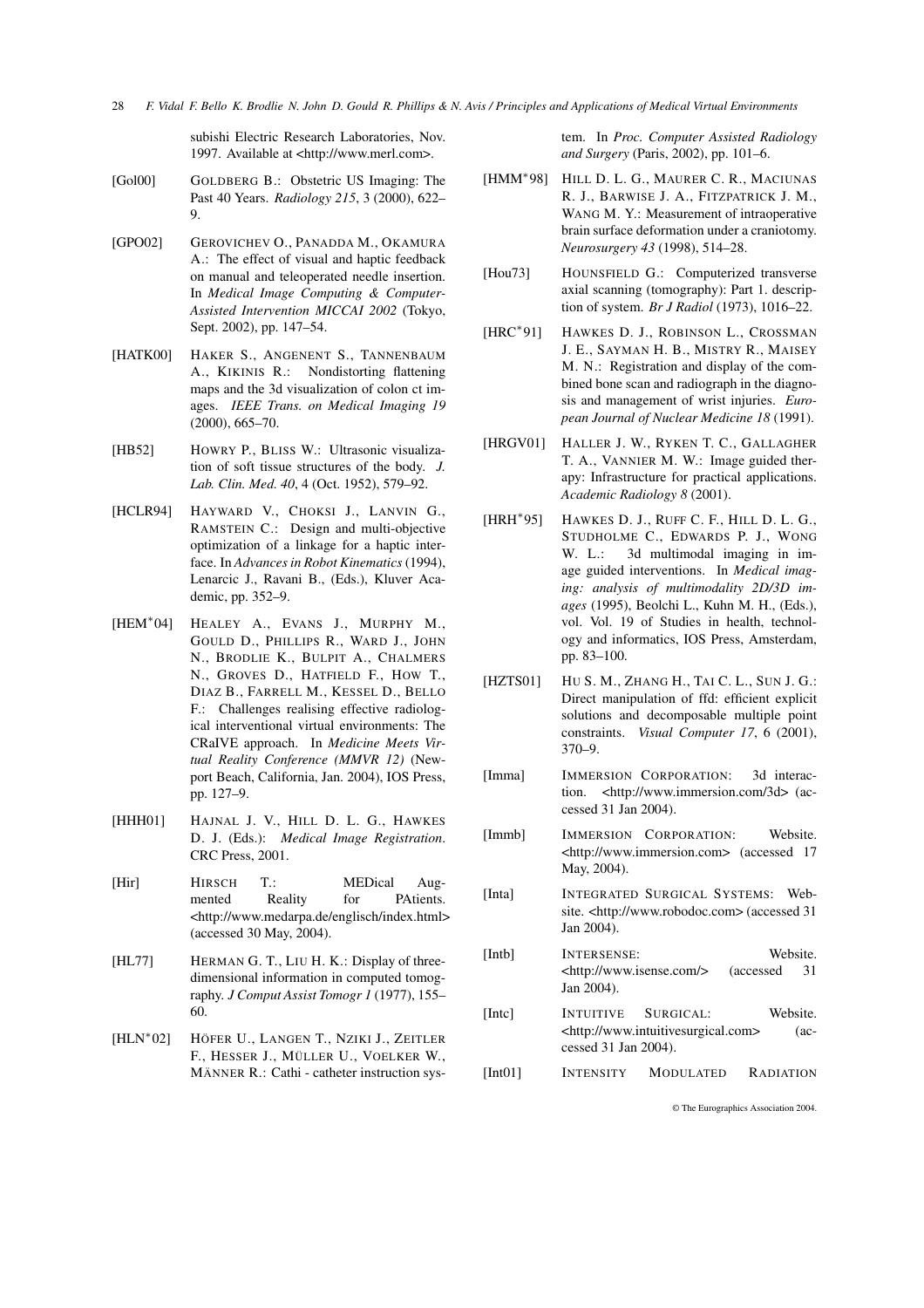subishi Electric Research Laboratories, Nov. 1997. Available at <http://www.merl.com>.

[Gol00] GOLDBERG B.: Obstetric US Imaging: The Past 40 Years. *Radiology 215*, 3 (2000), 622–9.

[GPO02] GEROVICHEV O., PANADDA M., OKAMURA A.: The effect of visual and haptic feedback on manual and teleoperated needle insertion. In *Medical Image Computing & Computer-Assisted Intervention MICCAI 2002* (Tokyo, Sept. 2002), pp. 147–54.

[HATK00] HAKER S., ANGENENT S., TANNENBAUM A., KIKINIS R.: Nondistorting flattening maps and the 3d visualization of colon ct images. *IEEE Trans. on Medical Imaging 19* (2000), 665–70.

[HB52] HOWRY P., BLISS W.: Ultrasonic visualization of soft tissue structures of the body. *J. Lab. Clin. Med. 40*, 4 (Oct. 1952), 579–92.

[HCLR94] HAYWARD V., CHOKSI J., LANVIN G., RAMSTEIN C.: Design and multi-objective optimization of a linkage for a haptic interface. In *Advances in Robot Kinematics* (1994), Lenarcic J., Ravani B., (Eds.), Kluver Academic, pp. 352–9.

[HEM*04] HEALEY A., EVANS J., MURPHY M., GOULD D., PHILLIPS R., WARD J., JOHN N., BRODLIE K., BULPIT A., CHALMERS N., GROVES D., HATFIELD F., HOW T., DIAZ B., FARRELL M., KESSEL D., BELLO F.: Challenges realising effective radiological interventional virtual environments: The CRaIVE approach. In *Medicine Meets Virtual Reality Conference (MMVR 12)* (Newport Beach, California, Jan. 2004), IOS Press, pp. 127–9.

[HHH01] HAJNAL J. V., HILL D. L. G., HAWKES D. J. (Eds.): *Medical Image Registration*. CRC Press, 2001.

[Hir] HIRSCH T.: MEDical Augmented Reality for PAtients. <http://www.medarpa.de/englisch/index.html> (accessed 30 May, 2004).

[HL77] HERMAN G. T., LIU H. K.: Display of three-dimensional information in computed tomography. *J Comput Assist Tomogr 1* (1977), 155–60.

[HLN*02] HÖFER U., LANGEN T., NZIKI J., ZEITLER F., HESSER J., MÜLLER U., VOELKER W., MÄNNER R.: Cathi - catheter instruction system. In *Proc. Computer Assisted Radiology and Surgery* (Paris, 2002), pp. 101–6.

[HMM*98] HILL D. L. G., MAURER C. R., MACIUNAS R. J., BARWISE J. A., FITZPATRICK J. M., WANG M. Y.: Measurement of intraoperative brain surface deformation under a craniotomy. *Neurosurgery 43* (1998), 514–28.

[Hou73] HOUNSFIELD G.: Computerized transverse axial scanning (tomography): Part 1. description of system. *Br J Radiol* (1973), 1016–22.

[HRC*91] HAWKES D. J., ROBINSON L., CROSSMAN J. E., SAYMAN H. B., MISTRY R., MAISEY M. N.: Registration and display of the combined bone scan and radiograph in the diagnosis and management of wrist injuries. *European Journal of Nuclear Medicine 18* (1991).

[HRGV01] HALLER J. W., RYKEN T. C., GALLAGHER T. A., VANNIER M. W.: Image guided therapy: Infrastructure for practical applications. *Academic Radiology 8* (2001).

[HRH*95] HAWKES D. J., RUFF C. F., HILL D. L. G., STUDHOLME C., EDWARDS P. J., WONG W. L.: 3d multimodal imaging in image guided interventions. In *Medical imaging: analysis of multimodality 2D/3D images* (1995), Beolchi L., Kuhn M. H., (Eds.), vol. Vol. 19 of Studies in health, technology and informatics, IOS Press, Amsterdam, pp. 83–100.

[HZTS01] HU S. M., ZHANG H., TAI C. L., SUN J. G.: Direct manipulation of ffd: efficient explicit solutions and decomposable multiple point constraints. *Visual Computer 17*, 6 (2001), 370–9.

[Imma] IMMERSION CORPORATION: 3d interaction. <http://www.immersion.com/3d> (accessed 31 Jan 2004).

[Immb] IMMERSION CORPORATION: Website. <http://www.immersion.com> (accessed 17 May, 2004).

[Inta] INTEGRATED SURGICAL SYSTEMS: Website. <http://www.robodoc.com> (accessed 31 Jan 2004).

[Intb] INTERSENSE: Website. <http://www.isense.com/> (accessed 31 Jan 2004).

[Intc] INTUITIVE SURGICAL: Website. <http://www.intuitivesurgical.com> (accessed 31 Jan 2004).

[Int01] INTENSITY MODULATED RADIATION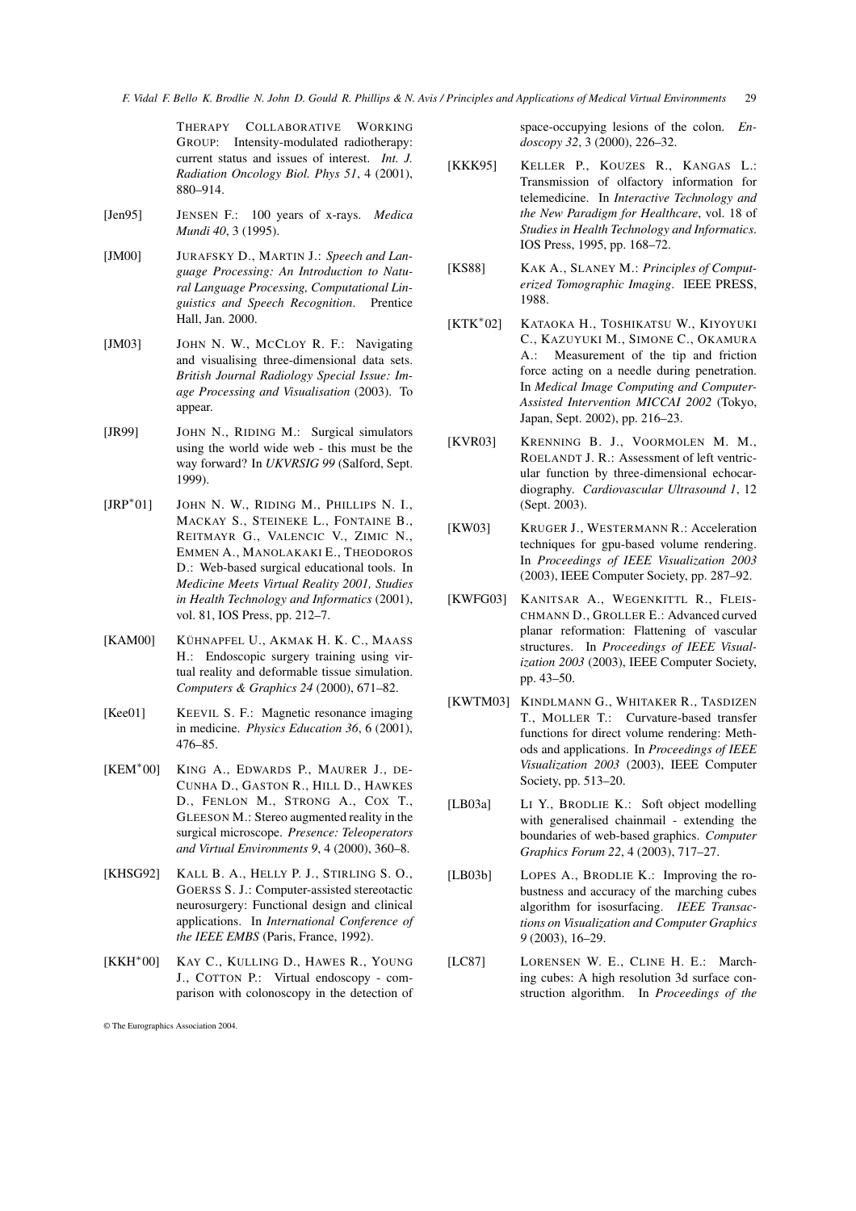THERAPY COLLABORATIVE WORKING GROUP: Intensity-modulated radiotherapy: current status and issues of interest. *Int. J. Radiation Oncology Biol. Phys 51*, 4 (2001), 880–914.

[Jen95] JENSEN F.: 100 years of x-rays. *Medica Mundi 40*, 3 (1995).

[JM00] JURAFSKY D., MARTIN J.: *Speech and Language Processing: An Introduction to Natural Language Processing, Computational Linguistics and Speech Recognition*. Prentice Hall, Jan. 2000.

[JM03] JOHN N. W., MCCLOY R. F.: Navigating and visualising three-dimensional data sets. *British Journal Radiology Special Issue: Image Processing and Visualisation* (2003). To appear.

[JR99] JOHN N., RIDING M.: Surgical simulators using the world wide web - this must be the way forward? In *UKVRSIG 99* (Salford, Sept. 1999).

[JRP*01] JOHN N. W., RIDING M., PHILLIPS N. I., MACKAY S., STEINEKE L., FONTAINE B., REITMAYR G., VALENCIC V., ZIMIC N., EMMEN A., MANOLAKAKI E., THEODOROS D.: Web-based surgical educational tools. In *Medicine Meets Virtual Reality 2001, Studies in Health Technology and Informatics* (2001), vol. 81, IOS Press, pp. 212–7.

[KAM00] KÜHNAPFEL U., AKMAK H. K. C., MAASS H.: Endoscopic surgery training using virtual reality and deformable tissue simulation. *Computers & Graphics 24* (2000), 671–82.

[Kee01] KEEVIL S. F.: Magnetic resonance imaging in medicine. *Physics Education 36*, 6 (2001), 476–85.

[KEM*00] KING A., EDWARDS P., MAURER J., DE-CUNHA D., GASTON R., HILL D., HAWKES D., FENLON M., STRONG A., COX T., GLEESON M.: Stereo augmented reality in the surgical microscope. *Presence: Teleoperators and Virtual Environments 9*, 4 (2000), 360–8.

[KHSG92] KALL B. A., HELLY P. J., STIRLING S. O., GOERSS S. J.: Computer-assisted stereotactic neurosurgery: Functional design and clinical applications. In *International Conference of the IEEE EMBS* (Paris, France, 1992).

[KKH*00] KAY C., KULLING D., HAWES R., YOUNG J., COTTON P.: Virtual endoscopy - comparison with colonoscopy in the detection of space-occupying lesions of the colon. *Endoscopy 32*, 3 (2000), 226–32.

[KKK95] KELLER P., KOUZES R., KANGAS L.: Transmission of olfactory information for telemedicine. In *Interactive Technology and the New Paradigm for Healthcare*, vol. 18 of *Studies in Health Technology and Informatics*. IOS Press, 1995, pp. 168–72.

[KS88] KAK A., SLANEY M.: *Principles of Computerized Tomographic Imaging*. IEEE PRESS, 1988.

[KTK*02] KATAOKA H., TOSHIKATSU W., KIYOYUKI C., KAZUYUKI M., SIMONE C., OKAMURA A.: Measurement of the tip and friction force acting on a needle during penetration. In *Medical Image Computing and Computer-Assisted Intervention MICCAI 2002* (Tokyo, Japan, Sept. 2002), pp. 216–23.

[KVR03] KRENNING B. J., VOORMOLEN M. M., ROELANDT J. R.: Assessment of left ventricular function by three-dimensional echocardiography. *Cardiovascular Ultrasound 1*, 12 (Sept. 2003).

[KW03] KRUGER J., WESTERMANN R.: Acceleration techniques for gpu-based volume rendering. In *Proceedings of IEEE Visualization 2003* (2003), IEEE Computer Society, pp. 287–92.

[KWFG03] KANITSAR A., WEGENKITTL R., FLEISCHMANN D., GROLLER E.: Advanced curved planar reformation: Flattening of vascular structures. In *Proceedings of IEEE Visualization 2003* (2003), IEEE Computer Society, pp. 43–50.

[KWTM03] KINDLMANN G., WHITAKER R., TASDIZEN T., MOLLER T.: Curvature-based transfer functions for direct volume rendering: Methods and applications. In *Proceedings of IEEE Visualization 2003* (2003), IEEE Computer Society, pp. 513–20.

[LB03a] LI Y., BRODLIE K.: Soft object modelling with generalised chainmail - extending the boundaries of web-based graphics. *Computer Graphics Forum 22*, 4 (2003), 717–27.

[LB03b] LOPES A., BRODLIE K.: Improving the robustness and accuracy of the marching cubes algorithm for isosurfacing. *IEEE Transactions on Visualization and Computer Graphics 9* (2003), 16–29.

[LC87] LORENSEN W. E., CLINE H. E.: Marching cubes: A high resolution 3d surface construction algorithm. In *Proceedings of the*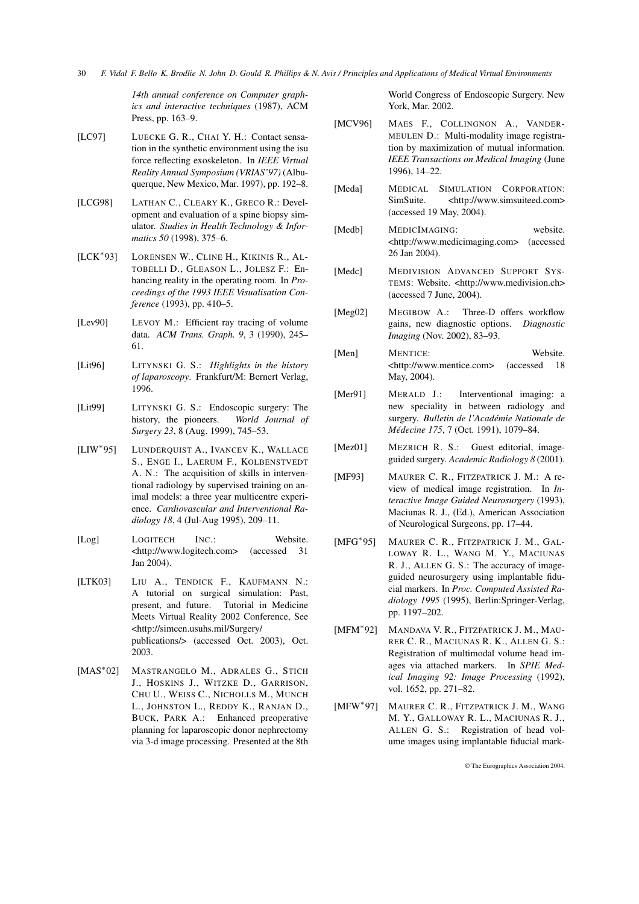*14th annual conference on Computer graphics and interactive techniques* (1987), ACM Press, pp. 163–9.

[LC97] LUECKE G. R., CHAI Y. H.: Contact sensation in the synthetic environment using the isu force reflecting exoskeleton. In *IEEE Virtual Reality Annual Symposium (VRIAS'97)* (Albuquerque, New Mexico, Mar. 1997), pp. 192–8.

[LCG98] LATHAN C., CLEARY K., GRECO R.: Development and evaluation of a spine biopsy simulator. *Studies in Health Technology & Informatics 50* (1998), 375–6.

[LCK*93] LORENSEN W., CLINE H., KIKINIS R., ALTOBELLI D., GLEASON L., JOLESZ F.: Enhancing reality in the operating room. In *Proceedings of the 1993 IEEE Visualisation Conference* (1993), pp. 410–5.

[Lev90] LEVOY M.: Efficient ray tracing of volume data. *ACM Trans. Graph. 9*, 3 (1990), 245–61.

[Lit96] LITYNSKI G. S.: *Highlights in the history of laparoscopy*. Frankfurt/M: Bernert Verlag, 1996.

[Lit99] LITYNSKI G. S.: Endoscopic surgery: The history, the pioneers. *World Journal of Surgery 23*, 8 (Aug. 1999), 745–53.

[LIW*95] LUNDERQUIST A., IVANCEV K., WALLACE S., ENGE I., LAERUM F., KOLBENSTVEDT A. N.: The acquisition of skills in interventional radiology by supervised training on animal models: a three year multicentre experience. *Cardiovascular and Interventional Radiology 18*, 4 (Jul-Aug 1995), 209–11.

[Log] LOGITECH INC.: Website. <http://www.logitech.com> (accessed 31 Jan 2004).

[LTK03] LIU A., TENDICK F., KAUFMANN N.: A tutorial on surgical simulation: Past, present, and future. Tutorial in Medicine Meets Virtual Reality 2002 Conference, See <http://simcen.usuhs.mil/Surgery/publications/> (accessed Oct. 2003), Oct. 2003.

[MAS*02] MASTRANGELO M., ADRALES G., STICH J., HOSKINS J., WITZKE D., GARRISON, CHU U., WEISS C., NICHOLLS M., MUNCH L., JOHNSTON L., REDDY K., RANJAN D., BUCK, PARK A.: Enhanced preoperative planning for laparoscopic donor nephrectomy via 3-d image processing. Presented at the 8th World Congress of Endoscopic Surgery. New York, Mar. 2002.

[MCV96] MAES F., COLLINGNON A., VANDERMEULEN D.: Multi-modality image registration by maximization of mutual information. *IEEE Transactions on Medical Imaging* (June 1996), 14–22.

[Meda] MEDICAL SIMULATION CORPORATION: SimSuite. <http://www.simsuiteed.com> (accessed 19 May, 2004).

[Medb] MEDICIMAGING: website. <http://www.medicimaging.com> (accessed 26 Jan 2004).

[Medc] MEDIVISION ADVANCED SUPPORT SYSTEMS: Website. <http://www.medivision.ch> (accessed 7 June, 2004).

[Meg02] MEGIBOW A.: Three-D offers workflow gains, new diagnostic options. *Diagnostic Imaging* (Nov. 2002), 83–93.

[Men] MENTICE: Website. <http://www.mentice.com> (accessed 18 May, 2004).

[Mer91] MERALD J.: Interventional imaging: a new speciality in between radiology and surgery. *Bulletin de l'Académie Nationale de Médecine 175*, 7 (Oct. 1991), 1079–84.

[Mez01] MEZRICH R. S.: Guest editorial, image-guided surgery. *Academic Radiology 8* (2001).

[MF93] MAURER C. R., FITZPATRICK J. M.: A review of medical image registration. In *Interactive Image Guided Neurosurgery* (1993), Maciunas R. J., (Ed.), American Association of Neurological Surgeons, pp. 17–44.

[MFG*95] MAURER C. R., FITZPATRICK J. M., GALLOWAY R. L., WANG M. Y., MACIUNAS R. J., ALLEN G. S.: The accuracy of image-guided neurosurgery using implantable fiducial markers. In *Proc. Computed Assisted Radiology 1995* (1995), Berlin:Springer-Verlag, pp. 1197–202.

[MFM*92] MANDAVA V. R., FITZPATRICK J. M., MAURER C. R., MACIUNAS R. K., ALLEN G. S.: Registration of multimodal volume head images via attached markers. In *SPIE Medical Imaging 92: Image Processing* (1992), vol. 1652, pp. 271–82.

[MFW*97] MAURER C. R., FITZPATRICK J. M., WANG M. Y., GALLOWAY R. L., MACIUNAS R. J., ALLEN G. S.: Registration of head volume images using implantable fiducial mark-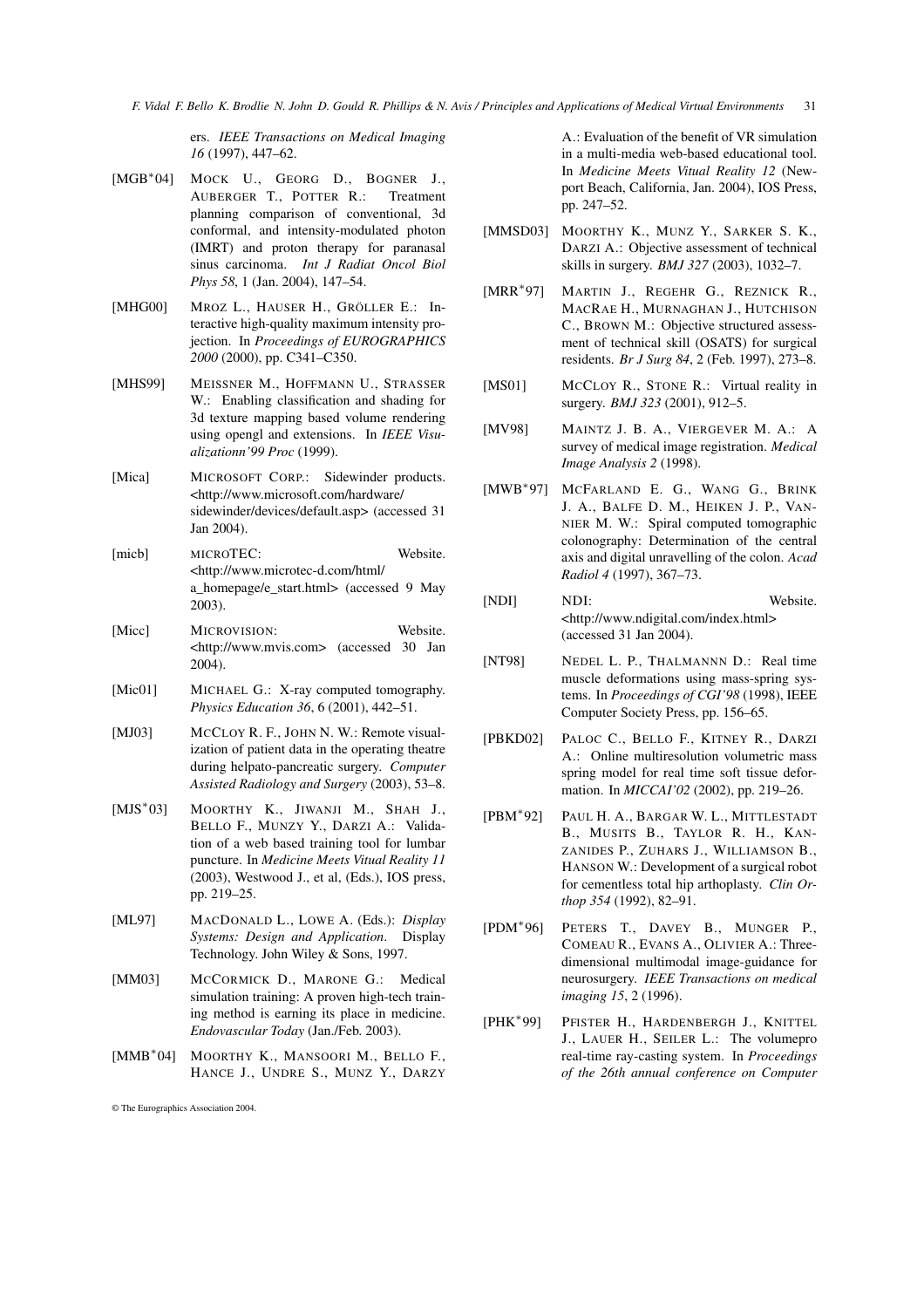ers. *IEEE Transactions on Medical Imaging 16* (1997), 447–62.

[MGB*04] MOCK U., GEORG D., BOGNER J., AUBERGER T., POTTER R.: Treatment planning comparison of conventional, 3d conformal, and intensity-modulated photon (IMRT) and proton therapy for paranasal sinus carcinoma. *Int J Radiat Oncol Biol Phys 58*, 1 (Jan. 2004), 147–54.

[MHG00] MROZ L., HAUSER H., GRÖLLER E.: Interactive high-quality maximum intensity projection. In *Proceedings of EUROGRAPHICS 2000* (2000), pp. C341–C350.

[MHS99] MEISSNER M., HOFFMANN U., STRASSER W.: Enabling classification and shading for 3d texture mapping based volume rendering using opengl and extensions. In *IEEE Visualizationn'99 Proc* (1999).

[Mica] MICROSOFT CORP.: Sidewinder products. <http://www.microsoft.com/hardware/sidewinder/devices/default.asp> (accessed 31 Jan 2004).

[micb] MICROTEC: Website. <http://www.microtec-d.com/html/a_homepage/e_start.html> (accessed 9 May 2003).

[Micc] MICROVISION: Website. <http://www.mvis.com> (accessed 30 Jan 2004).

[Mic01] MICHAEL G.: X-ray computed tomography. *Physics Education 36*, 6 (2001), 442–51.

[MJ03] MCCLOY R. F., JOHN N. W.: Remote visualization of patient data in the operating theatre during helpato-pancreatic surgery. *Computer Assisted Radiology and Surgery* (2003), 53–8.

[MJS*03] MOORTHY K., JIWANJI M., SHAH J., BELLO F., MUNZY Y., DARZI A.: Validation of a web based training tool for lumbar puncture. In *Medicine Meets Vitual Reality 11* (2003), Westwood J., et al, (Eds.), IOS press, pp. 219–25.

[ML97] MACDONALD L., LOWE A. (Eds.): *Display Systems: Design and Application*. Display Technology. John Wiley & Sons, 1997.

[MM03] MCCORMICK D., MARONE G.: Medical simulation training: A proven high-tech training method is earning its place in medicine. *Endovascular Today* (Jan./Feb. 2003).

[MMB*04] MOORTHY K., MANSOORI M., BELLO F., HANCE J., UNDRE S., MUNZ Y., DARZY A.: Evaluation of the benefit of VR simulation in a multi-media web-based educational tool. In *Medicine Meets Vitual Reality 12* (Newport Beach, California, Jan. 2004), IOS Press, pp. 247–52.

[MMSD03] MOORTHY K., MUNZ Y., SARKER S. K., DARZI A.: Objective assessment of technical skills in surgery. *BMJ 327* (2003), 1032–7.

[MRR*97] MARTIN J., REGEHR G., REZNICK R., MACRAE H., MURNAGHAN J., HUTCHISON C., BROWN M.: Objective structured assessment of technical skill (OSATS) for surgical residents. *Br J Surg 84*, 2 (Feb. 1997), 273–8.

[MS01] MCCLOY R., STONE R.: Virtual reality in surgery. *BMJ 323* (2001), 912–5.

[MV98] MAINTZ J. B. A., VIERGEVER M. A.: A survey of medical image registration. *Medical Image Analysis 2* (1998).

[MWB*97] MCFARLAND E. G., WANG G., BRINK J. A., BALFE D. M., HEIKEN J. P., VANNIER M. W.: Spiral computed tomographic colonography: Determination of the central axis and digital unravelling of the colon. *Acad Radiol 4* (1997), 367–73.

[NDI] NDI: Website. <http://www.ndigital.com/index.html> (accessed 31 Jan 2004).

[NT98] NEDEL L. P., THALMANN D.: Real time muscle deformations using mass-spring systems. In *Proceedings of CGI'98* (1998), IEEE Computer Society Press, pp. 156–65.

[PBKD02] PALOC C., BELLO F., KITNEY R., DARZI A.: Online multiresolution volumetric mass spring model for real time soft tissue deformation. In *MICCAI'02* (2002), pp. 219–26.

[PBM*92] PAUL H. A., BARGAR W. L., MITTLESTADT B., MUSITS B., TAYLOR R. H., KANZANIDES P., ZUHARS J., WILLIAMSON B., HANSON W.: Development of a surgical robot for cementless total hip arthoplasty. *Clin Orthop 354* (1992), 82–91.

[PDM*96] PETERS T., DAVEY B., MUNGER P., COMEAU R., EVANS A., OLIVIER A.: Three-dimensional multimodal image-guidance for neurosurgery. *IEEE Transactions on medical imaging 15*, 2 (1996).

[PHK*99] PFISTER H., HARDENBERGH J., KNITTEL J., LAUER H., SEILER L.: The volumepro real-time ray-casting system. In *Proceedings of the 26th annual conference on Computer*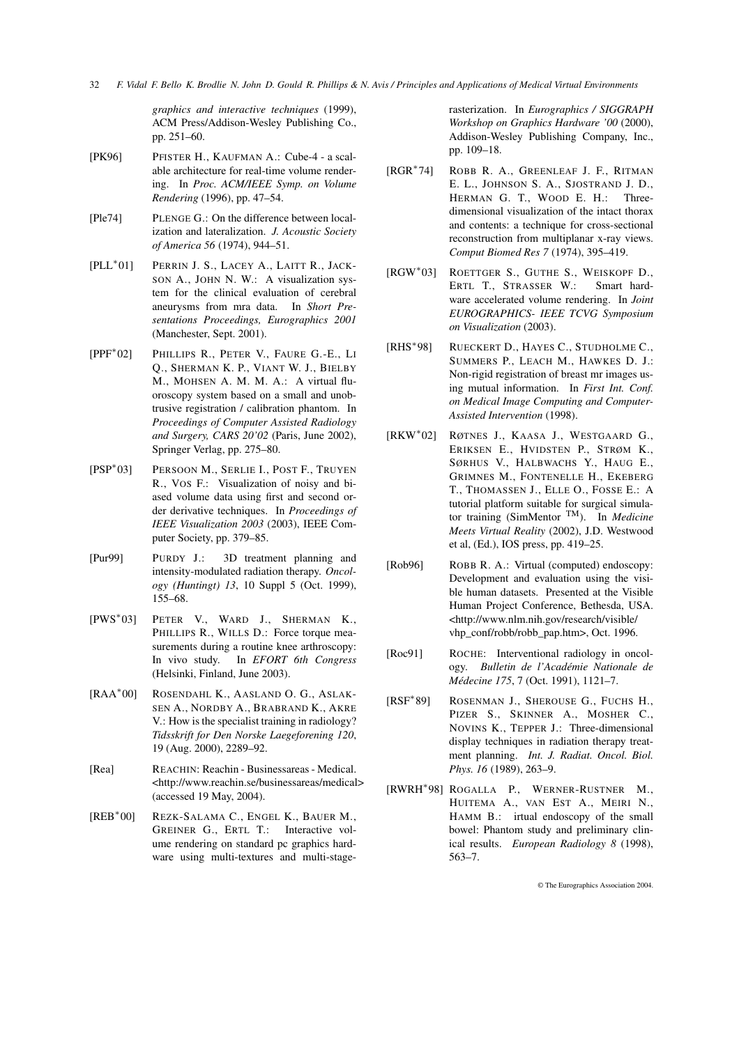*graphics and interactive techniques* (1999), ACM Press/Addison-Wesley Publishing Co., pp. 251–60.

[PK96] PFISTER H., KAUFMAN A.: Cube-4 - a scalable architecture for real-time volume rendering. In *Proc. ACM/IEEE Symp. on Volume Rendering* (1996), pp. 47–54.

[Ple74] PLENGE G.: On the difference between localization and lateralization. *J. Acoustic Society of America 56* (1974), 944–51.

[PLL*01] PERRIN J. S., LACEY A., LAITT R., JACKSON A., JOHN N. W.: A visualization system for the clinical evaluation of cerebral aneurysms from mra data. In *Short Presentations Proceedings, Eurographics 2001* (Manchester, Sept. 2001).

[PPF*02] PHILLIPS R., PETER V., FAURE G.-E., LI Q., SHERMAN K. P., VIANT W. J., BIELBY M., MOHSEN A. M. M. A.: A virtual fluoroscopy system based on a small and unobtrusive registration / calibration phantom. In *Proceedings of Computer Assisted Radiology and Surgery, CARS 20'02* (Paris, June 2002), Springer Verlag, pp. 275–80.

[PSP*03] PERSOON M., SERLIE I., POST F., TRUYEN R., VOS F.: Visualization of noisy and biased volume data using first and second order derivative techniques. In *Proceedings of IEEE Visualization 2003* (2003), IEEE Computer Society, pp. 379–85.

[Pur99] PURDY J.: 3D treatment planning and intensity-modulated radiation therapy. *Oncology (Huntingt) 13*, 10 Suppl 5 (Oct. 1999), 155–68.

[PWS*03] PETER V., WARD J., SHERMAN K., PHILLIPS R., WILLS D.: Force torque measurements during a routine knee arthroscopy: In vivo study. In *EFORT 6th Congress* (Helsinki, Finland, June 2003).

[RAA*00] ROSENDAHL K., AASLAND O. G., ASLAKSEN A., NORDBY A., BRABRAND K., AKRE V.: How is the specialist training in radiology? *Tidsskrift for Den Norske Laegeforening 120*, 19 (Aug. 2000), 2289–92.

[Rea] REACHIN: Reachin - Businessareas - Medical. <http://www.reachin.se/businessareas/medical> (accessed 19 May, 2004).

[REB*00] REZK-SALAMA C., ENGEL K., BAUER M., GREINER G., ERTL T.: Interactive volume rendering on standard pc graphics hardware using multi-textures and multi-stage-rasterization. In *Eurographics / SIGGRAPH Workshop on Graphics Hardware '00* (2000), Addison-Wesley Publishing Company, Inc., pp. 109–18.

[RGR*74] ROBB R. A., GREENLEAF J. F., RITMAN E. L., JOHNSON S. A., SJOSTRAND J. D., HERMAN G. T., WOOD E. H.: Three-dimensional visualization of the intact thorax and contents: a technique for cross-sectional reconstruction from multiplanar x-ray views. *Comput Biomed Res 7* (1974), 395–419.

[RGW*03] ROETTGER S., GUTHE S., WEISKOPF D., ERTL T., STRASSER W.: Smart hardware accelerated volume rendering. In *Joint EUROGRAPHICS- IEEE TCVG Symposium on Visualization* (2003).

[RHS*98] RUECKERT D., HAYES C., STUDHOLME C., SUMMERS P., LEACH M., HAWKES D. J.: Non-rigid registration of breast mr images using mutual information. In *First Int. Conf. on Medical Image Computing and Computer-Assisted Intervention* (1998).

[RKW*02] RØTNES J., KAASA J., WESTGAARD G., ERIKSEN E., HVIDSTEN P., STRØM K., SØRHUS V., HALBWACHS Y., HAUG E., GRIMNES M., FONTENELLE H., EKEBERG T., THOMASSEN J., ELLE O., FOSSE E.: A tutorial platform suitable for surgical simulator training (SimMentor TM). In *Medicine Meets Virtual Reality* (2002), J.D. Westwood et al, (Ed.), IOS press, pp. 419–25.

[Rob96] ROBB R. A.: Virtual (computed) endoscopy: Development and evaluation using the visible human datasets. Presented at the Visible Human Project Conference, Bethesda, USA. <http://www.nlm.nih.gov/research/visible/vhp_conf/robb/robb_pap.htm>, Oct. 1996.

[Roc91] ROCHE: Interventional radiology in oncology. *Bulletin de l'Académie Nationale de Médecine 175*, 7 (Oct. 1991), 1121–7.

[RSF*89] ROSENMAN J., SHEROUSE G., FUCHS H., PIZER S., SKINNER A., MOSHER C., NOVINS K., TEPPER J.: Three-dimensional display techniques in radiation therapy treatment planning. *Int. J. Radiat. Oncol. Biol. Phys. 16* (1989), 263–9.

[RWRH*98] ROGALLA P., WERNER-RUSTNER M., HUITEMA A., VAN EST A., MEIRI N., HAMM B.: irtual endoscopy of the small bowel: Phantom study and preliminary clinical results. *European Radiology 8* (1998), 563–7.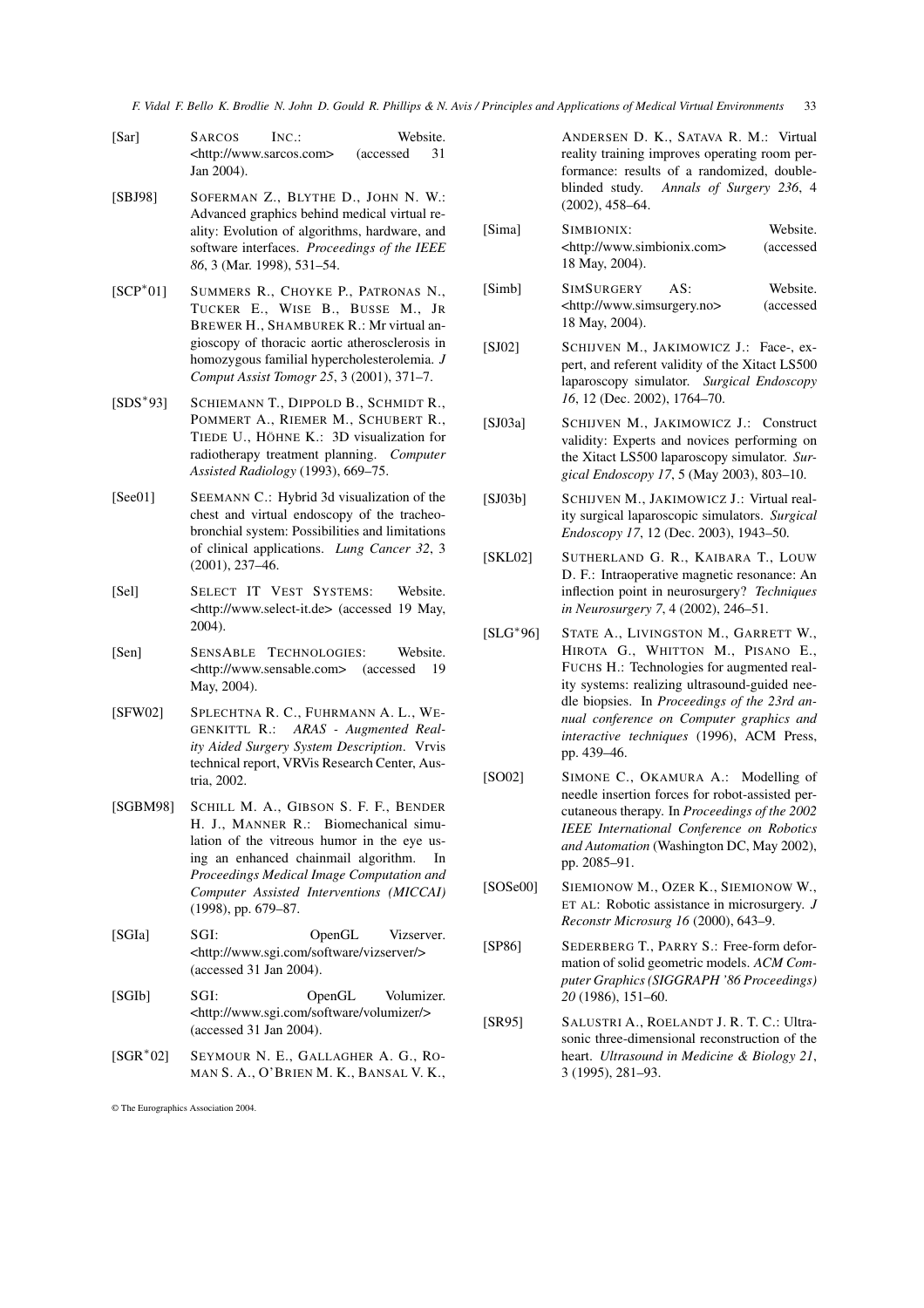[Sar] SARCOS INC.: Website. <http://www.sarcos.com> (accessed 31 Jan 2004).

[SBJ98] SOFERMAN Z., BLYTHE D., JOHN N. W.: Advanced graphics behind medical virtual reality: Evolution of algorithms, hardware, and software interfaces. *Proceedings of the IEEE 86*, 3 (Mar. 1998), 531–54.

[SCP*01] SUMMERS R., CHOYKE P., PATRONAS N., TUCKER E., WISE B., BUSSE M., JR BREWER H., SHAMBUREK R.: Mr virtual angioscopy of thoracic aortic atherosclerosis in homozygous familial hypercholesterolemia. *J Comput Assist Tomogr 25*, 3 (2001), 371–7.

[SDS*93] SCHIEMANN T., DIPPOLD B., SCHMIDT R., POMMERT A., RIEMER M., SCHUBERT R., TIEDE U., HÖHNE K.: 3D visualization for radiotherapy treatment planning. *Computer Assisted Radiology* (1993), 669–75.

[See01] SEEMANN C.: Hybrid 3d visualization of the chest and virtual endoscopy of the tracheobronchial system: Possibilities and limitations of clinical applications. *Lung Cancer 32*, 3 (2001), 237–46.

[Sel] SELECT IT VEST SYSTEMS: Website. <http://www.select-it.de> (accessed 19 May, 2004).

[Sen] SENSABLE TECHNOLOGIES: Website. <http://www.sensable.com> (accessed 19 May, 2004).

[SFW02] SPLECHTNA R. C., FUHRMANN A. L., WEGENKITTL R.: *ARAS - Augmented Reality Aided Surgery System Description*. Vrvis technical report, VRVis Research Center, Austria, 2002.

[SGBM98] SCHILL M. A., GIBSON S. F. F., BENDER H. J., MANNER R.: Biomechanical simulation of the vitreous humor in the eye using an enhanced chainmail algorithm. In *Proceedings Medical Image Computation and Computer Assisted Interventions (MICCAI)* (1998), pp. 679–87.

[SGIa] SGI: OpenGL Vizserver. <http://www.sgi.com/software/vizserver/> (accessed 31 Jan 2004).

[SGIb] SGI: OpenGL Volumizer. <http://www.sgi.com/software/volumizer/> (accessed 31 Jan 2004).

[SGR*02] SEYMOUR N. E., GALLAGHER A. G., ROMAN S. A., O'BRIEN M. K., BANSAL V. K., ANDERSEN D. K., SATAVA R. M.: Virtual reality training improves operating room performance: results of a randomized, double-blinded study. *Annals of Surgery 236*, 4 (2002), 458–64.

[Sima] SIMBIONIX: Website. <http://www.simbionix.com> (accessed 18 May, 2004).

[Simb] SIMSURGERY AS: Website. <http://www.simsurgery.no> (accessed 18 May, 2004).

[SJ02] SCHIJVEN M., JAKIMOWICZ J.: Face-, expert, and referent validity of the Xitact LS500 laparoscopy simulator. *Surgical Endoscopy 16*, 12 (Dec. 2002), 1764–70.

[SJ03a] SCHIJVEN M., JAKIMOWICZ J.: Construct validity: Experts and novices performing on the Xitact LS500 laparoscopy simulator. *Surgical Endoscopy 17*, 5 (May 2003), 803–10.

[SJ03b] SCHIJVEN M., JAKIMOWICZ J.: Virtual reality surgical laparoscopic simulators. *Surgical Endoscopy 17*, 12 (Dec. 2003), 1943–50.

[SKL02] SUTHERLAND G. R., KAIBARA T., LOUW D. F.: Intraoperative magnetic resonance: An inflection point in neurosurgery? *Techniques in Neurosurgery 7*, 4 (2002), 246–51.

[SLG*96] STATE A., LIVINGSTON M., GARRETT W., HIROTA G., WHITTON M., PISANO E., FUCHS H.: Technologies for augmented reality systems: realizing ultrasound-guided needle biopsies. In *Proceedings of the 23rd annual conference on Computer graphics and interactive techniques* (1996), ACM Press, pp. 439–46.

[SO02] SIMONE C., OKAMURA A.: Modelling of needle insertion forces for robot-assisted percutaneous therapy. In *Proceedings of the 2002 IEEE International Conference on Robotics and Automation* (Washington DC, May 2002), pp. 2085–91.

[SOSe00] SIEMIONOW M., OZER K., SIEMIONOW W., ET AL: Robotic assistance in microsurgery. *J Reconstr Microsurg 16* (2000), 643–9.

[SP86] SEDERBERG T., PARRY S.: Free-form deformation of solid geometric models. *ACM Computer Graphics (SIGGRAPH '86 Proceedings) 20* (1986), 151–60.

[SR95] SALUSTRI A., ROELANDT J. R. T. C.: Ultrasonic three-dimensional reconstruction of the heart. *Ultrasound in Medicine & Biology 21*, 3 (1995), 281–93.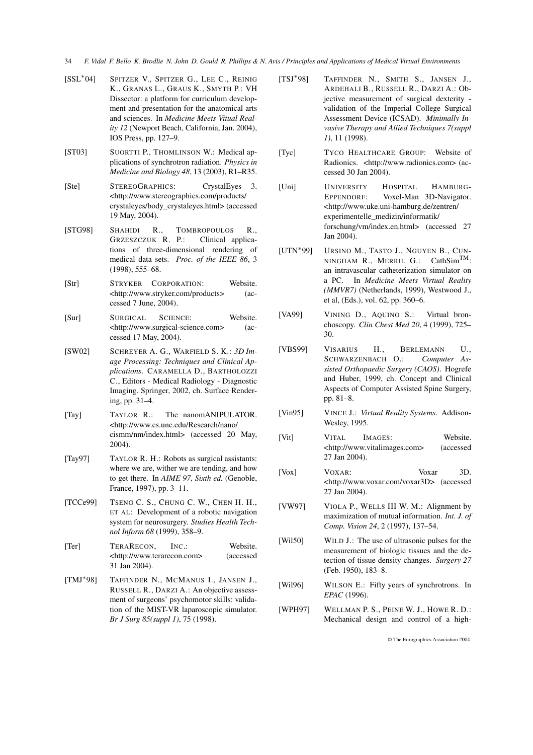[SSL*04] SPITZER V., SPITZER G., LEE C., REINIG K., GRANAS L., GRAUS K., SMYTH P.: VH Dissector: a platform for curriculum development and presentation for the anatomical arts and sciences. In *Medicine Meets Vitual Reality 12* (Newport Beach, California, Jan. 2004), IOS Press, pp. 127–9.

[ST03] SUORTTI P., THOMLINSON W.: Medical applications of synchrotron radiation. *Physics in Medicine and Biology 48*, 13 (2003), R1–R35.

[Ste] STEREOGRAPHICS: CrystalEyes 3. <http://www.stereographics.com/products/crystaleyes/body_crystaleyes.html> (accessed 19 May, 2004).

[STG98] SHAHIDI R., TOMBROPOULOS R., GRZESZCZUK R. P.: Clinical applications of three-dimensional rendering of medical data sets. *Proc. of the IEEE 86*, 3 (1998), 555–68.

[Str] STRYKER CORPORATION: Website. <http://www.stryker.com/products> (accessed 7 June, 2004).

[Sur] SURGICAL SCIENCE: Website. <http://www.surgical-science.com> (accessed 17 May, 2004).

[SW02] SCHREYER A. G., WARFIELD S. K.: *3D Image Processing: Techniques and Clinical Applications*. CARAMELLA D., BARTHOLOZZI C., Editors - Medical Radiology - Diagnostic Imaging. Springer, 2002, ch. Surface Rendering, pp. 31–4.

[Tay] TAYLOR R.: The nanomANIPULATOR. <http://www.cs.unc.edu/Research/nano/cismm/nm/index.html> (accessed 20 May, 2004).

[Tay97] TAYLOR R. H.: Robots as surgical assistants: where we are, wither we are tending, and how to get there. In *AIME 97, Sixth ed.* (Genoble, France, 1997), pp. 3–11.

[TCCe99] TSENG C. S., CHUNG C. W., CHEN H. H., ET AL: Development of a robotic navigation system for neurosurgery. *Studies Health Technol Inform 68* (1999), 358–9.

[Ter] TERARECON, INC.: Website. <http://www.terarecon.com> (accessed 31 Jan 2004).

[TMJ*98] TAFFINDER N., MCMANUS I., JANSEN J., RUSSELL R., DARZI A.: An objective assessment of surgeons' psychomotor skills: validation of the MIST-VR laparoscopic simulator. *Br J Surg 85(suppl 1)*, 75 (1998).

[TSJ*98] TAFFINDER N., SMITH S., JANSEN J., ARDEHALI B., RUSSELL R., DARZI A.: Objective measurement of surgical dexterity - validation of the Imperial College Surgical Assessment Device (ICSAD). *Minimally Invasive Therapy and Allied Techniques 7(suppl 1)*, 11 (1998).

[Tyc] TYCO HEALTHCARE GROUP: Website of Radionics. <http://www.radionics.com> (accessed 30 Jan 2004).

[Uni] UNIVERSITY HOSPITAL HAMBURG-EPPENDORF: Voxel-Man 3D-Navigator. <http://www.uke.uni-hamburg.de/zentren/experimentelle_medizin/informatik/forschung/vm/index.en.html> (accessed 27 Jan 2004).

[UTN*99] URSINO M., TASTO J., NGUYEN B., CUNNINGHAM R., MERRIL G.: CathSim™: an intravascular catheterization simulator on a PC. In *Medicine Meets Virtual Reality (MMVR7)* (Netherlands, 1999), Westwood J., et al, (Eds.), vol. 62, pp. 360–6.

[VA99] VINING D., AQUINO S.: Virtual bronchoscopy. *Clin Chest Med 20*, 4 (1999), 725–30.

[VBS99] VISARIUS H., BERLEMANN U., SCHWARZENBACH O.: *Computer Assisted Orthopaedic Surgery (CAOS)*. Hogrefe and Huber, 1999, ch. Concept and Clinical Aspects of Computer Assisted Spine Surgery, pp. 81–8.

[Vin95] VINCE J.: *Virtual Reality Systems*. Addison-Wesley, 1995.

[Vit] VITAL IMAGES: Website. <http://www.vitalimages.com> (accessed 27 Jan 2004).

[Vox] VOXAR: Voxar 3D. <http://www.voxar.com/voxar3D> (accessed 27 Jan 2004).

[VW97] VIOLA P., WELLS III W. M.: Alignment by maximization of mutual information. *Int. J. of Comp. Vision 24*, 2 (1997), 137–54.

[Wil50] WILD J.: The use of ultrasonic pulses for the measurement of biologic tissues and the detection of tissue density changes. *Surgery 27* (Feb. 1950), 183–8.

[Wil96] WILSON E.: Fifty years of synchrotrons. In *EPAC* (1996).

[WPH97] WELLMAN P. S., PEINE W. J., HOWE R. D.: Mechanical design and control of a high-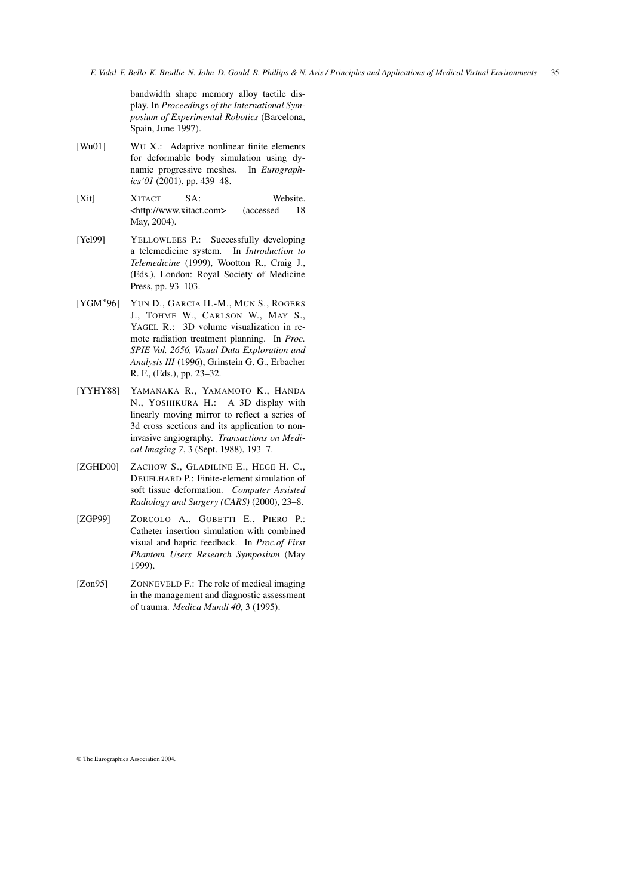bandwidth shape memory alloy tactile display. In *Proceedings of the International Symposium of Experimental Robotics* (Barcelona, Spain, June 1997).

[Wu01] WU X.: Adaptive nonlinear finite elements for deformable body simulation using dynamic progressive meshes. In *Eurographics'01* (2001), pp. 439–48.

[Xit] XITACT SA: Website. <http://www.xitact.com> (accessed 18 May, 2004).

[Yel99] YELLOWLEES P.: Successfully developing a telemedicine system. In *Introduction to Telemedicine* (1999), Wootton R., Craig J., (Eds.), London: Royal Society of Medicine Press, pp. 93–103.

[YGM*96] YUN D., GARCIA H.-M., MUN S., ROGERS J., TOHME W., CARLSON W., MAY S., YAGEL R.: 3D volume visualization in remote radiation treatment planning. In *Proc. SPIE Vol. 2656, Visual Data Exploration and Analysis III* (1996), Grinstein G. G., Erbacher R. F., (Eds.), pp. 23–32.

[YYHY88] YAMANAKA R., YAMAMOTO K., HANDA N., YOSHIKURA H.: A 3D display with linearly moving mirror to reflect a series of 3d cross sections and its application to noninvasive angiography. *Transactions on Medical Imaging 7*, 3 (Sept. 1988), 193–7.

[ZGHD00] ZACHOW S., GLADILINE E., HEGE H. C., DEUFLHARD P.: Finite-element simulation of soft tissue deformation. *Computer Assisted Radiology and Surgery (CARS)* (2000), 23–8.

[ZGP99] ZORCOLO A., GOBETTI E., PIERO P.: Catheter insertion simulation with combined visual and haptic feedback. In *Proc.of First Phantom Users Research Symposium* (May 1999).

[Zon95] ZONNEVELD F.: The role of medical imaging in the management and diagnostic assessment of trauma. *Medica Mundi 40*, 3 (1995).